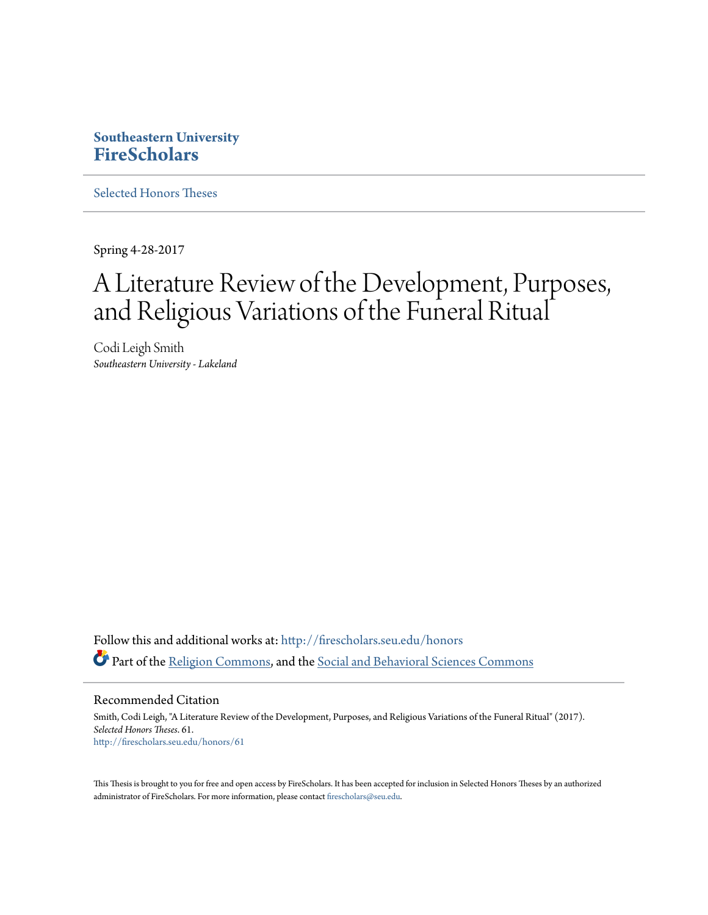**Southeastern University**
**FireScholars**

Selected Honors Theses

Spring 4-28-2017

# A Literature Review of the Development, Purposes, and Religious Variations of the Funeral Ritual

Codi Leigh Smith
*Southeastern University - Lakeland*

Follow this and additional works at: http://firescholars.seu.edu/honors

Part of the Religion Commons, and the Social and Behavioral Sciences Commons

## Recommended Citation

Smith, Codi Leigh, "A Literature Review of the Development, Purposes, and Religious Variations of the Funeral Ritual" (2017). *Selected Honors Theses*. 61.
http://firescholars.seu.edu/honors/61

This Thesis is brought to you for free and open access by FireScholars. It has been accepted for inclusion in Selected Honors Theses by an authorized administrator of FireScholars. For more information, please contact firescholars@seu.edu.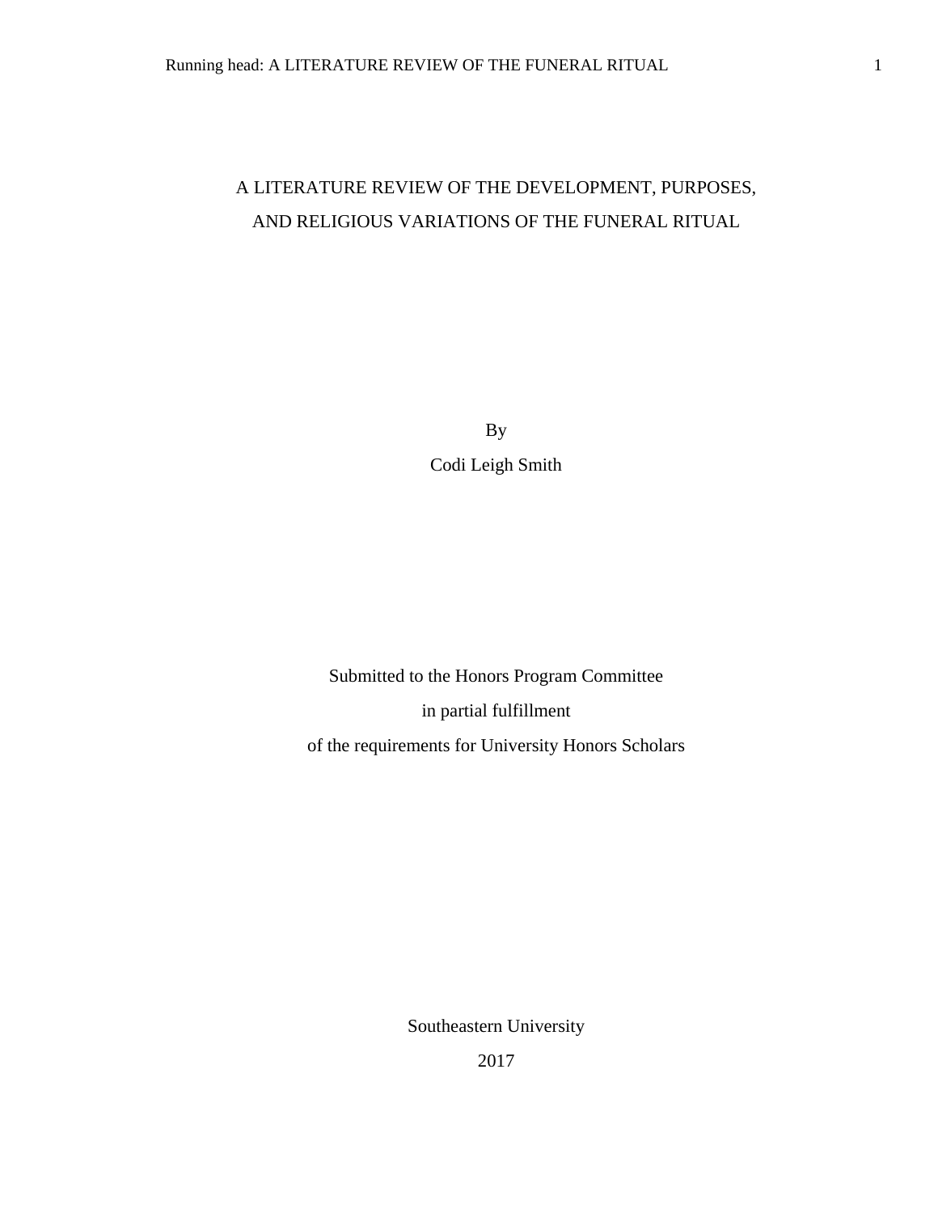# A LITERATURE REVIEW OF THE DEVELOPMENT, PURPOSES, AND RELIGIOUS VARIATIONS OF THE FUNERAL RITUAL

By

Codi Leigh Smith

Submitted to the Honors Program Committee

in partial fulfillment

of the requirements for University Honors Scholars

Southeastern University

2017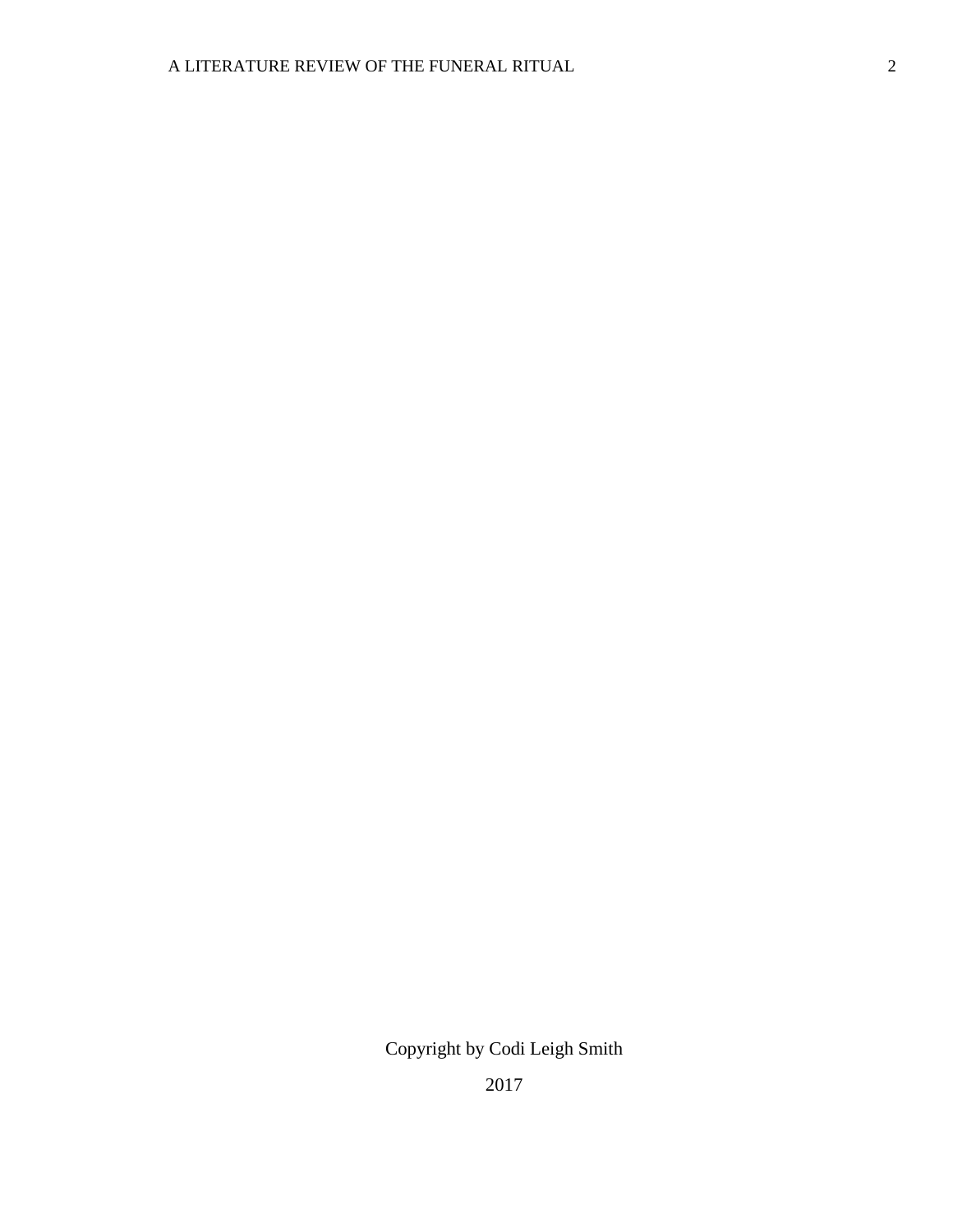Copyright by Codi Leigh Smith

2017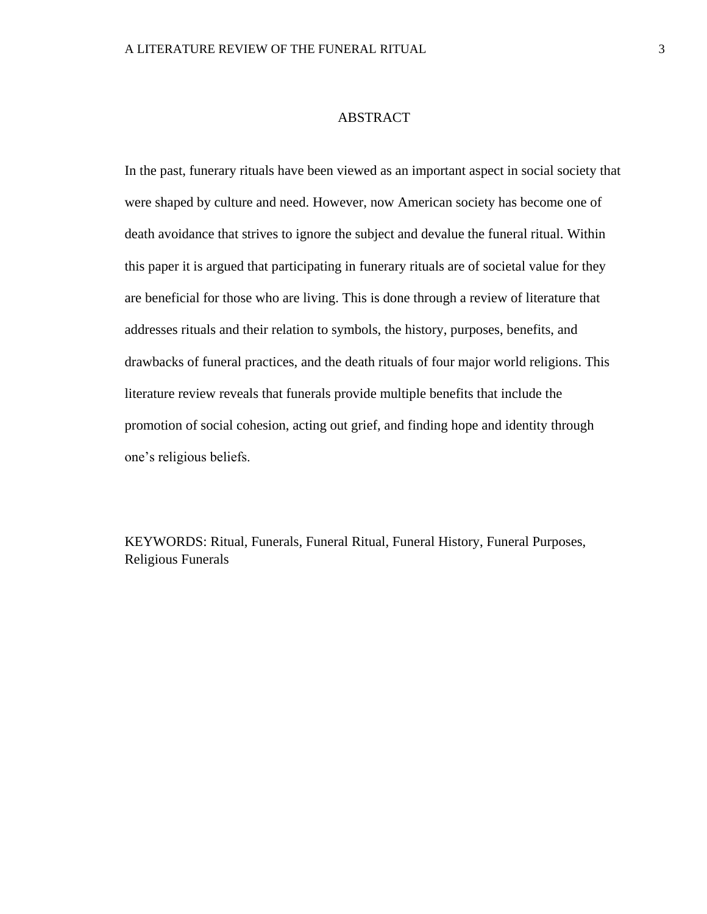# ABSTRACT

In the past, funerary rituals have been viewed as an important aspect in social society that were shaped by culture and need. However, now American society has become one of death avoidance that strives to ignore the subject and devalue the funeral ritual. Within this paper it is argued that participating in funerary rituals are of societal value for they are beneficial for those who are living. This is done through a review of literature that addresses rituals and their relation to symbols, the history, purposes, benefits, and drawbacks of funeral practices, and the death rituals of four major world religions. This literature review reveals that funerals provide multiple benefits that include the promotion of social cohesion, acting out grief, and finding hope and identity through one's religious beliefs.

KEYWORDS: Ritual, Funerals, Funeral Ritual, Funeral History, Funeral Purposes, Religious Funerals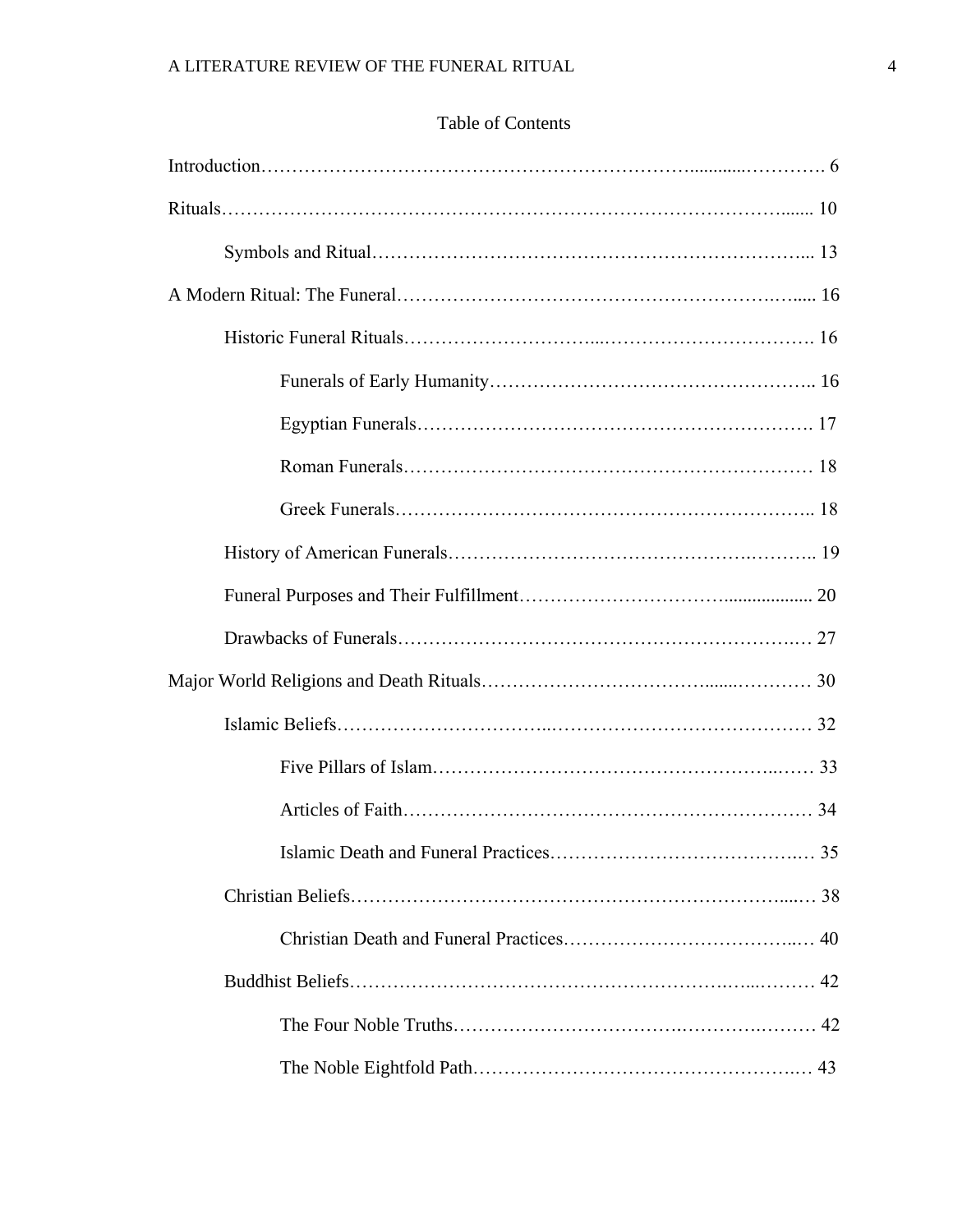Table of Contents

Introduction … 6

Rituals … 10

- Symbols and Ritual … 13

A Modern Ritual: The Funeral … 16

- Historic Funeral Rituals … 16
  - Funerals of Early Humanity … 16
  - Egyptian Funerals … 17
  - Roman Funerals … 18
  - Greek Funerals … 18
- History of American Funerals … 19
- Funeral Purposes and Their Fulfillment … 20
- Drawbacks of Funerals … 27

Major World Religions and Death Rituals … 30

- Islamic Beliefs … 32
  - Five Pillars of Islam … 33
  - Articles of Faith … 34
  - Islamic Death and Funeral Practices … 35
- Christian Beliefs … 38
  - Christian Death and Funeral Practices … 40
- Buddhist Beliefs … 42
  - The Four Noble Truths … 42
  - The Noble Eightfold Path … 43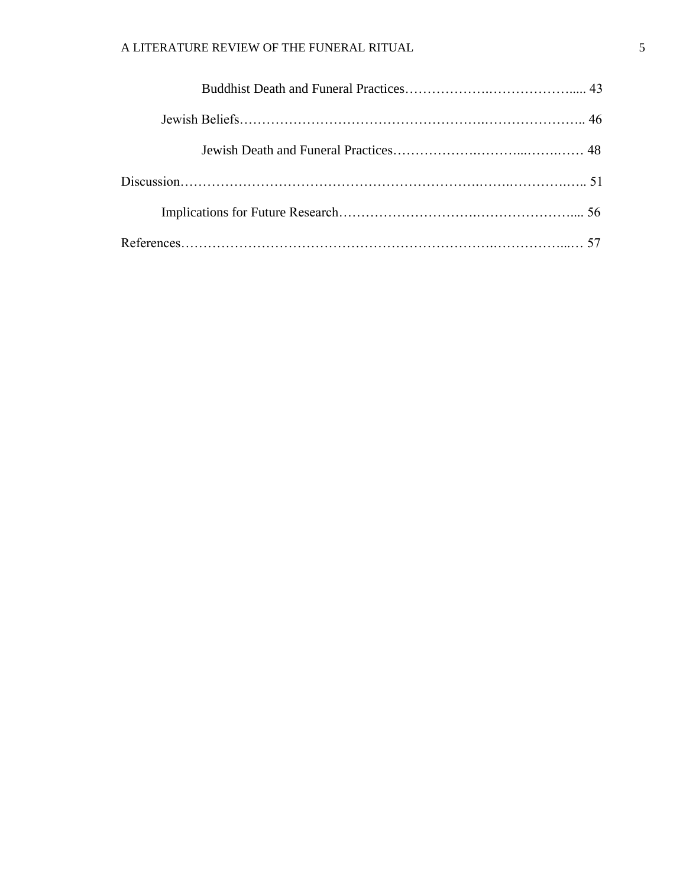Buddhist Death and Funeral Practices……………….……………….…. 43

Jewish Beliefs……………………………………………….………………….. 46

Jewish Death and Funeral Practices……………….………...…….…… 48

Discussion……………………………………………………….…….…………..….. 51

Implications for Future Research……………………….………………….... 56

References…………………………………………………………….……………..… 57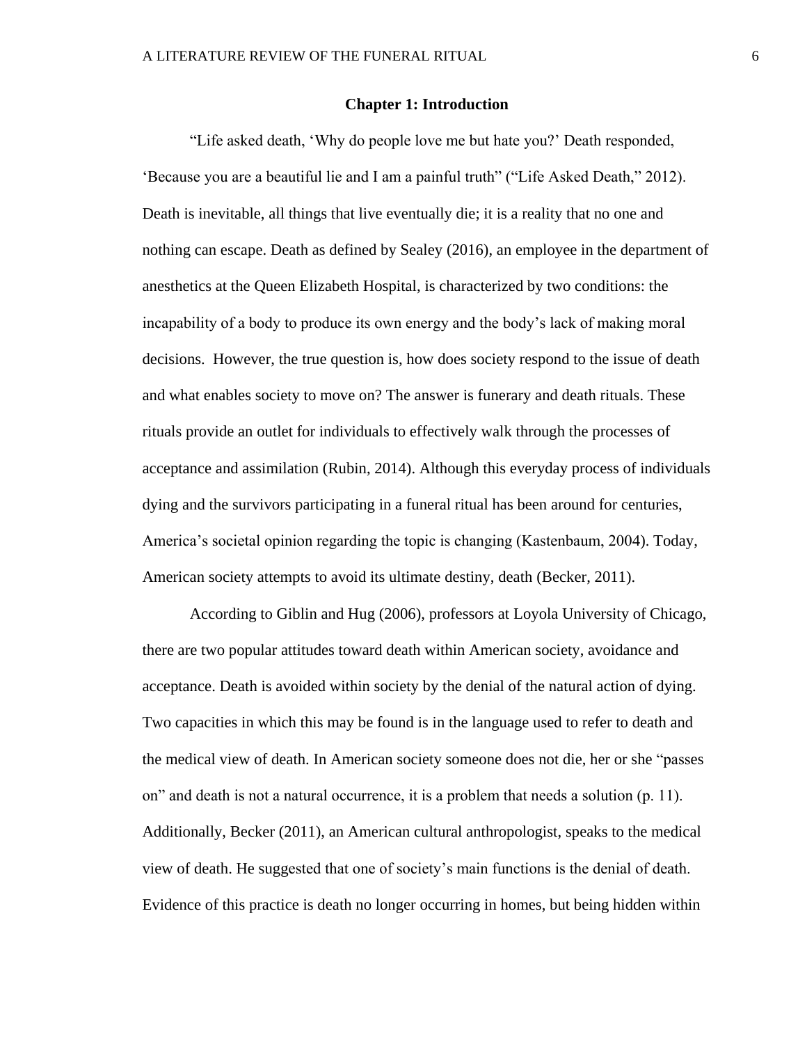## Chapter 1: Introduction

"Life asked death, 'Why do people love me but hate you?' Death responded, 'Because you are a beautiful lie and I am a painful truth" ("Life Asked Death," 2012). Death is inevitable, all things that live eventually die; it is a reality that no one and nothing can escape. Death as defined by Sealey (2016), an employee in the department of anesthetics at the Queen Elizabeth Hospital, is characterized by two conditions: the incapability of a body to produce its own energy and the body's lack of making moral decisions. However, the true question is, how does society respond to the issue of death and what enables society to move on? The answer is funerary and death rituals. These rituals provide an outlet for individuals to effectively walk through the processes of acceptance and assimilation (Rubin, 2014). Although this everyday process of individuals dying and the survivors participating in a funeral ritual has been around for centuries, America's societal opinion regarding the topic is changing (Kastenbaum, 2004). Today, American society attempts to avoid its ultimate destiny, death (Becker, 2011).

According to Giblin and Hug (2006), professors at Loyola University of Chicago, there are two popular attitudes toward death within American society, avoidance and acceptance. Death is avoided within society by the denial of the natural action of dying. Two capacities in which this may be found is in the language used to refer to death and the medical view of death. In American society someone does not die, her or she "passes on" and death is not a natural occurrence, it is a problem that needs a solution (p. 11). Additionally, Becker (2011), an American cultural anthropologist, speaks to the medical view of death. He suggested that one of society's main functions is the denial of death. Evidence of this practice is death no longer occurring in homes, but being hidden within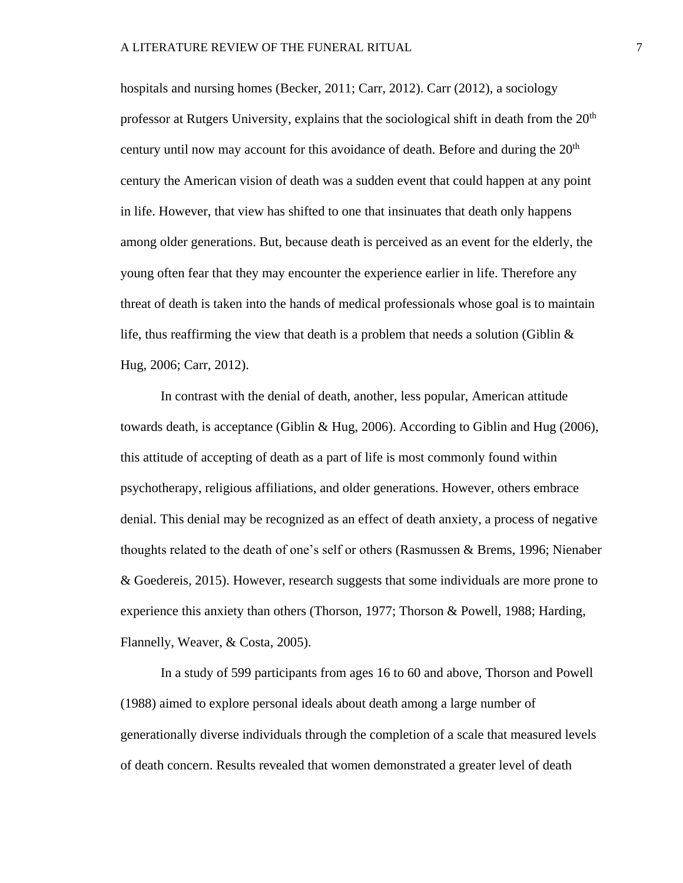hospitals and nursing homes (Becker, 2011; Carr, 2012). Carr (2012), a sociology professor at Rutgers University, explains that the sociological shift in death from the 20th century until now may account for this avoidance of death. Before and during the 20th century the American vision of death was a sudden event that could happen at any point in life. However, that view has shifted to one that insinuates that death only happens among older generations. But, because death is perceived as an event for the elderly, the young often fear that they may encounter the experience earlier in life. Therefore any threat of death is taken into the hands of medical professionals whose goal is to maintain life, thus reaffirming the view that death is a problem that needs a solution (Giblin & Hug, 2006; Carr, 2012).

In contrast with the denial of death, another, less popular, American attitude towards death, is acceptance (Giblin & Hug, 2006). According to Giblin and Hug (2006), this attitude of accepting of death as a part of life is most commonly found within psychotherapy, religious affiliations, and older generations. However, others embrace denial. This denial may be recognized as an effect of death anxiety, a process of negative thoughts related to the death of one's self or others (Rasmussen & Brems, 1996; Nienaber & Goedereis, 2015). However, research suggests that some individuals are more prone to experience this anxiety than others (Thorson, 1977; Thorson & Powell, 1988; Harding, Flannelly, Weaver, & Costa, 2005).

In a study of 599 participants from ages 16 to 60 and above, Thorson and Powell (1988) aimed to explore personal ideals about death among a large number of generationally diverse individuals through the completion of a scale that measured levels of death concern. Results revealed that women demonstrated a greater level of death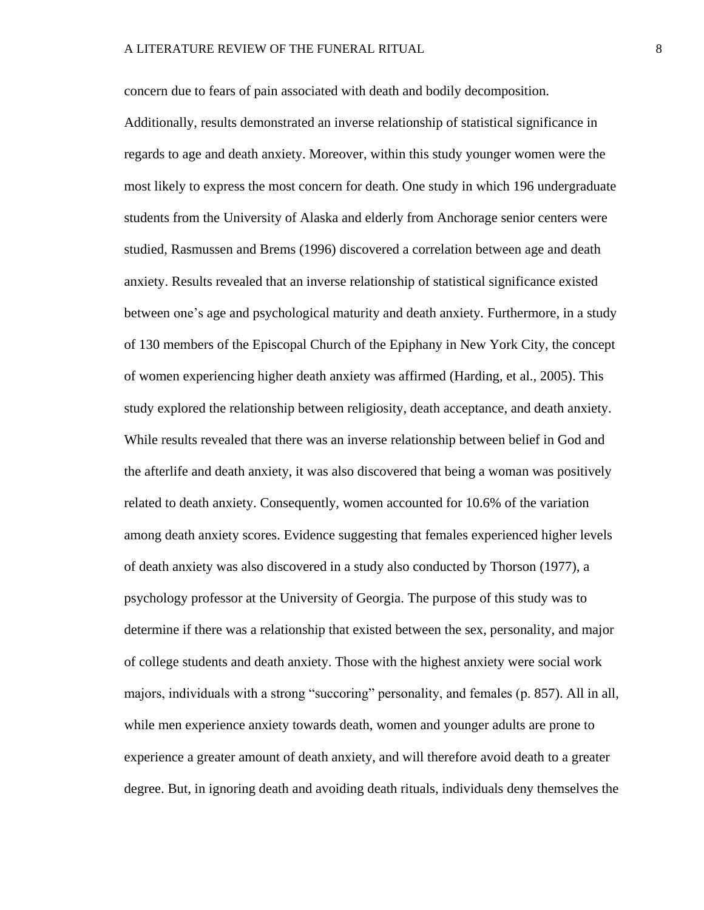concern due to fears of pain associated with death and bodily decomposition. Additionally, results demonstrated an inverse relationship of statistical significance in regards to age and death anxiety. Moreover, within this study younger women were the most likely to express the most concern for death. One study in which 196 undergraduate students from the University of Alaska and elderly from Anchorage senior centers were studied, Rasmussen and Brems (1996) discovered a correlation between age and death anxiety. Results revealed that an inverse relationship of statistical significance existed between one's age and psychological maturity and death anxiety. Furthermore, in a study of 130 members of the Episcopal Church of the Epiphany in New York City, the concept of women experiencing higher death anxiety was affirmed (Harding, et al., 2005). This study explored the relationship between religiosity, death acceptance, and death anxiety. While results revealed that there was an inverse relationship between belief in God and the afterlife and death anxiety, it was also discovered that being a woman was positively related to death anxiety. Consequently, women accounted for 10.6% of the variation among death anxiety scores. Evidence suggesting that females experienced higher levels of death anxiety was also discovered in a study also conducted by Thorson (1977), a psychology professor at the University of Georgia. The purpose of this study was to determine if there was a relationship that existed between the sex, personality, and major of college students and death anxiety. Those with the highest anxiety were social work majors, individuals with a strong "succoring" personality, and females (p. 857). All in all, while men experience anxiety towards death, women and younger adults are prone to experience a greater amount of death anxiety, and will therefore avoid death to a greater degree. But, in ignoring death and avoiding death rituals, individuals deny themselves the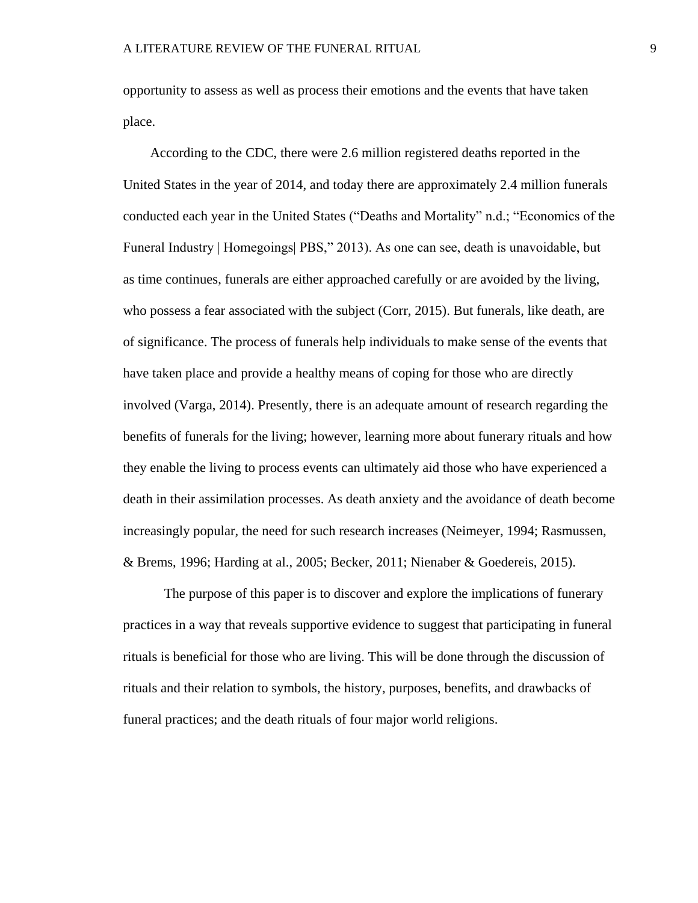opportunity to assess as well as process their emotions and the events that have taken place.

According to the CDC, there were 2.6 million registered deaths reported in the United States in the year of 2014, and today there are approximately 2.4 million funerals conducted each year in the United States (“Deaths and Mortality” n.d.; “Economics of the Funeral Industry | Homegoings| PBS,” 2013). As one can see, death is unavoidable, but as time continues, funerals are either approached carefully or are avoided by the living, who possess a fear associated with the subject (Corr, 2015). But funerals, like death, are of significance. The process of funerals help individuals to make sense of the events that have taken place and provide a healthy means of coping for those who are directly involved (Varga, 2014). Presently, there is an adequate amount of research regarding the benefits of funerals for the living; however, learning more about funerary rituals and how they enable the living to process events can ultimately aid those who have experienced a death in their assimilation processes. As death anxiety and the avoidance of death become increasingly popular, the need for such research increases (Neimeyer, 1994; Rasmussen, & Brems, 1996; Harding at al., 2005; Becker, 2011; Nienaber & Goedereis, 2015).

The purpose of this paper is to discover and explore the implications of funerary practices in a way that reveals supportive evidence to suggest that participating in funeral rituals is beneficial for those who are living. This will be done through the discussion of rituals and their relation to symbols, the history, purposes, benefits, and drawbacks of funeral practices; and the death rituals of four major world religions.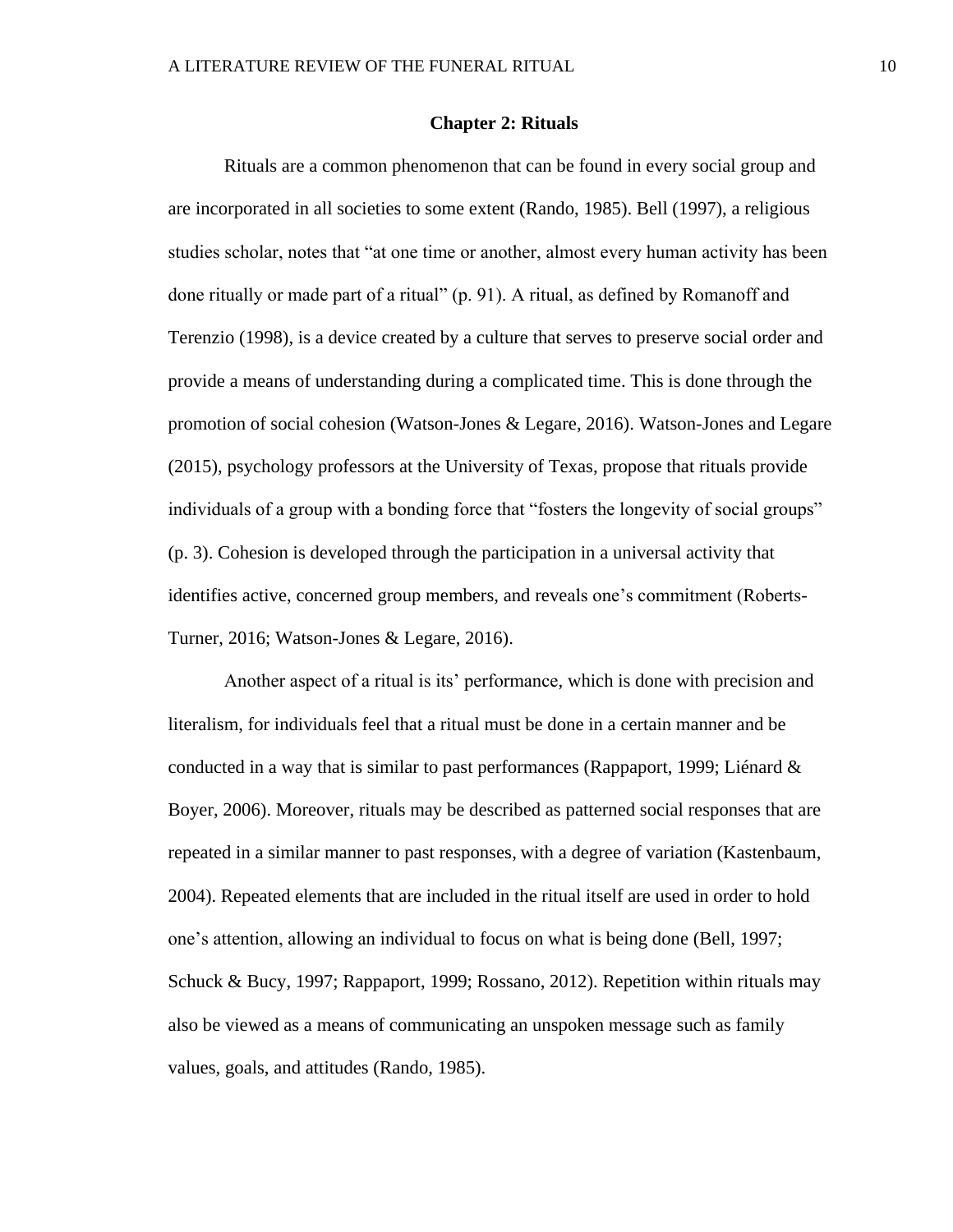## Chapter 2: Rituals

Rituals are a common phenomenon that can be found in every social group and are incorporated in all societies to some extent (Rando, 1985). Bell (1997), a religious studies scholar, notes that "at one time or another, almost every human activity has been done ritually or made part of a ritual" (p. 91). A ritual, as defined by Romanoff and Terenzio (1998), is a device created by a culture that serves to preserve social order and provide a means of understanding during a complicated time. This is done through the promotion of social cohesion (Watson-Jones & Legare, 2016). Watson-Jones and Legare (2015), psychology professors at the University of Texas, propose that rituals provide individuals of a group with a bonding force that "fosters the longevity of social groups" (p. 3). Cohesion is developed through the participation in a universal activity that identifies active, concerned group members, and reveals one's commitment (Roberts-Turner, 2016; Watson-Jones & Legare, 2016).

Another aspect of a ritual is its' performance, which is done with precision and literalism, for individuals feel that a ritual must be done in a certain manner and be conducted in a way that is similar to past performances (Rappaport, 1999; Liénard & Boyer, 2006). Moreover, rituals may be described as patterned social responses that are repeated in a similar manner to past responses, with a degree of variation (Kastenbaum, 2004). Repeated elements that are included in the ritual itself are used in order to hold one's attention, allowing an individual to focus on what is being done (Bell, 1997; Schuck & Bucy, 1997; Rappaport, 1999; Rossano, 2012). Repetition within rituals may also be viewed as a means of communicating an unspoken message such as family values, goals, and attitudes (Rando, 1985).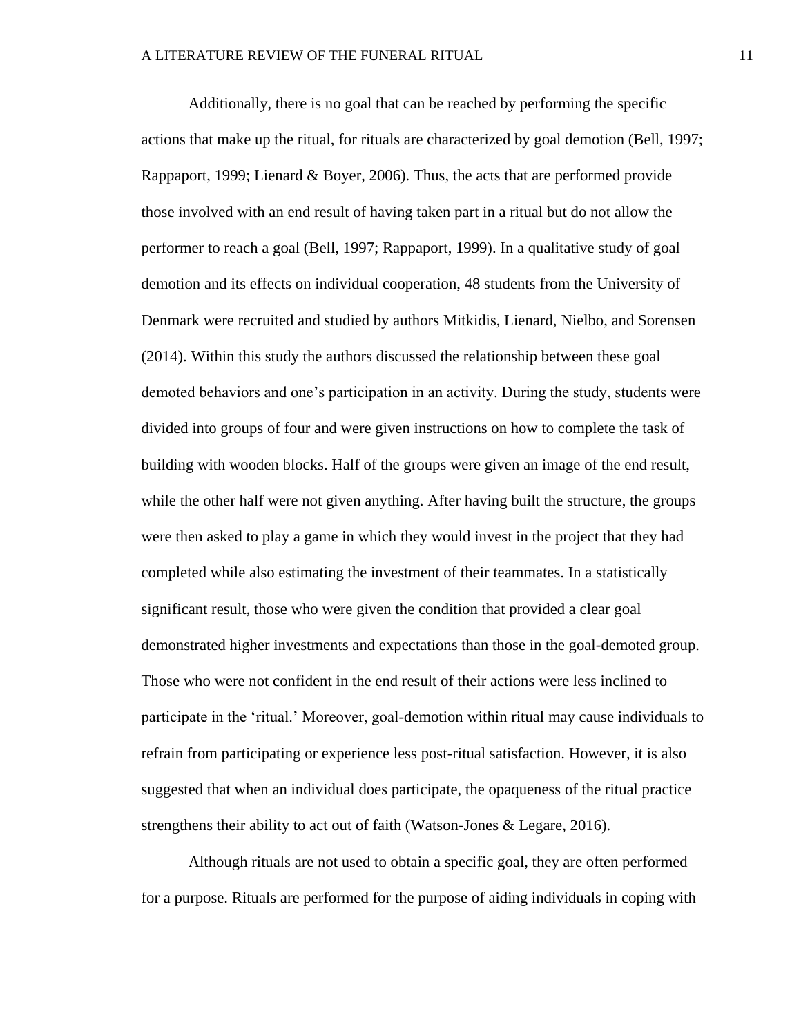Additionally, there is no goal that can be reached by performing the specific actions that make up the ritual, for rituals are characterized by goal demotion (Bell, 1997; Rappaport, 1999; Lienard & Boyer, 2006). Thus, the acts that are performed provide those involved with an end result of having taken part in a ritual but do not allow the performer to reach a goal (Bell, 1997; Rappaport, 1999). In a qualitative study of goal demotion and its effects on individual cooperation, 48 students from the University of Denmark were recruited and studied by authors Mitkidis, Lienard, Nielbo, and Sorensen (2014). Within this study the authors discussed the relationship between these goal demoted behaviors and one's participation in an activity. During the study, students were divided into groups of four and were given instructions on how to complete the task of building with wooden blocks. Half of the groups were given an image of the end result, while the other half were not given anything. After having built the structure, the groups were then asked to play a game in which they would invest in the project that they had completed while also estimating the investment of their teammates. In a statistically significant result, those who were given the condition that provided a clear goal demonstrated higher investments and expectations than those in the goal-demoted group. Those who were not confident in the end result of their actions were less inclined to participate in the 'ritual.' Moreover, goal-demotion within ritual may cause individuals to refrain from participating or experience less post-ritual satisfaction. However, it is also suggested that when an individual does participate, the opaqueness of the ritual practice strengthens their ability to act out of faith (Watson-Jones & Legare, 2016).

Although rituals are not used to obtain a specific goal, they are often performed for a purpose. Rituals are performed for the purpose of aiding individuals in coping with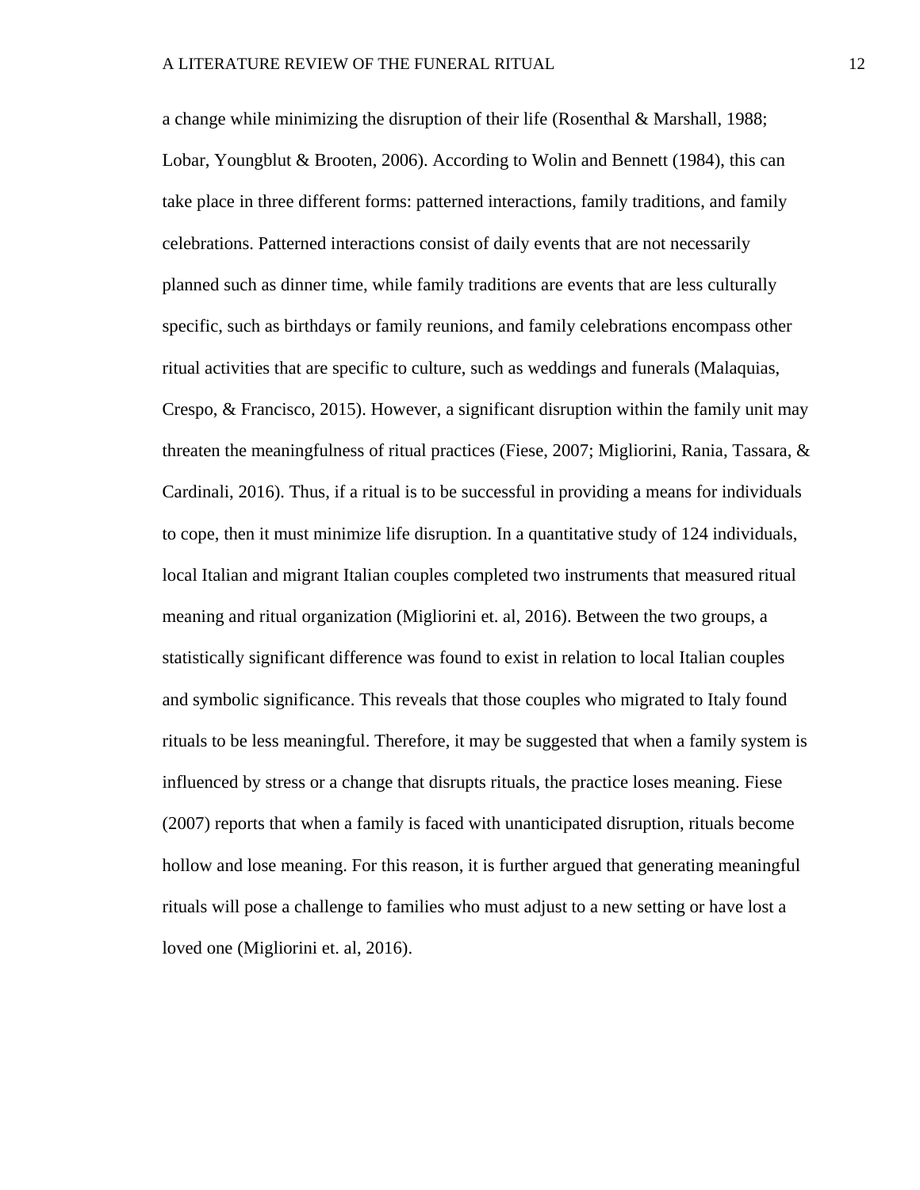a change while minimizing the disruption of their life (Rosenthal & Marshall, 1988; Lobar, Youngblut & Brooten, 2006). According to Wolin and Bennett (1984), this can take place in three different forms: patterned interactions, family traditions, and family celebrations. Patterned interactions consist of daily events that are not necessarily planned such as dinner time, while family traditions are events that are less culturally specific, such as birthdays or family reunions, and family celebrations encompass other ritual activities that are specific to culture, such as weddings and funerals (Malaquias, Crespo, & Francisco, 2015). However, a significant disruption within the family unit may threaten the meaningfulness of ritual practices (Fiese, 2007; Migliorini, Rania, Tassara, & Cardinali, 2016). Thus, if a ritual is to be successful in providing a means for individuals to cope, then it must minimize life disruption. In a quantitative study of 124 individuals, local Italian and migrant Italian couples completed two instruments that measured ritual meaning and ritual organization (Migliorini et. al, 2016). Between the two groups, a statistically significant difference was found to exist in relation to local Italian couples and symbolic significance. This reveals that those couples who migrated to Italy found rituals to be less meaningful. Therefore, it may be suggested that when a family system is influenced by stress or a change that disrupts rituals, the practice loses meaning. Fiese (2007) reports that when a family is faced with unanticipated disruption, rituals become hollow and lose meaning. For this reason, it is further argued that generating meaningful rituals will pose a challenge to families who must adjust to a new setting or have lost a loved one (Migliorini et. al, 2016).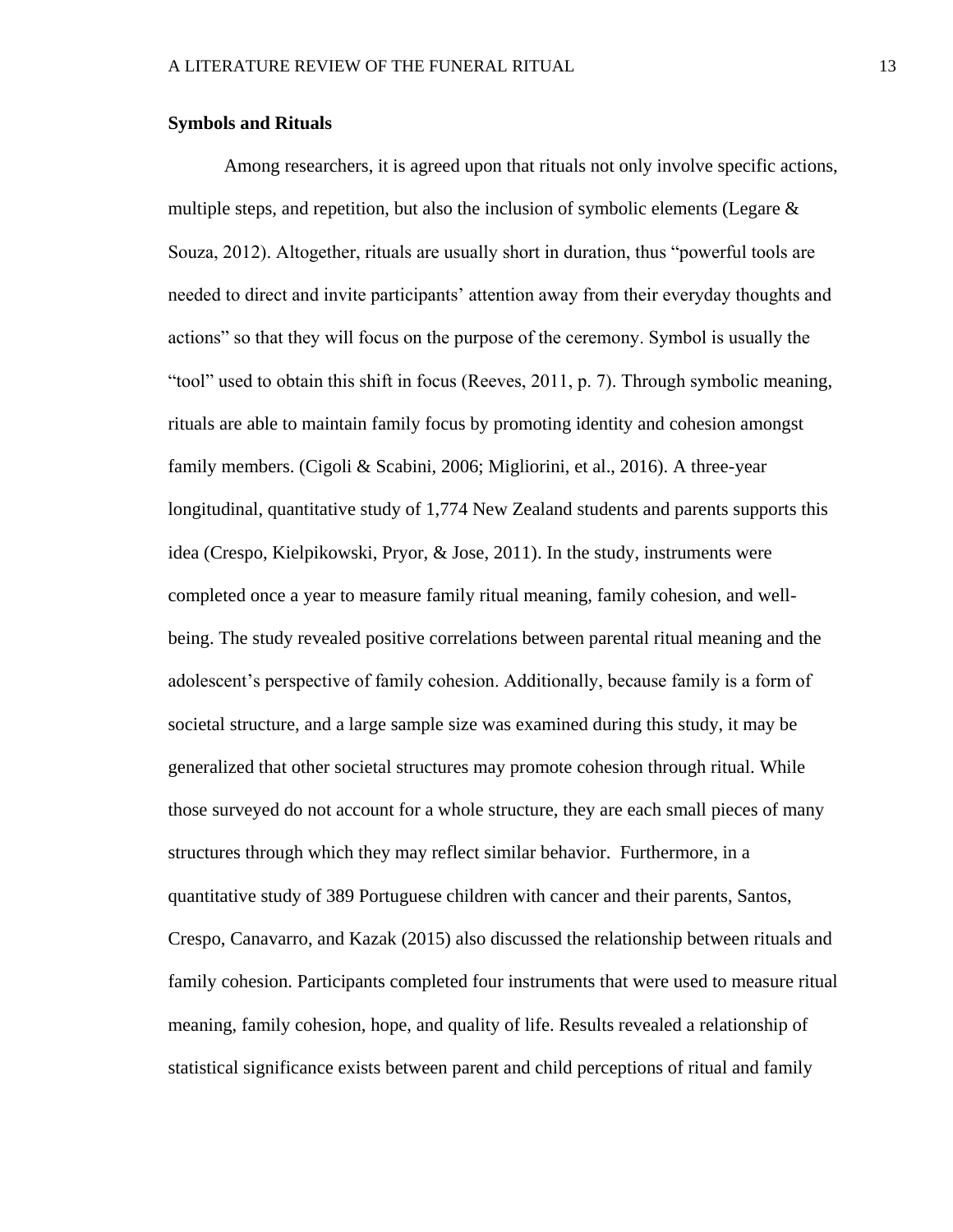**Symbols and Rituals**

Among researchers, it is agreed upon that rituals not only involve specific actions, multiple steps, and repetition, but also the inclusion of symbolic elements (Legare & Souza, 2012). Altogether, rituals are usually short in duration, thus "powerful tools are needed to direct and invite participants' attention away from their everyday thoughts and actions" so that they will focus on the purpose of the ceremony. Symbol is usually the "tool" used to obtain this shift in focus (Reeves, 2011, p. 7). Through symbolic meaning, rituals are able to maintain family focus by promoting identity and cohesion amongst family members. (Cigoli & Scabini, 2006; Migliorini, et al., 2016). A three-year longitudinal, quantitative study of 1,774 New Zealand students and parents supports this idea (Crespo, Kielpikowski, Pryor, & Jose, 2011). In the study, instruments were completed once a year to measure family ritual meaning, family cohesion, and well-being. The study revealed positive correlations between parental ritual meaning and the adolescent's perspective of family cohesion. Additionally, because family is a form of societal structure, and a large sample size was examined during this study, it may be generalized that other societal structures may promote cohesion through ritual. While those surveyed do not account for a whole structure, they are each small pieces of many structures through which they may reflect similar behavior. Furthermore, in a quantitative study of 389 Portuguese children with cancer and their parents, Santos, Crespo, Canavarro, and Kazak (2015) also discussed the relationship between rituals and family cohesion. Participants completed four instruments that were used to measure ritual meaning, family cohesion, hope, and quality of life. Results revealed a relationship of statistical significance exists between parent and child perceptions of ritual and family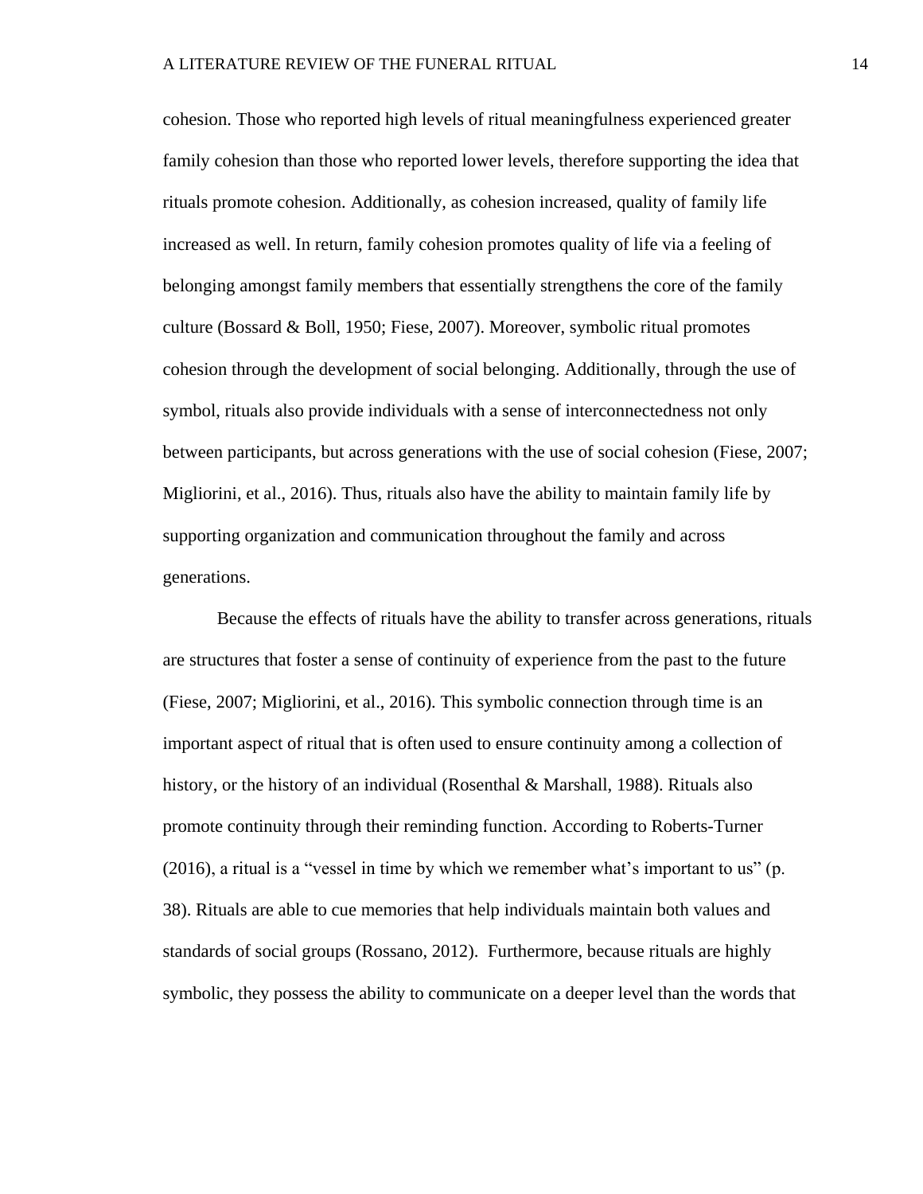cohesion. Those who reported high levels of ritual meaningfulness experienced greater family cohesion than those who reported lower levels, therefore supporting the idea that rituals promote cohesion. Additionally, as cohesion increased, quality of family life increased as well. In return, family cohesion promotes quality of life via a feeling of belonging amongst family members that essentially strengthens the core of the family culture (Bossard & Boll, 1950; Fiese, 2007). Moreover, symbolic ritual promotes cohesion through the development of social belonging. Additionally, through the use of symbol, rituals also provide individuals with a sense of interconnectedness not only between participants, but across generations with the use of social cohesion (Fiese, 2007; Migliorini, et al., 2016). Thus, rituals also have the ability to maintain family life by supporting organization and communication throughout the family and across generations.

Because the effects of rituals have the ability to transfer across generations, rituals are structures that foster a sense of continuity of experience from the past to the future (Fiese, 2007; Migliorini, et al., 2016). This symbolic connection through time is an important aspect of ritual that is often used to ensure continuity among a collection of history, or the history of an individual (Rosenthal & Marshall, 1988). Rituals also promote continuity through their reminding function. According to Roberts-Turner (2016), a ritual is a "vessel in time by which we remember what's important to us" (p. 38). Rituals are able to cue memories that help individuals maintain both values and standards of social groups (Rossano, 2012). Furthermore, because rituals are highly symbolic, they possess the ability to communicate on a deeper level than the words that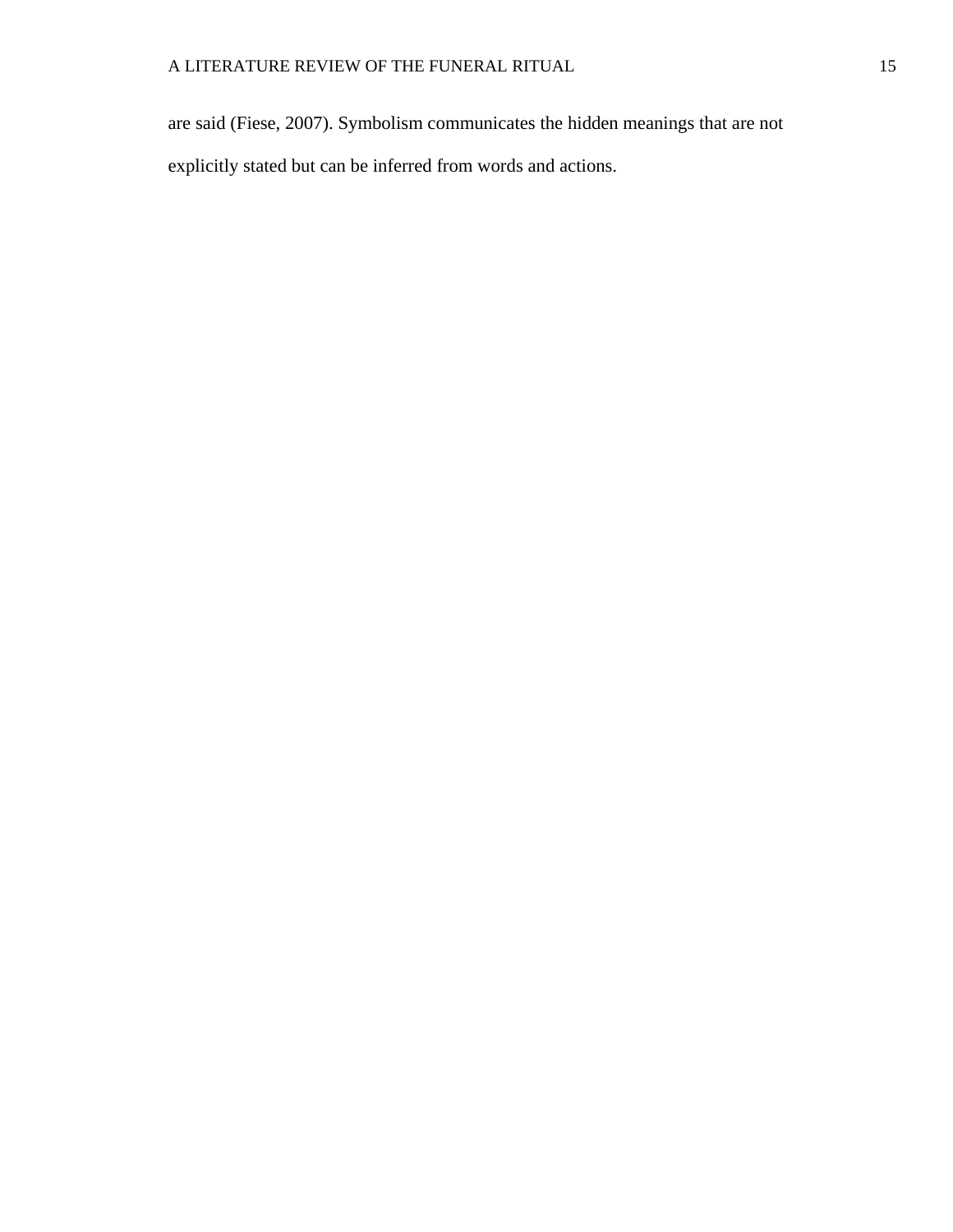are said (Fiese, 2007). Symbolism communicates the hidden meanings that are not explicitly stated but can be inferred from words and actions.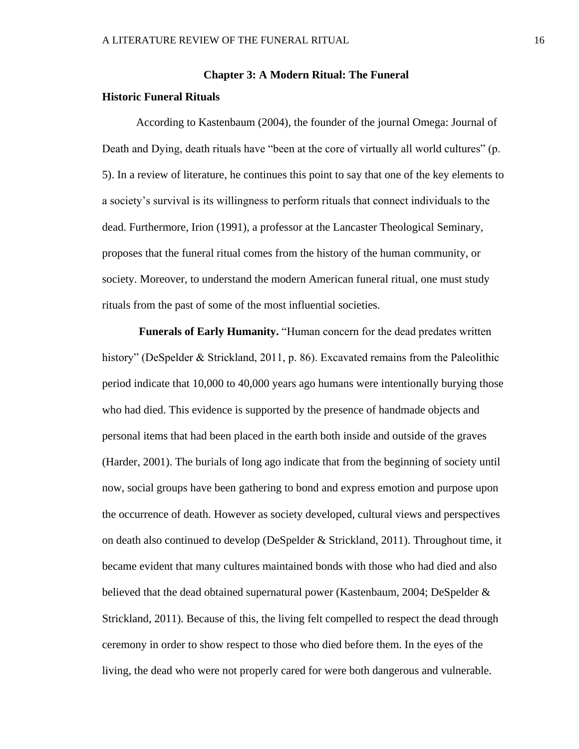## Chapter 3: A Modern Ritual: The Funeral

### Historic Funeral Rituals

According to Kastenbaum (2004), the founder of the journal Omega: Journal of Death and Dying, death rituals have "been at the core of virtually all world cultures" (p. 5). In a review of literature, he continues this point to say that one of the key elements to a society's survival is its willingness to perform rituals that connect individuals to the dead. Furthermore, Irion (1991), a professor at the Lancaster Theological Seminary, proposes that the funeral ritual comes from the history of the human community, or society. Moreover, to understand the modern American funeral ritual, one must study rituals from the past of some of the most influential societies.

**Funerals of Early Humanity.** "Human concern for the dead predates written history" (DeSpelder & Strickland, 2011, p. 86). Excavated remains from the Paleolithic period indicate that 10,000 to 40,000 years ago humans were intentionally burying those who had died. This evidence is supported by the presence of handmade objects and personal items that had been placed in the earth both inside and outside of the graves (Harder, 2001). The burials of long ago indicate that from the beginning of society until now, social groups have been gathering to bond and express emotion and purpose upon the occurrence of death. However as society developed, cultural views and perspectives on death also continued to develop (DeSpelder & Strickland, 2011). Throughout time, it became evident that many cultures maintained bonds with those who had died and also believed that the dead obtained supernatural power (Kastenbaum, 2004; DeSpelder & Strickland, 2011). Because of this, the living felt compelled to respect the dead through ceremony in order to show respect to those who died before them. In the eyes of the living, the dead who were not properly cared for were both dangerous and vulnerable.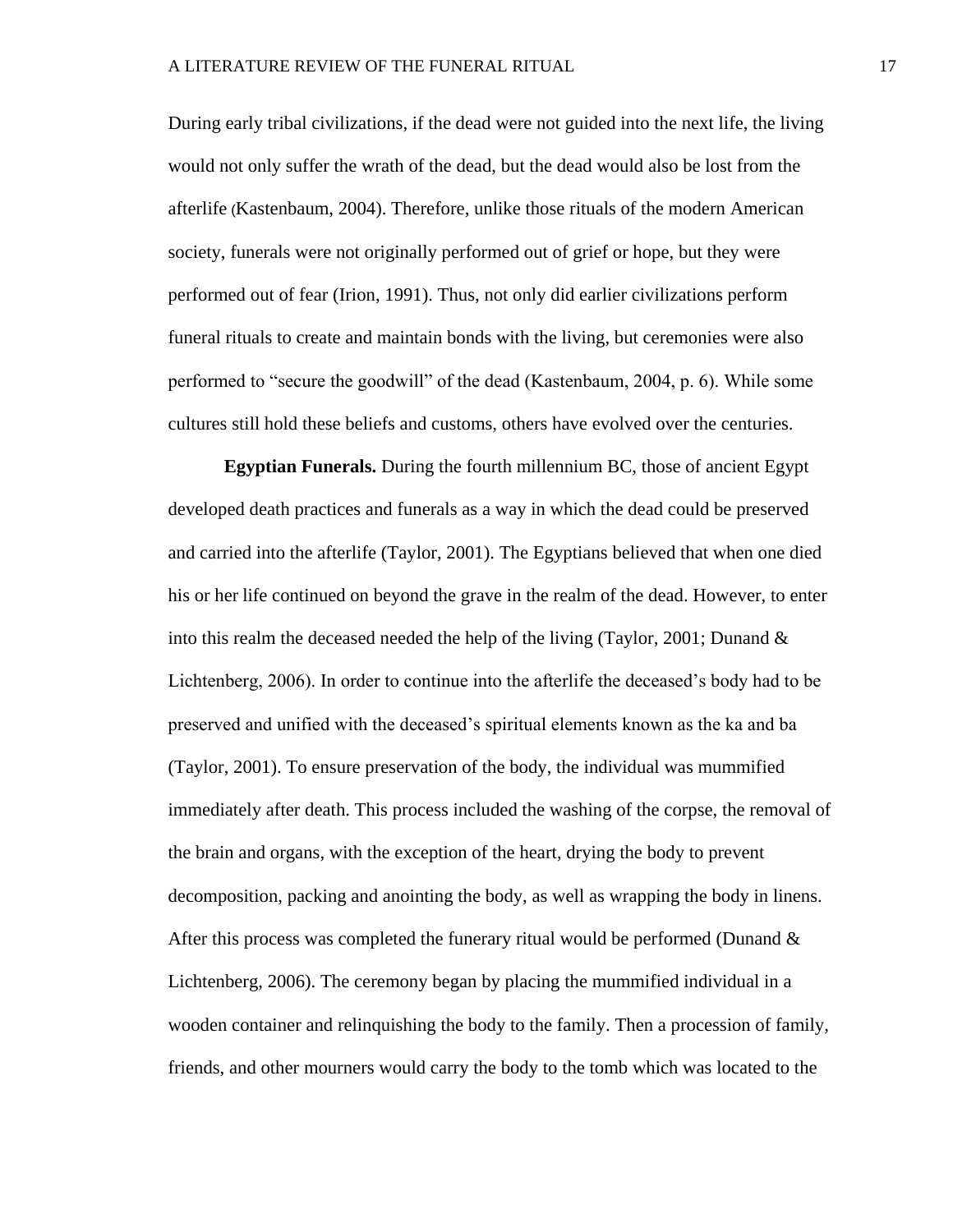During early tribal civilizations, if the dead were not guided into the next life, the living would not only suffer the wrath of the dead, but the dead would also be lost from the afterlife (Kastenbaum, 2004). Therefore, unlike those rituals of the modern American society, funerals were not originally performed out of grief or hope, but they were performed out of fear (Irion, 1991). Thus, not only did earlier civilizations perform funeral rituals to create and maintain bonds with the living, but ceremonies were also performed to "secure the goodwill" of the dead (Kastenbaum, 2004, p. 6). While some cultures still hold these beliefs and customs, others have evolved over the centuries.

**Egyptian Funerals.** During the fourth millennium BC, those of ancient Egypt developed death practices and funerals as a way in which the dead could be preserved and carried into the afterlife (Taylor, 2001). The Egyptians believed that when one died his or her life continued on beyond the grave in the realm of the dead. However, to enter into this realm the deceased needed the help of the living (Taylor, 2001; Dunand & Lichtenberg, 2006). In order to continue into the afterlife the deceased's body had to be preserved and unified with the deceased's spiritual elements known as the ka and ba (Taylor, 2001). To ensure preservation of the body, the individual was mummified immediately after death. This process included the washing of the corpse, the removal of the brain and organs, with the exception of the heart, drying the body to prevent decomposition, packing and anointing the body, as well as wrapping the body in linens. After this process was completed the funerary ritual would be performed (Dunand & Lichtenberg, 2006). The ceremony began by placing the mummified individual in a wooden container and relinquishing the body to the family. Then a procession of family, friends, and other mourners would carry the body to the tomb which was located to the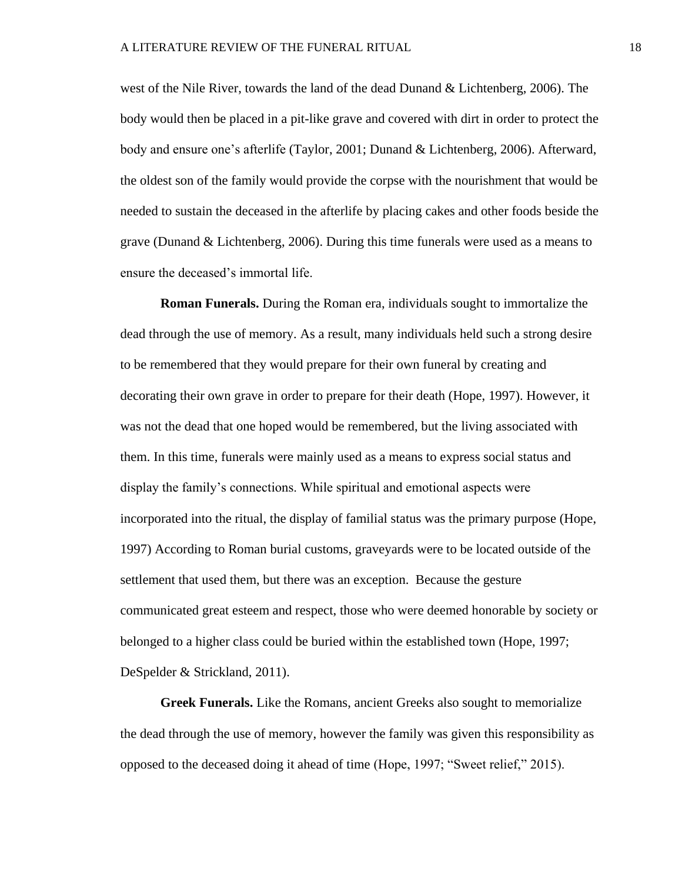west of the Nile River, towards the land of the dead Dunand & Lichtenberg, 2006). The body would then be placed in a pit-like grave and covered with dirt in order to protect the body and ensure one's afterlife (Taylor, 2001; Dunand & Lichtenberg, 2006). Afterward, the oldest son of the family would provide the corpse with the nourishment that would be needed to sustain the deceased in the afterlife by placing cakes and other foods beside the grave (Dunand & Lichtenberg, 2006). During this time funerals were used as a means to ensure the deceased's immortal life.

**Roman Funerals.** During the Roman era, individuals sought to immortalize the dead through the use of memory. As a result, many individuals held such a strong desire to be remembered that they would prepare for their own funeral by creating and decorating their own grave in order to prepare for their death (Hope, 1997). However, it was not the dead that one hoped would be remembered, but the living associated with them. In this time, funerals were mainly used as a means to express social status and display the family's connections. While spiritual and emotional aspects were incorporated into the ritual, the display of familial status was the primary purpose (Hope, 1997) According to Roman burial customs, graveyards were to be located outside of the settlement that used them, but there was an exception. Because the gesture communicated great esteem and respect, those who were deemed honorable by society or belonged to a higher class could be buried within the established town (Hope, 1997; DeSpelder & Strickland, 2011).

**Greek Funerals.** Like the Romans, ancient Greeks also sought to memorialize the dead through the use of memory, however the family was given this responsibility as opposed to the deceased doing it ahead of time (Hope, 1997; "Sweet relief," 2015).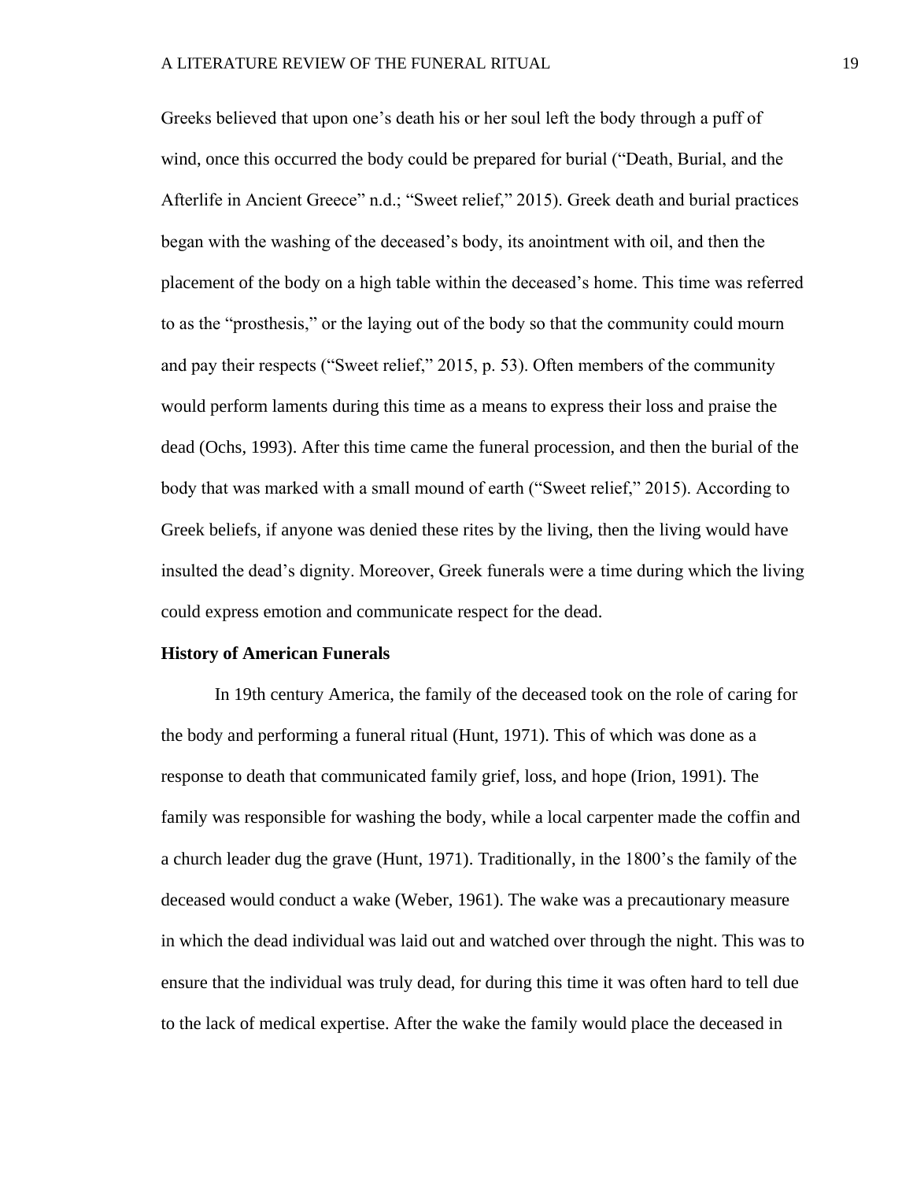Greeks believed that upon one's death his or her soul left the body through a puff of wind, once this occurred the body could be prepared for burial ("Death, Burial, and the Afterlife in Ancient Greece" n.d.; "Sweet relief," 2015). Greek death and burial practices began with the washing of the deceased's body, its anointment with oil, and then the placement of the body on a high table within the deceased's home. This time was referred to as the "prosthesis," or the laying out of the body so that the community could mourn and pay their respects ("Sweet relief," 2015, p. 53). Often members of the community would perform laments during this time as a means to express their loss and praise the dead (Ochs, 1993). After this time came the funeral procession, and then the burial of the body that was marked with a small mound of earth ("Sweet relief," 2015). According to Greek beliefs, if anyone was denied these rites by the living, then the living would have insulted the dead's dignity. Moreover, Greek funerals were a time during which the living could express emotion and communicate respect for the dead.

**History of American Funerals**

In 19th century America, the family of the deceased took on the role of caring for the body and performing a funeral ritual (Hunt, 1971). This of which was done as a response to death that communicated family grief, loss, and hope (Irion, 1991). The family was responsible for washing the body, while a local carpenter made the coffin and a church leader dug the grave (Hunt, 1971). Traditionally, in the 1800's the family of the deceased would conduct a wake (Weber, 1961). The wake was a precautionary measure in which the dead individual was laid out and watched over through the night. This was to ensure that the individual was truly dead, for during this time it was often hard to tell due to the lack of medical expertise. After the wake the family would place the deceased in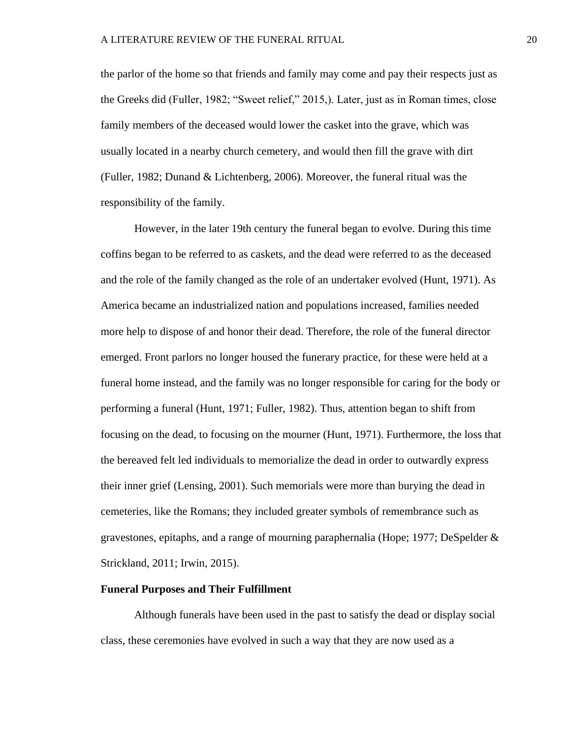the parlor of the home so that friends and family may come and pay their respects just as the Greeks did (Fuller, 1982; "Sweet relief," 2015,). Later, just as in Roman times, close family members of the deceased would lower the casket into the grave, which was usually located in a nearby church cemetery, and would then fill the grave with dirt (Fuller, 1982; Dunand & Lichtenberg, 2006). Moreover, the funeral ritual was the responsibility of the family.

However, in the later 19th century the funeral began to evolve. During this time coffins began to be referred to as caskets, and the dead were referred to as the deceased and the role of the family changed as the role of an undertaker evolved (Hunt, 1971). As America became an industrialized nation and populations increased, families needed more help to dispose of and honor their dead. Therefore, the role of the funeral director emerged. Front parlors no longer housed the funerary practice, for these were held at a funeral home instead, and the family was no longer responsible for caring for the body or performing a funeral (Hunt, 1971; Fuller, 1982). Thus, attention began to shift from focusing on the dead, to focusing on the mourner (Hunt, 1971). Furthermore, the loss that the bereaved felt led individuals to memorialize the dead in order to outwardly express their inner grief (Lensing, 2001). Such memorials were more than burying the dead in cemeteries, like the Romans; they included greater symbols of remembrance such as gravestones, epitaphs, and a range of mourning paraphernalia (Hope; 1977; DeSpelder & Strickland, 2011; Irwin, 2015).

**Funeral Purposes and Their Fulfillment**

Although funerals have been used in the past to satisfy the dead or display social class, these ceremonies have evolved in such a way that they are now used as a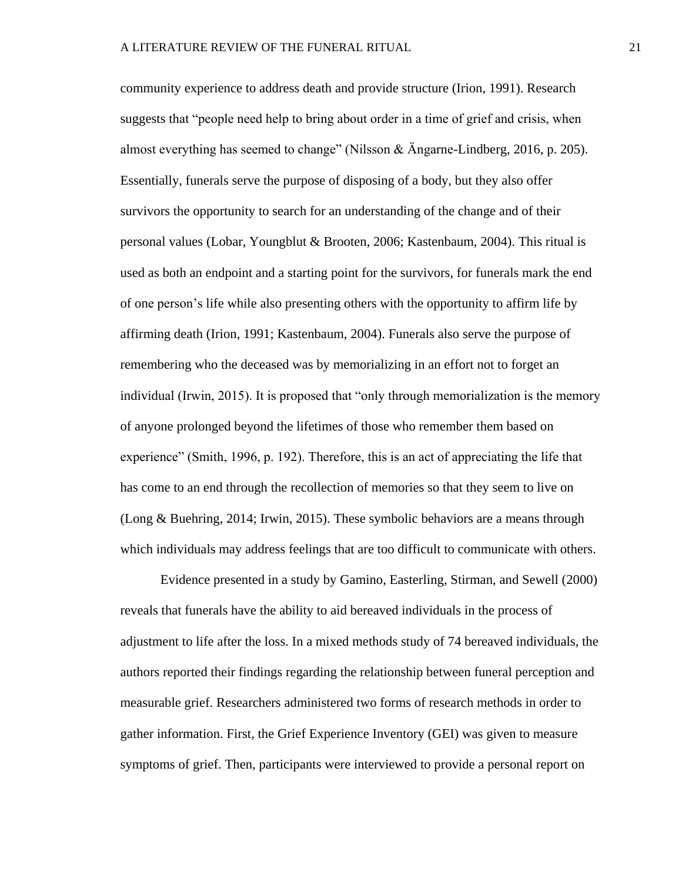community experience to address death and provide structure (Irion, 1991). Research suggests that "people need help to bring about order in a time of grief and crisis, when almost everything has seemed to change" (Nilsson & Ängarne-Lindberg, 2016, p. 205). Essentially, funerals serve the purpose of disposing of a body, but they also offer survivors the opportunity to search for an understanding of the change and of their personal values (Lobar, Youngblut & Brooten, 2006; Kastenbaum, 2004). This ritual is used as both an endpoint and a starting point for the survivors, for funerals mark the end of one person's life while also presenting others with the opportunity to affirm life by affirming death (Irion, 1991; Kastenbaum, 2004). Funerals also serve the purpose of remembering who the deceased was by memorializing in an effort not to forget an individual (Irwin, 2015). It is proposed that "only through memorialization is the memory of anyone prolonged beyond the lifetimes of those who remember them based on experience" (Smith, 1996, p. 192). Therefore, this is an act of appreciating the life that has come to an end through the recollection of memories so that they seem to live on (Long & Buehring, 2014; Irwin, 2015). These symbolic behaviors are a means through which individuals may address feelings that are too difficult to communicate with others.

Evidence presented in a study by Gamino, Easterling, Stirman, and Sewell (2000) reveals that funerals have the ability to aid bereaved individuals in the process of adjustment to life after the loss. In a mixed methods study of 74 bereaved individuals, the authors reported their findings regarding the relationship between funeral perception and measurable grief. Researchers administered two forms of research methods in order to gather information. First, the Grief Experience Inventory (GEI) was given to measure symptoms of grief. Then, participants were interviewed to provide a personal report on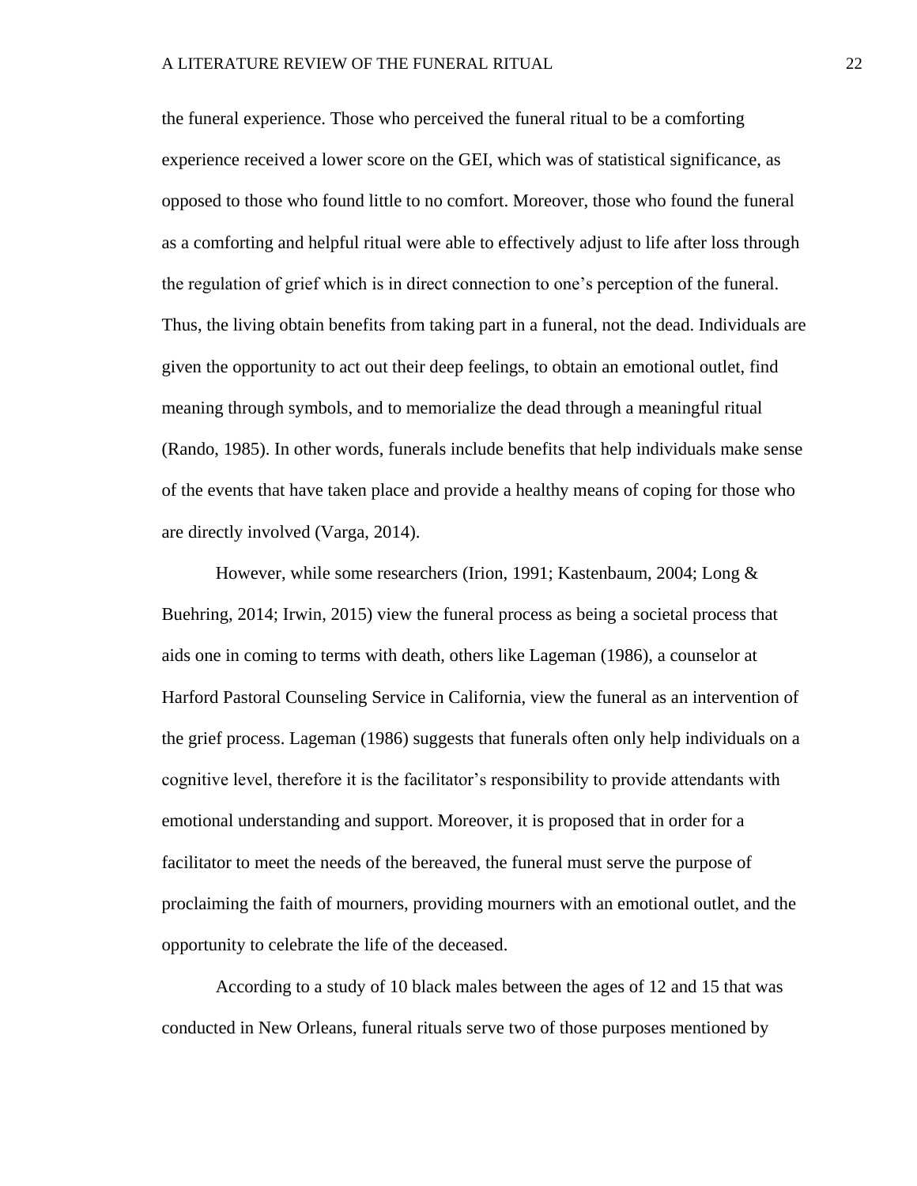the funeral experience. Those who perceived the funeral ritual to be a comforting experience received a lower score on the GEI, which was of statistical significance, as opposed to those who found little to no comfort. Moreover, those who found the funeral as a comforting and helpful ritual were able to effectively adjust to life after loss through the regulation of grief which is in direct connection to one's perception of the funeral. Thus, the living obtain benefits from taking part in a funeral, not the dead. Individuals are given the opportunity to act out their deep feelings, to obtain an emotional outlet, find meaning through symbols, and to memorialize the dead through a meaningful ritual (Rando, 1985). In other words, funerals include benefits that help individuals make sense of the events that have taken place and provide a healthy means of coping for those who are directly involved (Varga, 2014).

However, while some researchers (Irion, 1991; Kastenbaum, 2004; Long & Buehring, 2014; Irwin, 2015) view the funeral process as being a societal process that aids one in coming to terms with death, others like Lageman (1986), a counselor at Harford Pastoral Counseling Service in California, view the funeral as an intervention of the grief process. Lageman (1986) suggests that funerals often only help individuals on a cognitive level, therefore it is the facilitator's responsibility to provide attendants with emotional understanding and support. Moreover, it is proposed that in order for a facilitator to meet the needs of the bereaved, the funeral must serve the purpose of proclaiming the faith of mourners, providing mourners with an emotional outlet, and the opportunity to celebrate the life of the deceased.

According to a study of 10 black males between the ages of 12 and 15 that was conducted in New Orleans, funeral rituals serve two of those purposes mentioned by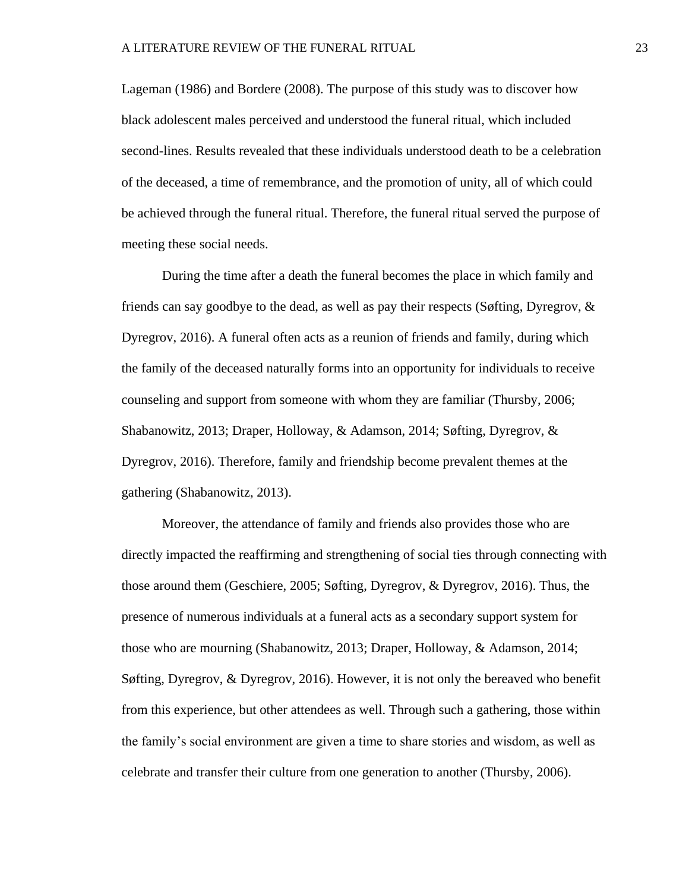Lageman (1986) and Bordere (2008). The purpose of this study was to discover how black adolescent males perceived and understood the funeral ritual, which included second-lines. Results revealed that these individuals understood death to be a celebration of the deceased, a time of remembrance, and the promotion of unity, all of which could be achieved through the funeral ritual. Therefore, the funeral ritual served the purpose of meeting these social needs.

During the time after a death the funeral becomes the place in which family and friends can say goodbye to the dead, as well as pay their respects (Søfting, Dyregrov, & Dyregrov, 2016). A funeral often acts as a reunion of friends and family, during which the family of the deceased naturally forms into an opportunity for individuals to receive counseling and support from someone with whom they are familiar (Thursby, 2006; Shabanowitz, 2013; Draper, Holloway, & Adamson, 2014; Søfting, Dyregrov, & Dyregrov, 2016). Therefore, family and friendship become prevalent themes at the gathering (Shabanowitz, 2013).

Moreover, the attendance of family and friends also provides those who are directly impacted the reaffirming and strengthening of social ties through connecting with those around them (Geschiere, 2005; Søfting, Dyregrov, & Dyregrov, 2016). Thus, the presence of numerous individuals at a funeral acts as a secondary support system for those who are mourning (Shabanowitz, 2013; Draper, Holloway, & Adamson, 2014; Søfting, Dyregrov, & Dyregrov, 2016). However, it is not only the bereaved who benefit from this experience, but other attendees as well. Through such a gathering, those within the family's social environment are given a time to share stories and wisdom, as well as celebrate and transfer their culture from one generation to another (Thursby, 2006).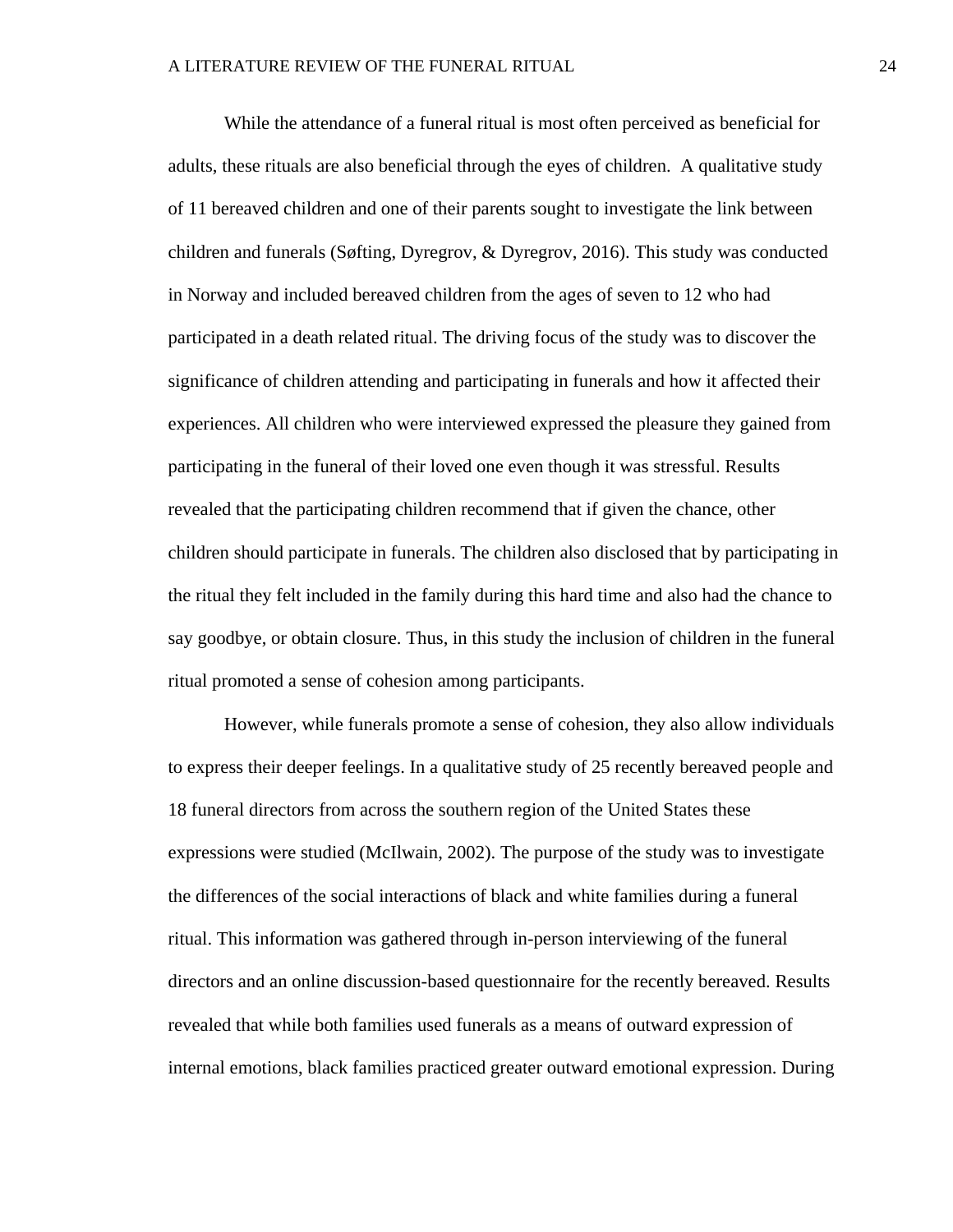While the attendance of a funeral ritual is most often perceived as beneficial for adults, these rituals are also beneficial through the eyes of children.  A qualitative study of 11 bereaved children and one of their parents sought to investigate the link between children and funerals (Søfting, Dyregrov, & Dyregrov, 2016). This study was conducted in Norway and included bereaved children from the ages of seven to 12 who had participated in a death related ritual. The driving focus of the study was to discover the significance of children attending and participating in funerals and how it affected their experiences. All children who were interviewed expressed the pleasure they gained from participating in the funeral of their loved one even though it was stressful. Results revealed that the participating children recommend that if given the chance, other children should participate in funerals. The children also disclosed that by participating in the ritual they felt included in the family during this hard time and also had the chance to say goodbye, or obtain closure. Thus, in this study the inclusion of children in the funeral ritual promoted a sense of cohesion among participants.

However, while funerals promote a sense of cohesion, they also allow individuals to express their deeper feelings. In a qualitative study of 25 recently bereaved people and 18 funeral directors from across the southern region of the United States these expressions were studied (McIlwain, 2002). The purpose of the study was to investigate the differences of the social interactions of black and white families during a funeral ritual. This information was gathered through in-person interviewing of the funeral directors and an online discussion-based questionnaire for the recently bereaved. Results revealed that while both families used funerals as a means of outward expression of internal emotions, black families practiced greater outward emotional expression. During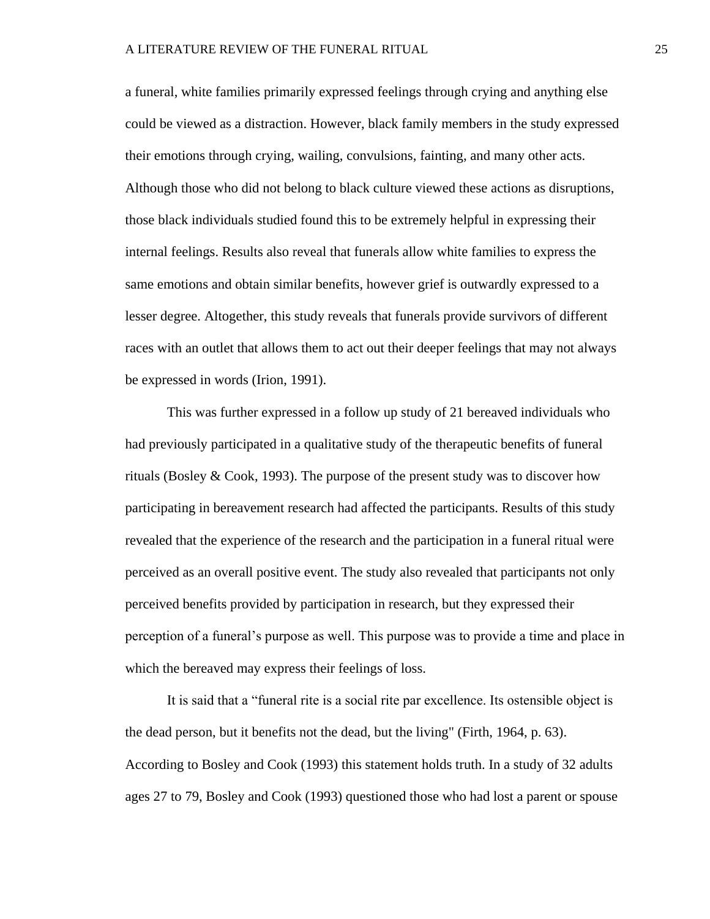a funeral, white families primarily expressed feelings through crying and anything else could be viewed as a distraction. However, black family members in the study expressed their emotions through crying, wailing, convulsions, fainting, and many other acts. Although those who did not belong to black culture viewed these actions as disruptions, those black individuals studied found this to be extremely helpful in expressing their internal feelings. Results also reveal that funerals allow white families to express the same emotions and obtain similar benefits, however grief is outwardly expressed to a lesser degree. Altogether, this study reveals that funerals provide survivors of different races with an outlet that allows them to act out their deeper feelings that may not always be expressed in words (Irion, 1991).

This was further expressed in a follow up study of 21 bereaved individuals who had previously participated in a qualitative study of the therapeutic benefits of funeral rituals (Bosley & Cook, 1993). The purpose of the present study was to discover how participating in bereavement research had affected the participants. Results of this study revealed that the experience of the research and the participation in a funeral ritual were perceived as an overall positive event. The study also revealed that participants not only perceived benefits provided by participation in research, but they expressed their perception of a funeral's purpose as well. This purpose was to provide a time and place in which the bereaved may express their feelings of loss.

It is said that a "funeral rite is a social rite par excellence. Its ostensible object is the dead person, but it benefits not the dead, but the living" (Firth, 1964, p. 63). According to Bosley and Cook (1993) this statement holds truth. In a study of 32 adults ages 27 to 79, Bosley and Cook (1993) questioned those who had lost a parent or spouse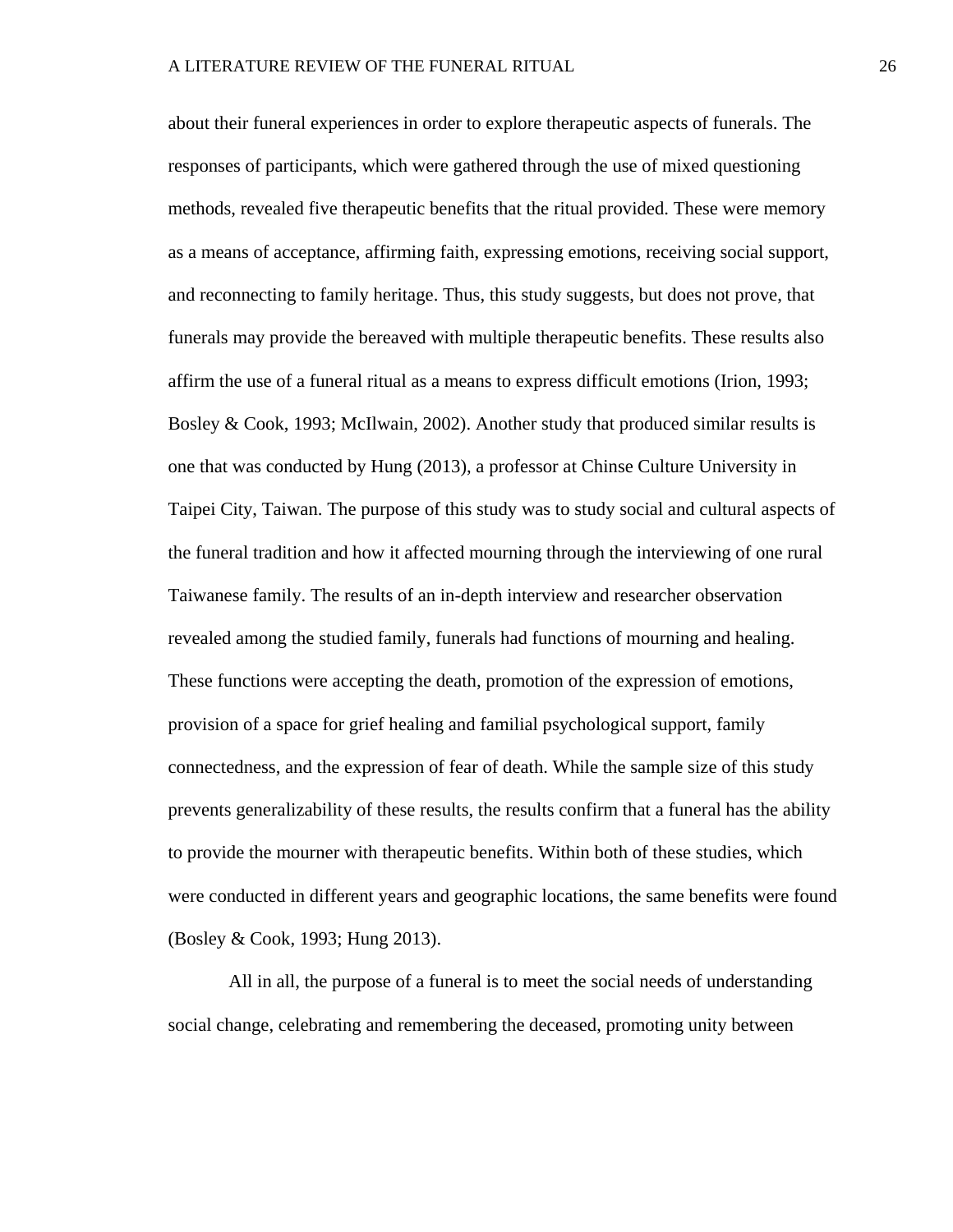about their funeral experiences in order to explore therapeutic aspects of funerals. The responses of participants, which were gathered through the use of mixed questioning methods, revealed five therapeutic benefits that the ritual provided. These were memory as a means of acceptance, affirming faith, expressing emotions, receiving social support, and reconnecting to family heritage. Thus, this study suggests, but does not prove, that funerals may provide the bereaved with multiple therapeutic benefits. These results also affirm the use of a funeral ritual as a means to express difficult emotions (Irion, 1993; Bosley & Cook, 1993; McIlwain, 2002). Another study that produced similar results is one that was conducted by Hung (2013), a professor at Chinse Culture University in Taipei City, Taiwan. The purpose of this study was to study social and cultural aspects of the funeral tradition and how it affected mourning through the interviewing of one rural Taiwanese family. The results of an in-depth interview and researcher observation revealed among the studied family, funerals had functions of mourning and healing. These functions were accepting the death, promotion of the expression of emotions, provision of a space for grief healing and familial psychological support, family connectedness, and the expression of fear of death. While the sample size of this study prevents generalizability of these results, the results confirm that a funeral has the ability to provide the mourner with therapeutic benefits. Within both of these studies, which were conducted in different years and geographic locations, the same benefits were found (Bosley & Cook, 1993; Hung 2013).

All in all, the purpose of a funeral is to meet the social needs of understanding social change, celebrating and remembering the deceased, promoting unity between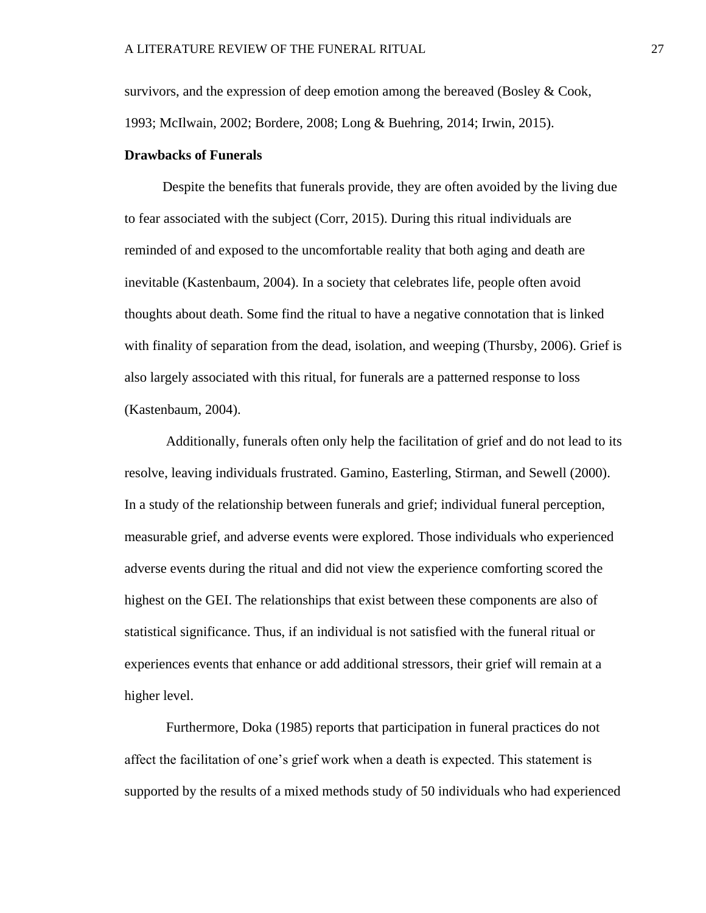survivors, and the expression of deep emotion among the bereaved (Bosley & Cook, 1993; McIlwain, 2002; Bordere, 2008; Long & Buehring, 2014; Irwin, 2015).

**Drawbacks of Funerals**

Despite the benefits that funerals provide, they are often avoided by the living due to fear associated with the subject (Corr, 2015). During this ritual individuals are reminded of and exposed to the uncomfortable reality that both aging and death are inevitable (Kastenbaum, 2004). In a society that celebrates life, people often avoid thoughts about death. Some find the ritual to have a negative connotation that is linked with finality of separation from the dead, isolation, and weeping (Thursby, 2006). Grief is also largely associated with this ritual, for funerals are a patterned response to loss (Kastenbaum, 2004).

Additionally, funerals often only help the facilitation of grief and do not lead to its resolve, leaving individuals frustrated. Gamino, Easterling, Stirman, and Sewell (2000). In a study of the relationship between funerals and grief; individual funeral perception, measurable grief, and adverse events were explored. Those individuals who experienced adverse events during the ritual and did not view the experience comforting scored the highest on the GEI. The relationships that exist between these components are also of statistical significance. Thus, if an individual is not satisfied with the funeral ritual or experiences events that enhance or add additional stressors, their grief will remain at a higher level.

Furthermore, Doka (1985) reports that participation in funeral practices do not affect the facilitation of one's grief work when a death is expected. This statement is supported by the results of a mixed methods study of 50 individuals who had experienced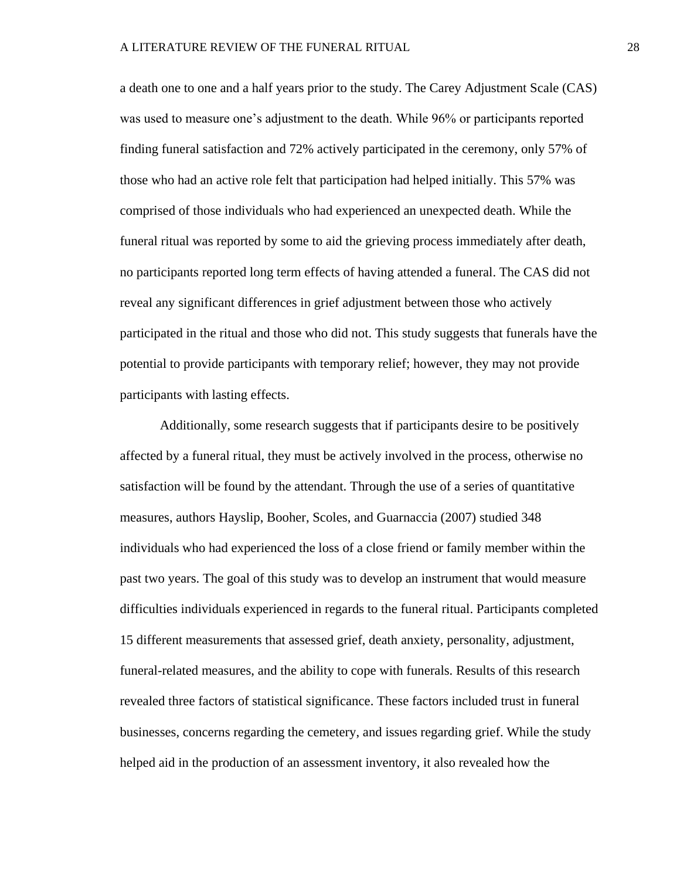a death one to one and a half years prior to the study. The Carey Adjustment Scale (CAS) was used to measure one's adjustment to the death. While 96% or participants reported finding funeral satisfaction and 72% actively participated in the ceremony, only 57% of those who had an active role felt that participation had helped initially. This 57% was comprised of those individuals who had experienced an unexpected death. While the funeral ritual was reported by some to aid the grieving process immediately after death, no participants reported long term effects of having attended a funeral. The CAS did not reveal any significant differences in grief adjustment between those who actively participated in the ritual and those who did not. This study suggests that funerals have the potential to provide participants with temporary relief; however, they may not provide participants with lasting effects.

Additionally, some research suggests that if participants desire to be positively affected by a funeral ritual, they must be actively involved in the process, otherwise no satisfaction will be found by the attendant. Through the use of a series of quantitative measures, authors Hayslip, Booher, Scoles, and Guarnaccia (2007) studied 348 individuals who had experienced the loss of a close friend or family member within the past two years. The goal of this study was to develop an instrument that would measure difficulties individuals experienced in regards to the funeral ritual. Participants completed 15 different measurements that assessed grief, death anxiety, personality, adjustment, funeral-related measures, and the ability to cope with funerals. Results of this research revealed three factors of statistical significance. These factors included trust in funeral businesses, concerns regarding the cemetery, and issues regarding grief. While the study helped aid in the production of an assessment inventory, it also revealed how the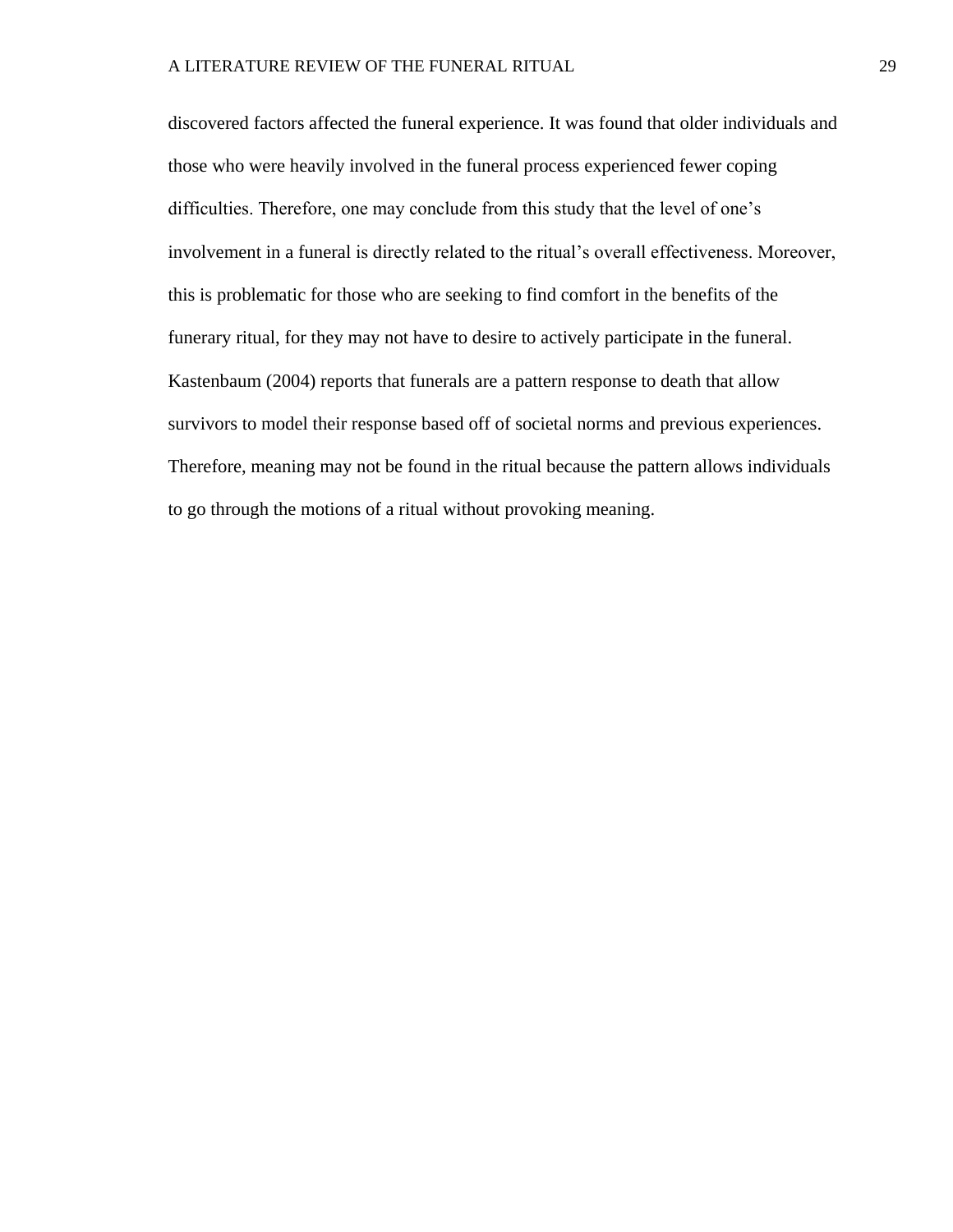discovered factors affected the funeral experience. It was found that older individuals and those who were heavily involved in the funeral process experienced fewer coping difficulties. Therefore, one may conclude from this study that the level of one's involvement in a funeral is directly related to the ritual's overall effectiveness. Moreover, this is problematic for those who are seeking to find comfort in the benefits of the funerary ritual, for they may not have to desire to actively participate in the funeral. Kastenbaum (2004) reports that funerals are a pattern response to death that allow survivors to model their response based off of societal norms and previous experiences. Therefore, meaning may not be found in the ritual because the pattern allows individuals to go through the motions of a ritual without provoking meaning.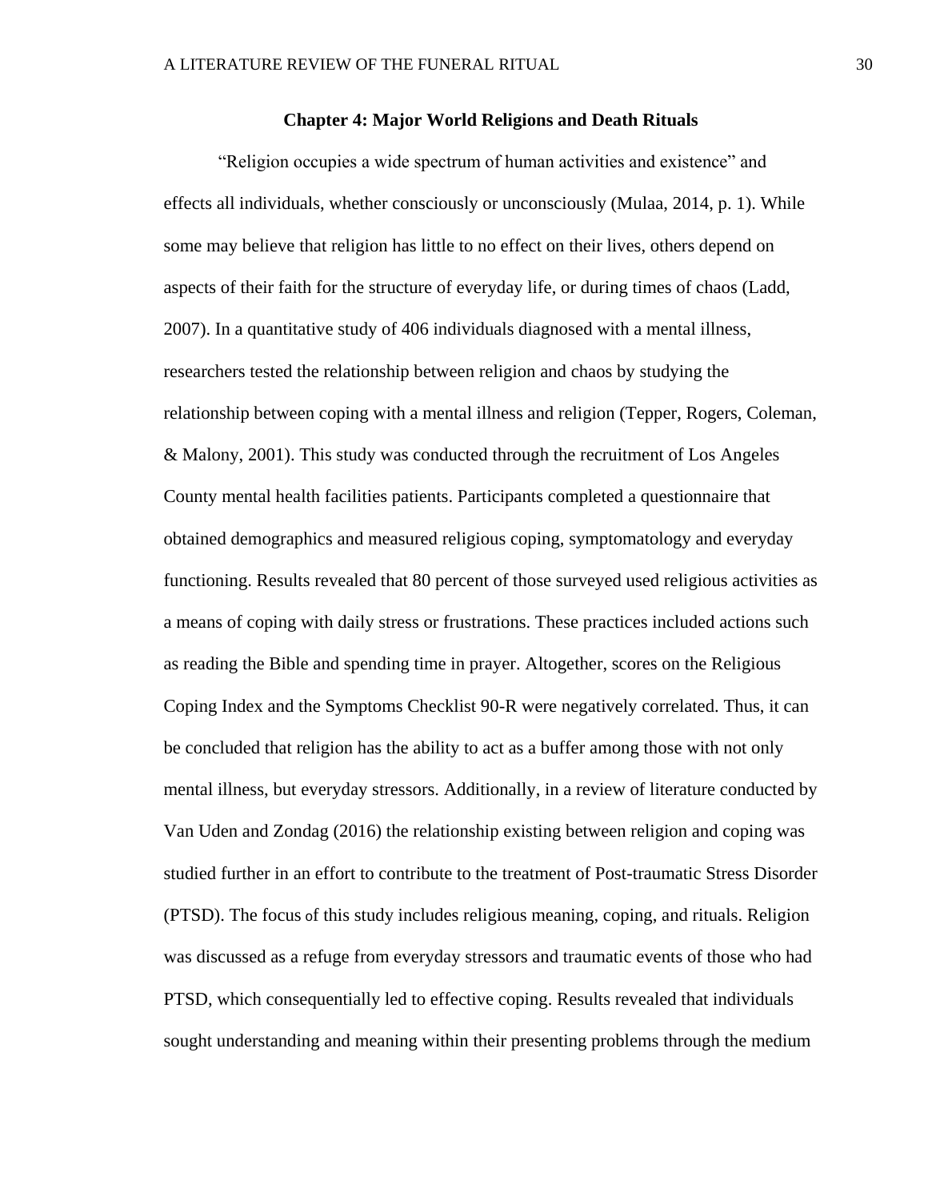## Chapter 4: Major World Religions and Death Rituals

"Religion occupies a wide spectrum of human activities and existence" and effects all individuals, whether consciously or unconsciously (Mulaa, 2014, p. 1). While some may believe that religion has little to no effect on their lives, others depend on aspects of their faith for the structure of everyday life, or during times of chaos (Ladd, 2007). In a quantitative study of 406 individuals diagnosed with a mental illness, researchers tested the relationship between religion and chaos by studying the relationship between coping with a mental illness and religion (Tepper, Rogers, Coleman, & Malony, 2001). This study was conducted through the recruitment of Los Angeles County mental health facilities patients. Participants completed a questionnaire that obtained demographics and measured religious coping, symptomatology and everyday functioning. Results revealed that 80 percent of those surveyed used religious activities as a means of coping with daily stress or frustrations. These practices included actions such as reading the Bible and spending time in prayer. Altogether, scores on the Religious Coping Index and the Symptoms Checklist 90-R were negatively correlated. Thus, it can be concluded that religion has the ability to act as a buffer among those with not only mental illness, but everyday stressors. Additionally, in a review of literature conducted by Van Uden and Zondag (2016) the relationship existing between religion and coping was studied further in an effort to contribute to the treatment of Post-traumatic Stress Disorder (PTSD). The focus of this study includes religious meaning, coping, and rituals. Religion was discussed as a refuge from everyday stressors and traumatic events of those who had PTSD, which consequentially led to effective coping. Results revealed that individuals sought understanding and meaning within their presenting problems through the medium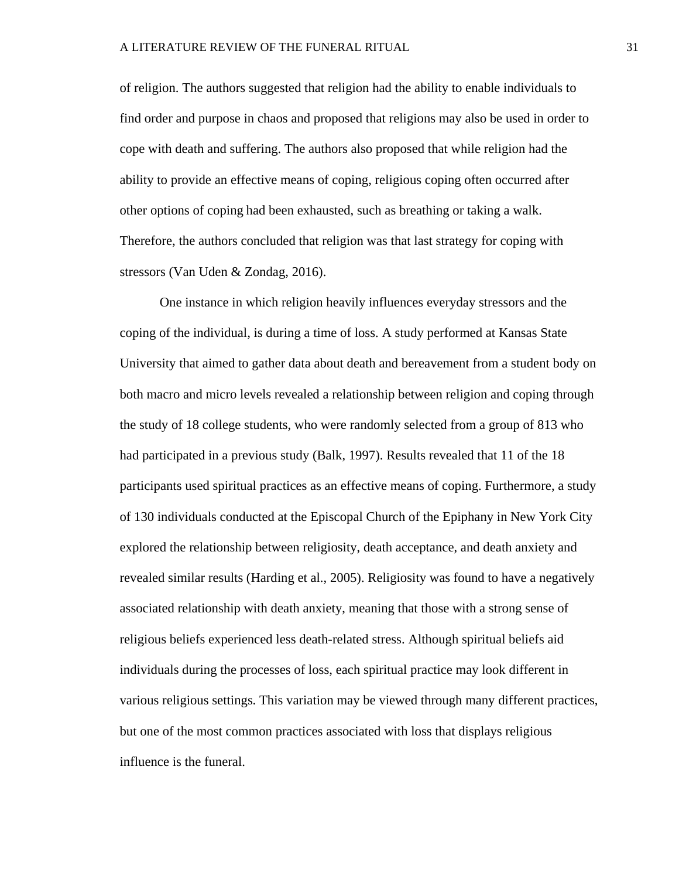of religion. The authors suggested that religion had the ability to enable individuals to find order and purpose in chaos and proposed that religions may also be used in order to cope with death and suffering. The authors also proposed that while religion had the ability to provide an effective means of coping, religious coping often occurred after other options of coping had been exhausted, such as breathing or taking a walk. Therefore, the authors concluded that religion was that last strategy for coping with stressors (Van Uden & Zondag, 2016).

One instance in which religion heavily influences everyday stressors and the coping of the individual, is during a time of loss. A study performed at Kansas State University that aimed to gather data about death and bereavement from a student body on both macro and micro levels revealed a relationship between religion and coping through the study of 18 college students, who were randomly selected from a group of 813 who had participated in a previous study (Balk, 1997). Results revealed that 11 of the 18 participants used spiritual practices as an effective means of coping. Furthermore, a study of 130 individuals conducted at the Episcopal Church of the Epiphany in New York City explored the relationship between religiosity, death acceptance, and death anxiety and revealed similar results (Harding et al., 2005). Religiosity was found to have a negatively associated relationship with death anxiety, meaning that those with a strong sense of religious beliefs experienced less death-related stress. Although spiritual beliefs aid individuals during the processes of loss, each spiritual practice may look different in various religious settings. This variation may be viewed through many different practices, but one of the most common practices associated with loss that displays religious influence is the funeral.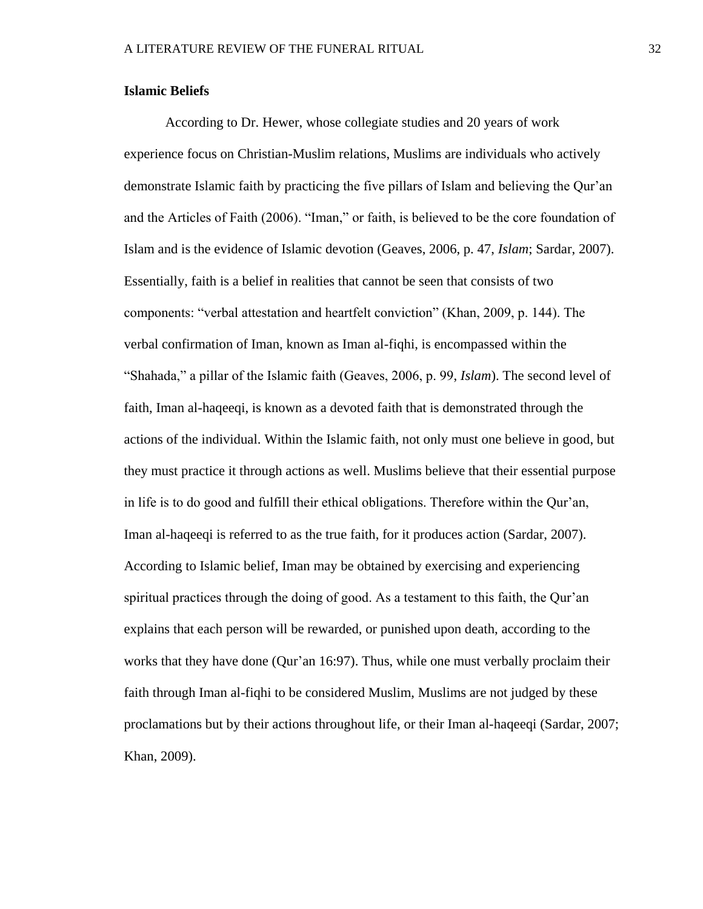**Islamic Beliefs**

According to Dr. Hewer, whose collegiate studies and 20 years of work experience focus on Christian-Muslim relations, Muslims are individuals who actively demonstrate Islamic faith by practicing the five pillars of Islam and believing the Qur'an and the Articles of Faith (2006). "Iman," or faith, is believed to be the core foundation of Islam and is the evidence of Islamic devotion (Geaves, 2006, p. 47, *Islam*; Sardar, 2007). Essentially, faith is a belief in realities that cannot be seen that consists of two components: "verbal attestation and heartfelt conviction" (Khan, 2009, p. 144). The verbal confirmation of Iman, known as Iman al-fiqhi, is encompassed within the "Shahada," a pillar of the Islamic faith (Geaves, 2006, p. 99, *Islam*). The second level of faith, Iman al-haqeeqi, is known as a devoted faith that is demonstrated through the actions of the individual. Within the Islamic faith, not only must one believe in good, but they must practice it through actions as well. Muslims believe that their essential purpose in life is to do good and fulfill their ethical obligations. Therefore within the Qur'an, Iman al-haqeeqi is referred to as the true faith, for it produces action (Sardar, 2007). According to Islamic belief, Iman may be obtained by exercising and experiencing spiritual practices through the doing of good. As a testament to this faith, the Qur'an explains that each person will be rewarded, or punished upon death, according to the works that they have done (Qur'an 16:97). Thus, while one must verbally proclaim their faith through Iman al-fiqhi to be considered Muslim, Muslims are not judged by these proclamations but by their actions throughout life, or their Iman al-haqeeqi (Sardar, 2007; Khan, 2009).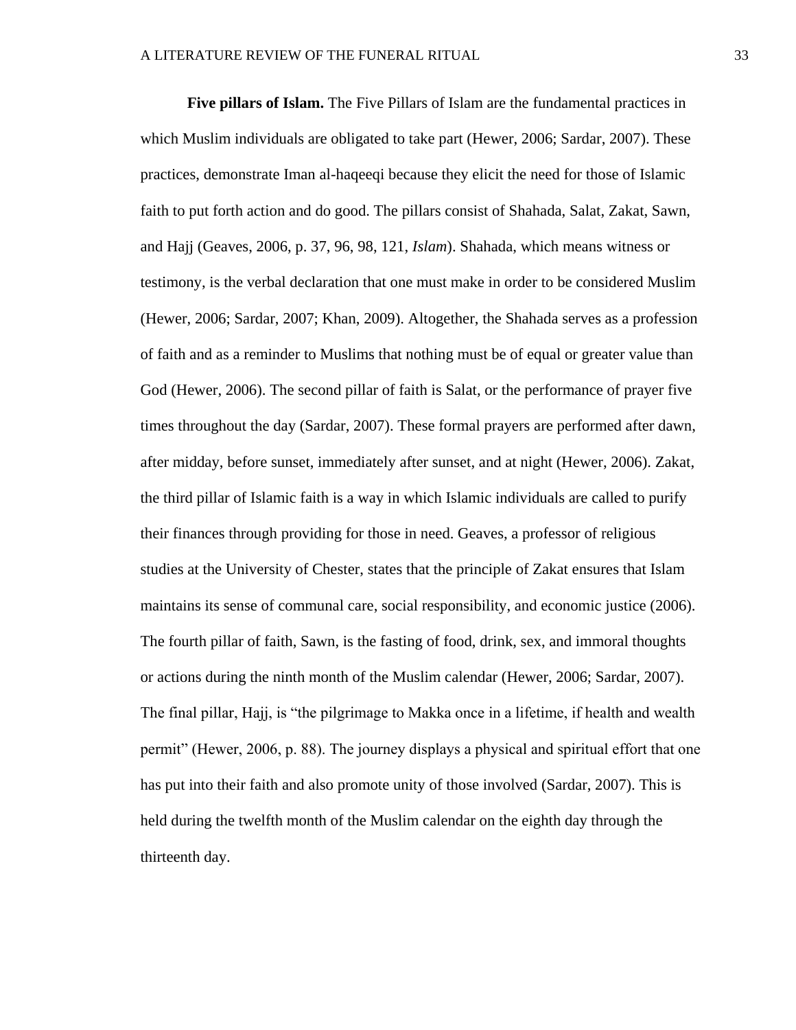**Five pillars of Islam.** The Five Pillars of Islam are the fundamental practices in which Muslim individuals are obligated to take part (Hewer, 2006; Sardar, 2007). These practices, demonstrate Iman al-haqeeqi because they elicit the need for those of Islamic faith to put forth action and do good. The pillars consist of Shahada, Salat, Zakat, Sawn, and Hajj (Geaves, 2006, p. 37, 96, 98, 121, *Islam*). Shahada, which means witness or testimony, is the verbal declaration that one must make in order to be considered Muslim (Hewer, 2006; Sardar, 2007; Khan, 2009). Altogether, the Shahada serves as a profession of faith and as a reminder to Muslims that nothing must be of equal or greater value than God (Hewer, 2006). The second pillar of faith is Salat, or the performance of prayer five times throughout the day (Sardar, 2007). These formal prayers are performed after dawn, after midday, before sunset, immediately after sunset, and at night (Hewer, 2006). Zakat, the third pillar of Islamic faith is a way in which Islamic individuals are called to purify their finances through providing for those in need. Geaves, a professor of religious studies at the University of Chester, states that the principle of Zakat ensures that Islam maintains its sense of communal care, social responsibility, and economic justice (2006). The fourth pillar of faith, Sawn, is the fasting of food, drink, sex, and immoral thoughts or actions during the ninth month of the Muslim calendar (Hewer, 2006; Sardar, 2007). The final pillar, Hajj, is "the pilgrimage to Makka once in a lifetime, if health and wealth permit" (Hewer, 2006, p. 88). The journey displays a physical and spiritual effort that one has put into their faith and also promote unity of those involved (Sardar, 2007). This is held during the twelfth month of the Muslim calendar on the eighth day through the thirteenth day.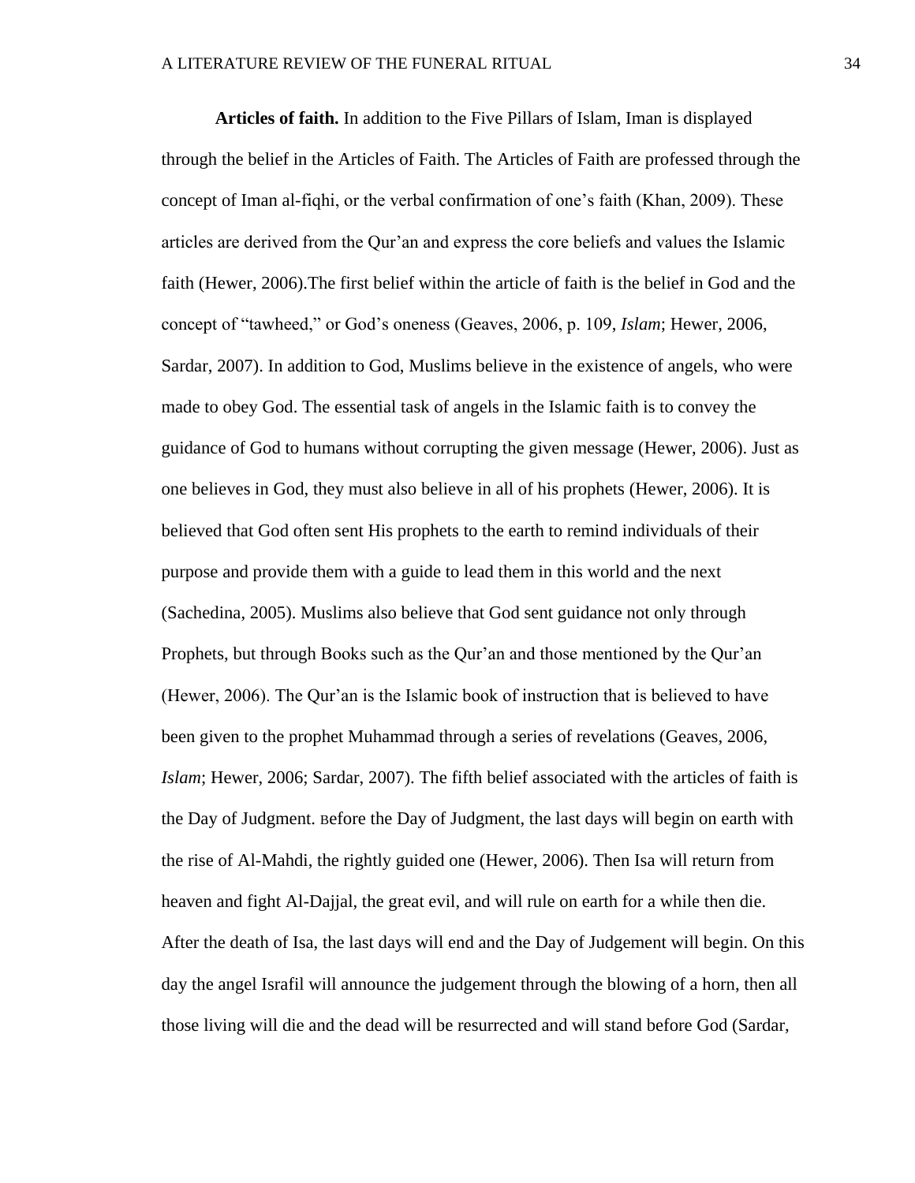**Articles of faith.** In addition to the Five Pillars of Islam, Iman is displayed through the belief in the Articles of Faith. The Articles of Faith are professed through the concept of Iman al-fiqhi, or the verbal confirmation of one's faith (Khan, 2009). These articles are derived from the Qur'an and express the core beliefs and values the Islamic faith (Hewer, 2006).The first belief within the article of faith is the belief in God and the concept of "tawheed," or God's oneness (Geaves, 2006, p. 109, *Islam*; Hewer, 2006, Sardar, 2007). In addition to God, Muslims believe in the existence of angels, who were made to obey God. The essential task of angels in the Islamic faith is to convey the guidance of God to humans without corrupting the given message (Hewer, 2006). Just as one believes in God, they must also believe in all of his prophets (Hewer, 2006). It is believed that God often sent His prophets to the earth to remind individuals of their purpose and provide them with a guide to lead them in this world and the next (Sachedina, 2005). Muslims also believe that God sent guidance not only through Prophets, but through Books such as the Qur'an and those mentioned by the Qur'an (Hewer, 2006). The Qur'an is the Islamic book of instruction that is believed to have been given to the prophet Muhammad through a series of revelations (Geaves, 2006, *Islam*; Hewer, 2006; Sardar, 2007). The fifth belief associated with the articles of faith is the Day of Judgment. Before the Day of Judgment, the last days will begin on earth with the rise of Al-Mahdi, the rightly guided one (Hewer, 2006). Then Isa will return from heaven and fight Al-Dajjal, the great evil, and will rule on earth for a while then die. After the death of Isa, the last days will end and the Day of Judgement will begin. On this day the angel Israfil will announce the judgement through the blowing of a horn, then all those living will die and the dead will be resurrected and will stand before God (Sardar,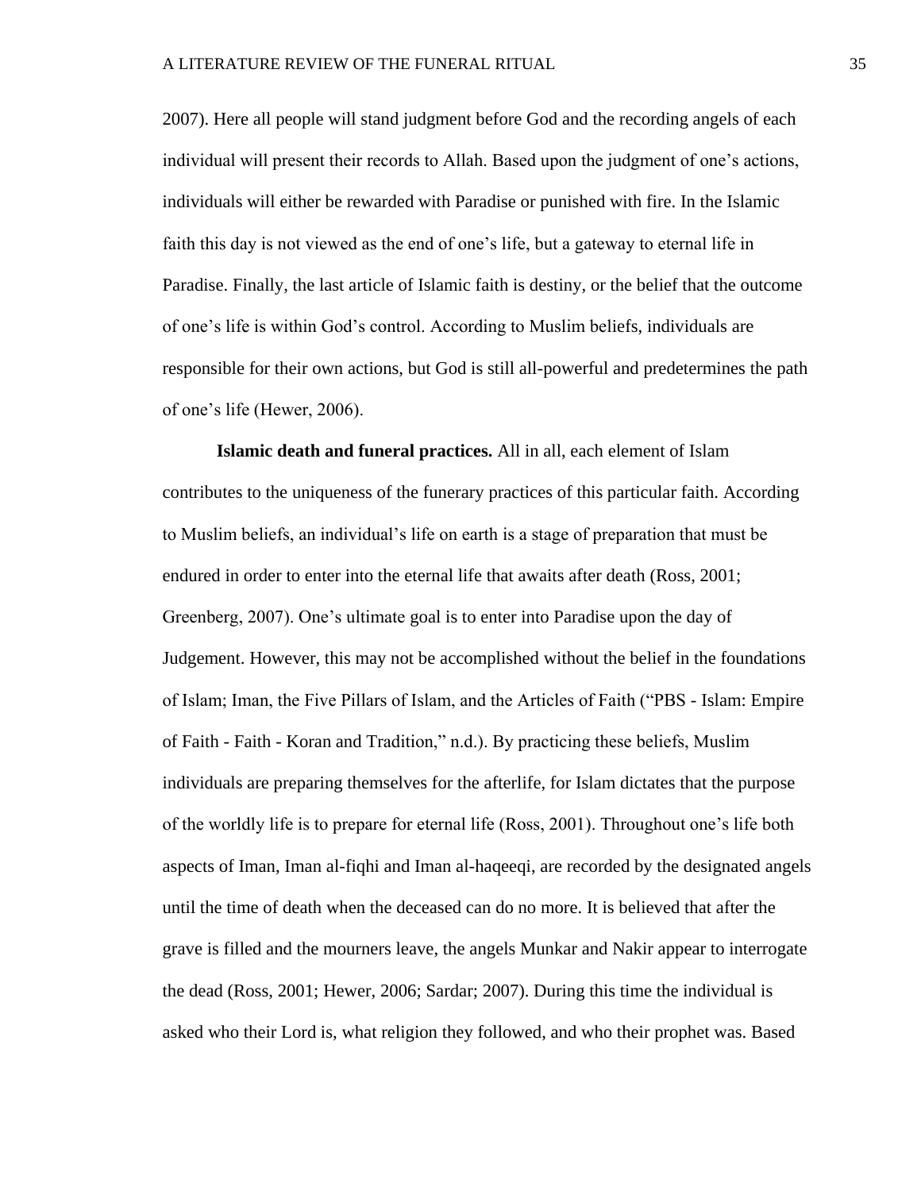2007). Here all people will stand judgment before God and the recording angels of each individual will present their records to Allah. Based upon the judgment of one's actions, individuals will either be rewarded with Paradise or punished with fire. In the Islamic faith this day is not viewed as the end of one's life, but a gateway to eternal life in Paradise. Finally, the last article of Islamic faith is destiny, or the belief that the outcome of one's life is within God's control. According to Muslim beliefs, individuals are responsible for their own actions, but God is still all-powerful and predetermines the path of one's life (Hewer, 2006).

**Islamic death and funeral practices.** All in all, each element of Islam contributes to the uniqueness of the funerary practices of this particular faith. According to Muslim beliefs, an individual's life on earth is a stage of preparation that must be endured in order to enter into the eternal life that awaits after death (Ross, 2001; Greenberg, 2007). One's ultimate goal is to enter into Paradise upon the day of Judgement. However, this may not be accomplished without the belief in the foundations of Islam; Iman, the Five Pillars of Islam, and the Articles of Faith ("PBS - Islam: Empire of Faith - Faith - Koran and Tradition," n.d.). By practicing these beliefs, Muslim individuals are preparing themselves for the afterlife, for Islam dictates that the purpose of the worldly life is to prepare for eternal life (Ross, 2001). Throughout one's life both aspects of Iman, Iman al-fiqhi and Iman al-haqeeqi, are recorded by the designated angels until the time of death when the deceased can do no more. It is believed that after the grave is filled and the mourners leave, the angels Munkar and Nakir appear to interrogate the dead (Ross, 2001; Hewer, 2006; Sardar; 2007). During this time the individual is asked who their Lord is, what religion they followed, and who their prophet was. Based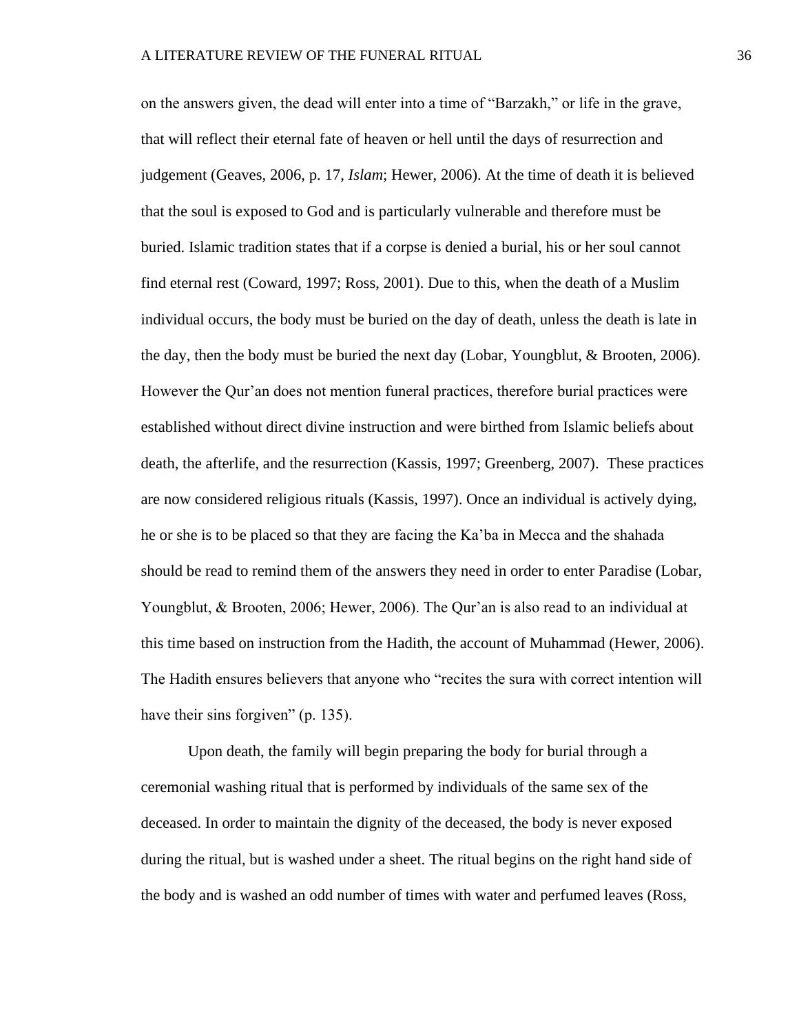on the answers given, the dead will enter into a time of "Barzakh," or life in the grave, that will reflect their eternal fate of heaven or hell until the days of resurrection and judgement (Geaves, 2006, p. 17, *Islam*; Hewer, 2006). At the time of death it is believed that the soul is exposed to God and is particularly vulnerable and therefore must be buried. Islamic tradition states that if a corpse is denied a burial, his or her soul cannot find eternal rest (Coward, 1997; Ross, 2001). Due to this, when the death of a Muslim individual occurs, the body must be buried on the day of death, unless the death is late in the day, then the body must be buried the next day (Lobar, Youngblut, & Brooten, 2006). However the Qur'an does not mention funeral practices, therefore burial practices were established without direct divine instruction and were birthed from Islamic beliefs about death, the afterlife, and the resurrection (Kassis, 1997; Greenberg, 2007). These practices are now considered religious rituals (Kassis, 1997). Once an individual is actively dying, he or she is to be placed so that they are facing the Ka'ba in Mecca and the shahada should be read to remind them of the answers they need in order to enter Paradise (Lobar, Youngblut, & Brooten, 2006; Hewer, 2006). The Qur'an is also read to an individual at this time based on instruction from the Hadith, the account of Muhammad (Hewer, 2006). The Hadith ensures believers that anyone who "recites the sura with correct intention will have their sins forgiven" (p. 135).

Upon death, the family will begin preparing the body for burial through a ceremonial washing ritual that is performed by individuals of the same sex of the deceased. In order to maintain the dignity of the deceased, the body is never exposed during the ritual, but is washed under a sheet. The ritual begins on the right hand side of the body and is washed an odd number of times with water and perfumed leaves (Ross,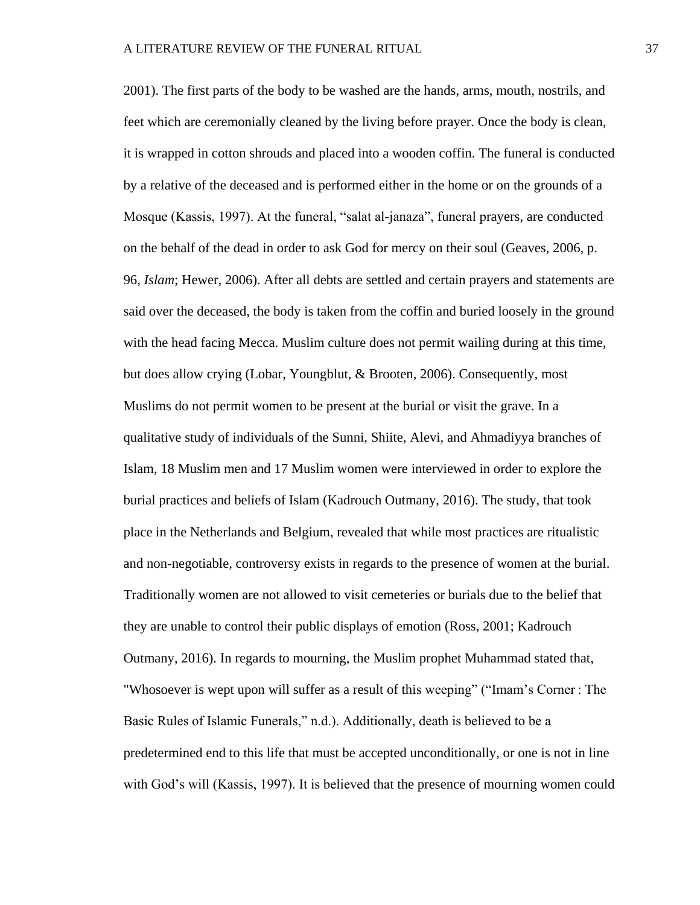2001). The first parts of the body to be washed are the hands, arms, mouth, nostrils, and feet which are ceremonially cleaned by the living before prayer. Once the body is clean, it is wrapped in cotton shrouds and placed into a wooden coffin. The funeral is conducted by a relative of the deceased and is performed either in the home or on the grounds of a Mosque (Kassis, 1997). At the funeral, "salat al-janaza", funeral prayers, are conducted on the behalf of the dead in order to ask God for mercy on their soul (Geaves, 2006, p. 96, *Islam*; Hewer, 2006). After all debts are settled and certain prayers and statements are said over the deceased, the body is taken from the coffin and buried loosely in the ground with the head facing Mecca. Muslim culture does not permit wailing during at this time, but does allow crying (Lobar, Youngblut, & Brooten, 2006). Consequently, most Muslims do not permit women to be present at the burial or visit the grave. In a qualitative study of individuals of the Sunni, Shiite, Alevi, and Ahmadiyya branches of Islam, 18 Muslim men and 17 Muslim women were interviewed in order to explore the burial practices and beliefs of Islam (Kadrouch Outmany, 2016). The study, that took place in the Netherlands and Belgium, revealed that while most practices are ritualistic and non-negotiable, controversy exists in regards to the presence of women at the burial. Traditionally women are not allowed to visit cemeteries or burials due to the belief that they are unable to control their public displays of emotion (Ross, 2001; Kadrouch Outmany, 2016). In regards to mourning, the Muslim prophet Muhammad stated that, "Whosoever is wept upon will suffer as a result of this weeping" ("Imam's Corner : The Basic Rules of Islamic Funerals," n.d.). Additionally, death is believed to be a predetermined end to this life that must be accepted unconditionally, or one is not in line with God's will (Kassis, 1997). It is believed that the presence of mourning women could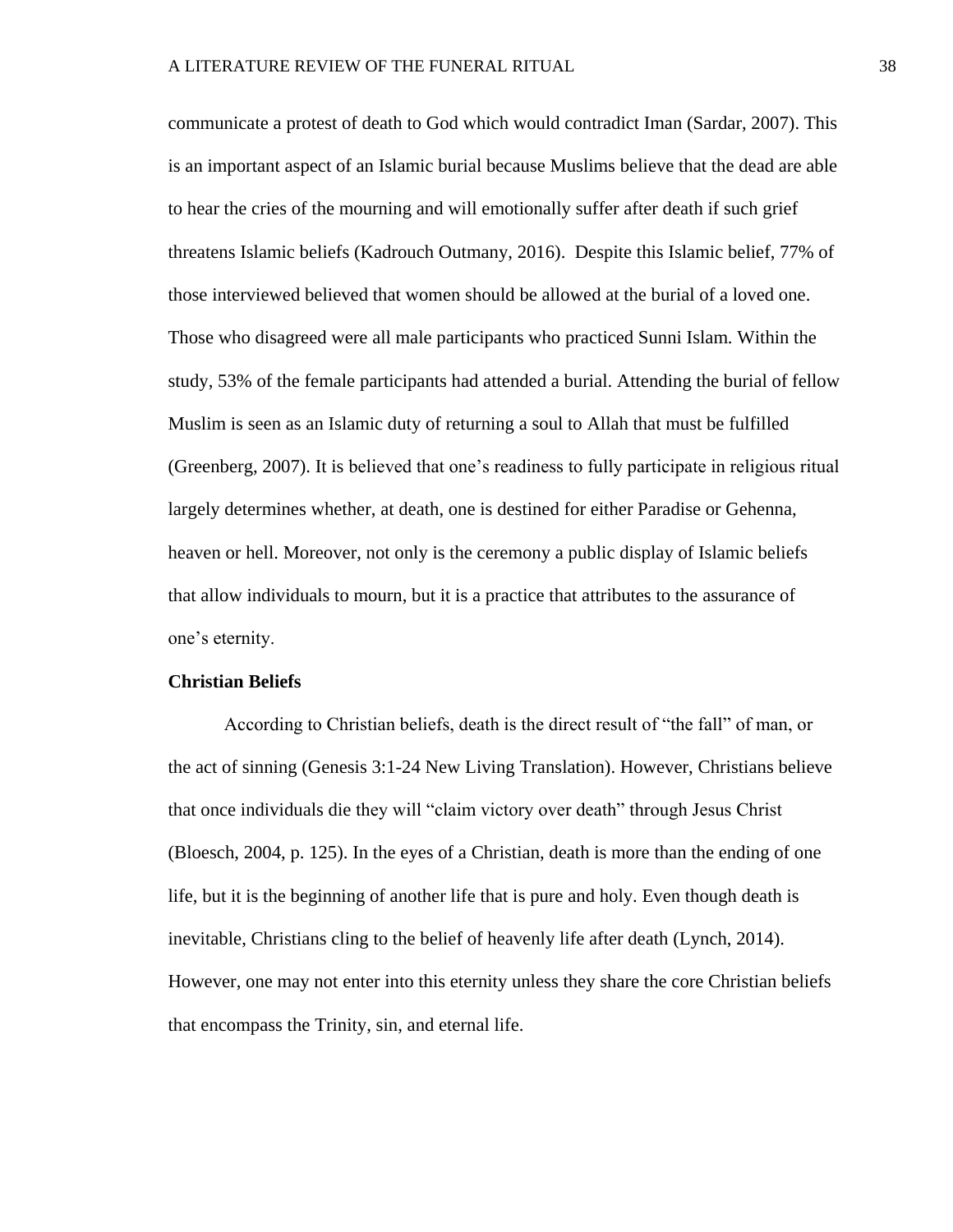communicate a protest of death to God which would contradict Iman (Sardar, 2007). This is an important aspect of an Islamic burial because Muslims believe that the dead are able to hear the cries of the mourning and will emotionally suffer after death if such grief threatens Islamic beliefs (Kadrouch Outmany, 2016). Despite this Islamic belief, 77% of those interviewed believed that women should be allowed at the burial of a loved one. Those who disagreed were all male participants who practiced Sunni Islam. Within the study, 53% of the female participants had attended a burial. Attending the burial of fellow Muslim is seen as an Islamic duty of returning a soul to Allah that must be fulfilled (Greenberg, 2007). It is believed that one's readiness to fully participate in religious ritual largely determines whether, at death, one is destined for either Paradise or Gehenna, heaven or hell. Moreover, not only is the ceremony a public display of Islamic beliefs that allow individuals to mourn, but it is a practice that attributes to the assurance of one's eternity.

**Christian Beliefs**

According to Christian beliefs, death is the direct result of "the fall" of man, or the act of sinning (Genesis 3:1-24 New Living Translation). However, Christians believe that once individuals die they will "claim victory over death" through Jesus Christ (Bloesch, 2004, p. 125). In the eyes of a Christian, death is more than the ending of one life, but it is the beginning of another life that is pure and holy. Even though death is inevitable, Christians cling to the belief of heavenly life after death (Lynch, 2014). However, one may not enter into this eternity unless they share the core Christian beliefs that encompass the Trinity, sin, and eternal life.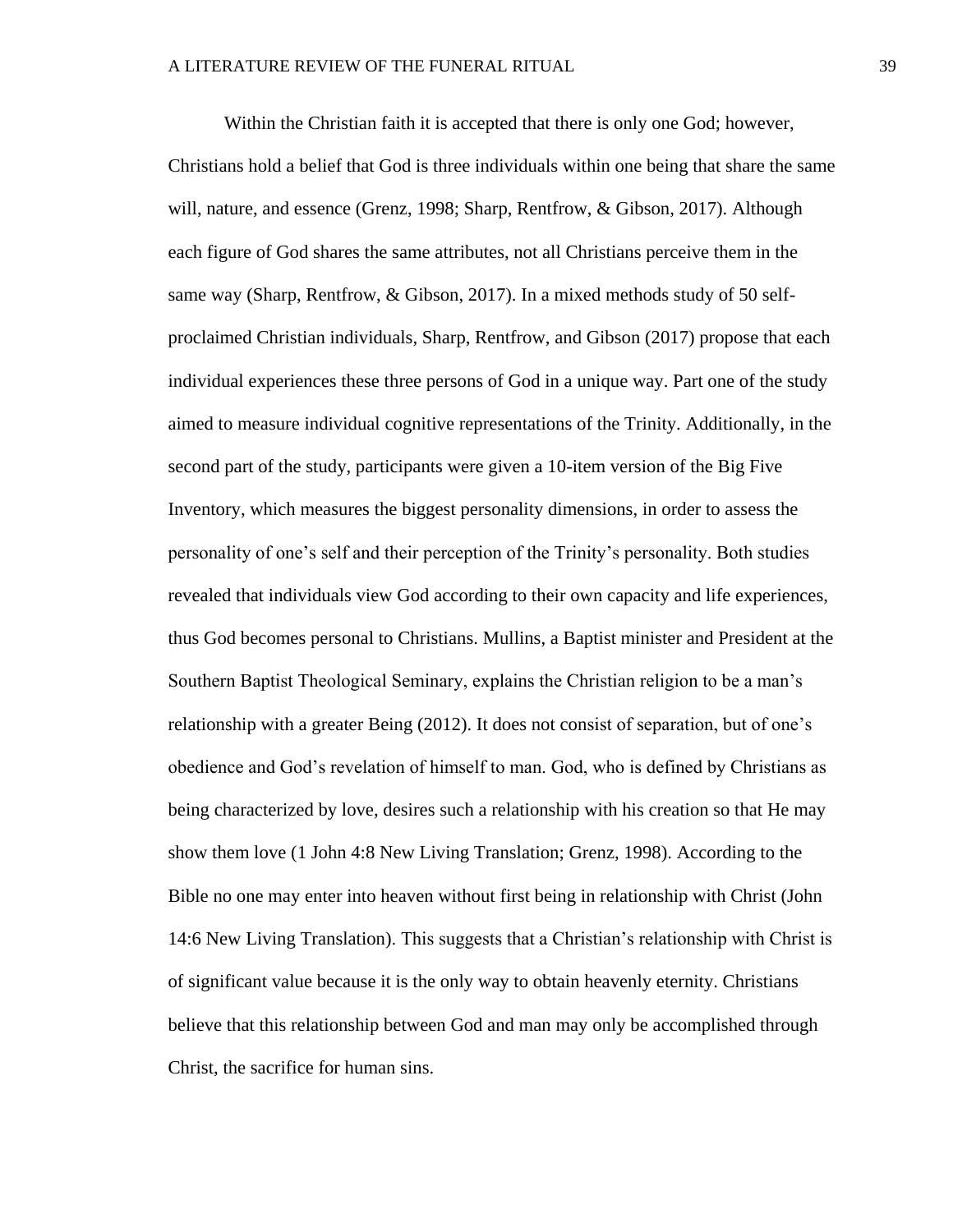Within the Christian faith it is accepted that there is only one God; however, Christians hold a belief that God is three individuals within one being that share the same will, nature, and essence (Grenz, 1998; Sharp, Rentfrow, & Gibson, 2017). Although each figure of God shares the same attributes, not all Christians perceive them in the same way (Sharp, Rentfrow, & Gibson, 2017). In a mixed methods study of 50 self-proclaimed Christian individuals, Sharp, Rentfrow, and Gibson (2017) propose that each individual experiences these three persons of God in a unique way. Part one of the study aimed to measure individual cognitive representations of the Trinity. Additionally, in the second part of the study, participants were given a 10-item version of the Big Five Inventory, which measures the biggest personality dimensions, in order to assess the personality of one's self and their perception of the Trinity's personality. Both studies revealed that individuals view God according to their own capacity and life experiences, thus God becomes personal to Christians. Mullins, a Baptist minister and President at the Southern Baptist Theological Seminary, explains the Christian religion to be a man's relationship with a greater Being (2012). It does not consist of separation, but of one's obedience and God's revelation of himself to man. God, who is defined by Christians as being characterized by love, desires such a relationship with his creation so that He may show them love (1 John 4:8 New Living Translation; Grenz, 1998). According to the Bible no one may enter into heaven without first being in relationship with Christ (John 14:6 New Living Translation). This suggests that a Christian's relationship with Christ is of significant value because it is the only way to obtain heavenly eternity. Christians believe that this relationship between God and man may only be accomplished through Christ, the sacrifice for human sins.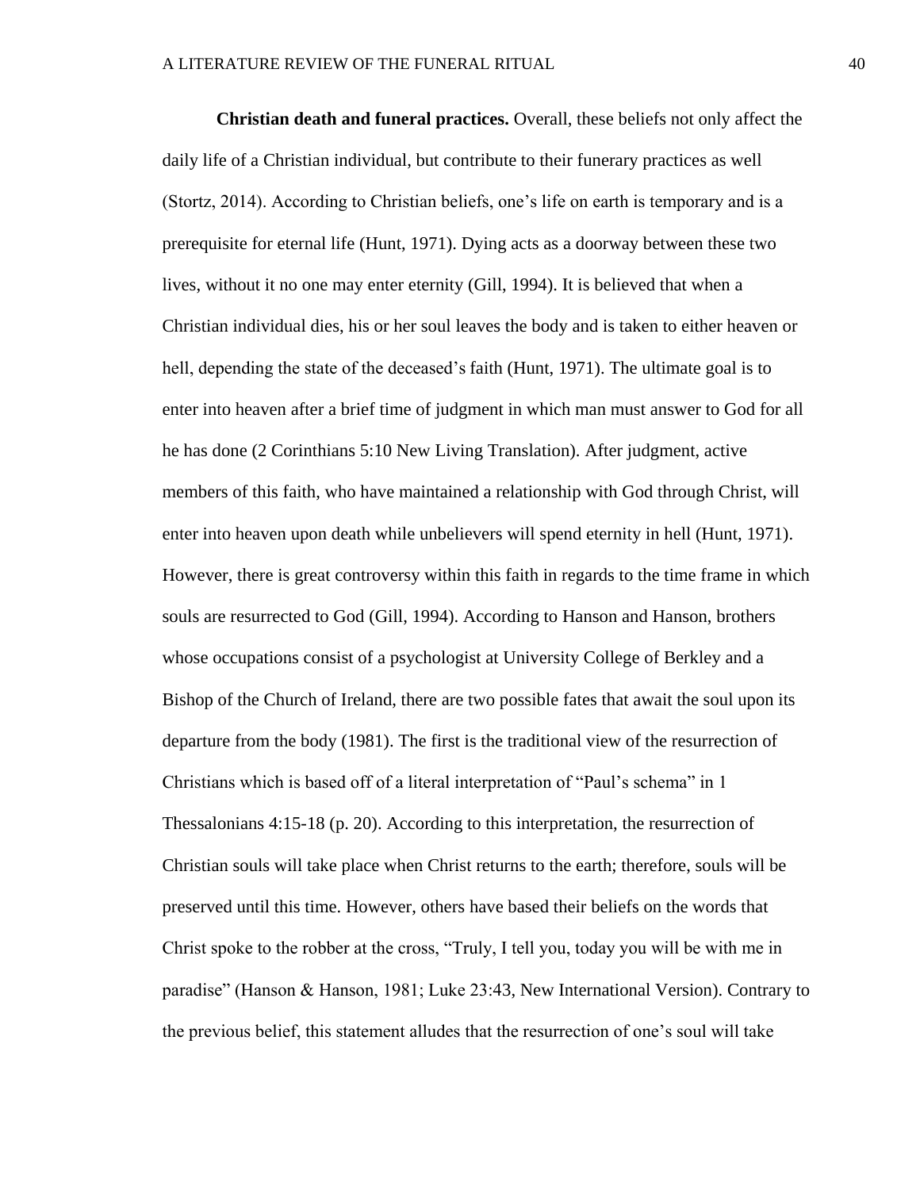**Christian death and funeral practices.** Overall, these beliefs not only affect the daily life of a Christian individual, but contribute to their funerary practices as well (Stortz, 2014). According to Christian beliefs, one's life on earth is temporary and is a prerequisite for eternal life (Hunt, 1971). Dying acts as a doorway between these two lives, without it no one may enter eternity (Gill, 1994). It is believed that when a Christian individual dies, his or her soul leaves the body and is taken to either heaven or hell, depending the state of the deceased's faith (Hunt, 1971). The ultimate goal is to enter into heaven after a brief time of judgment in which man must answer to God for all he has done (2 Corinthians 5:10 New Living Translation). After judgment, active members of this faith, who have maintained a relationship with God through Christ, will enter into heaven upon death while unbelievers will spend eternity in hell (Hunt, 1971). However, there is great controversy within this faith in regards to the time frame in which souls are resurrected to God (Gill, 1994). According to Hanson and Hanson, brothers whose occupations consist of a psychologist at University College of Berkley and a Bishop of the Church of Ireland, there are two possible fates that await the soul upon its departure from the body (1981). The first is the traditional view of the resurrection of Christians which is based off of a literal interpretation of "Paul's schema" in 1 Thessalonians 4:15-18 (p. 20). According to this interpretation, the resurrection of Christian souls will take place when Christ returns to the earth; therefore, souls will be preserved until this time. However, others have based their beliefs on the words that Christ spoke to the robber at the cross, "Truly, I tell you, today you will be with me in paradise" (Hanson & Hanson, 1981; Luke 23:43, New International Version). Contrary to the previous belief, this statement alludes that the resurrection of one's soul will take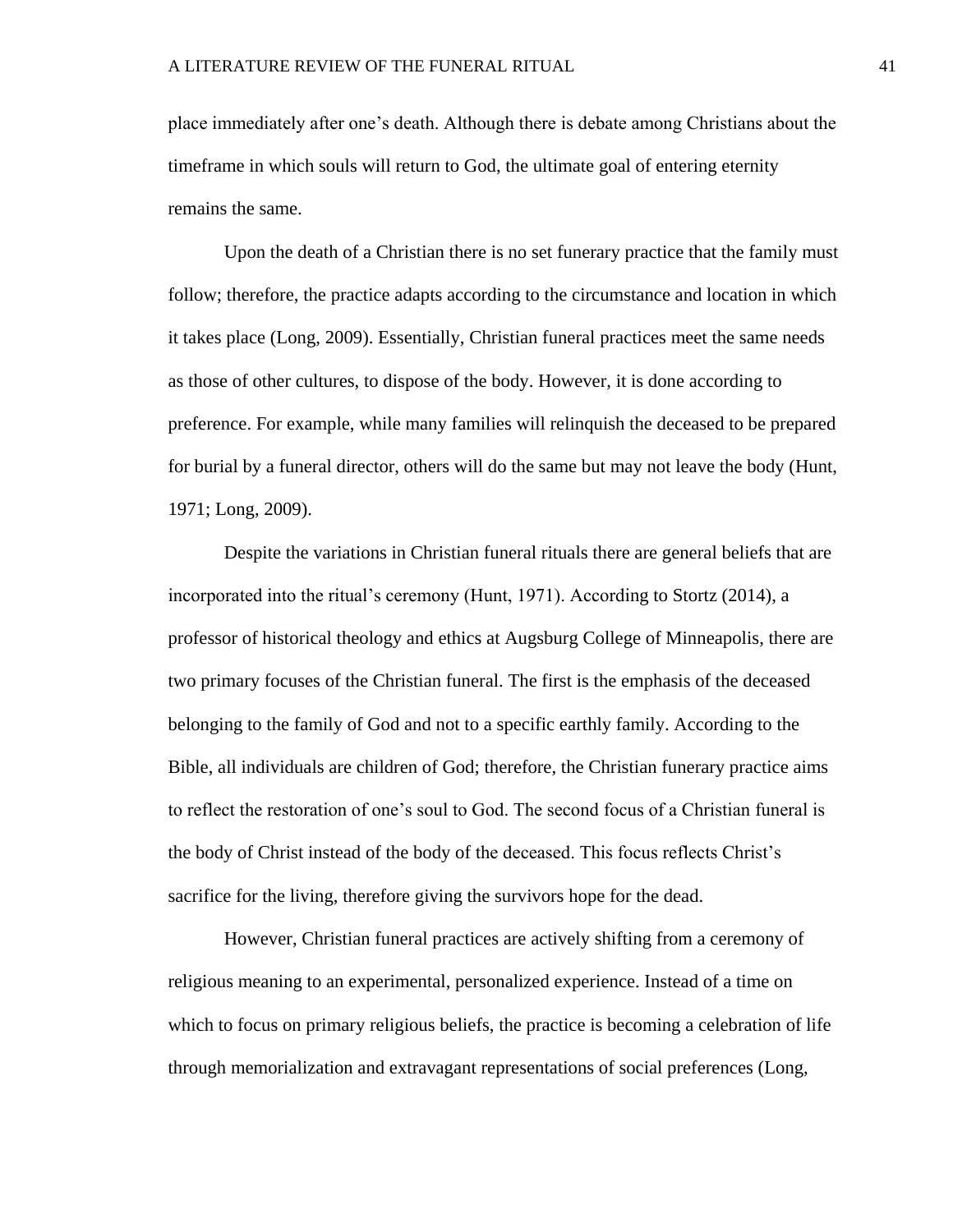place immediately after one's death. Although there is debate among Christians about the timeframe in which souls will return to God, the ultimate goal of entering eternity remains the same.

Upon the death of a Christian there is no set funerary practice that the family must follow; therefore, the practice adapts according to the circumstance and location in which it takes place (Long, 2009). Essentially, Christian funeral practices meet the same needs as those of other cultures, to dispose of the body. However, it is done according to preference. For example, while many families will relinquish the deceased to be prepared for burial by a funeral director, others will do the same but may not leave the body (Hunt, 1971; Long, 2009).

Despite the variations in Christian funeral rituals there are general beliefs that are incorporated into the ritual's ceremony (Hunt, 1971). According to Stortz (2014), a professor of historical theology and ethics at Augsburg College of Minneapolis, there are two primary focuses of the Christian funeral. The first is the emphasis of the deceased belonging to the family of God and not to a specific earthly family. According to the Bible, all individuals are children of God; therefore, the Christian funerary practice aims to reflect the restoration of one's soul to God. The second focus of a Christian funeral is the body of Christ instead of the body of the deceased. This focus reflects Christ's sacrifice for the living, therefore giving the survivors hope for the dead.

However, Christian funeral practices are actively shifting from a ceremony of religious meaning to an experimental, personalized experience. Instead of a time on which to focus on primary religious beliefs, the practice is becoming a celebration of life through memorialization and extravagant representations of social preferences (Long,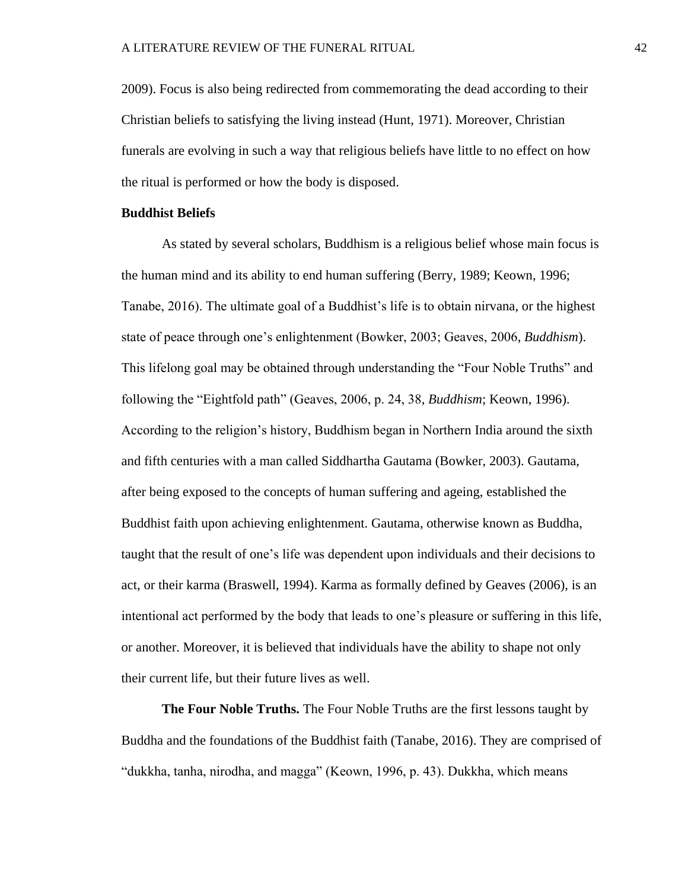2009). Focus is also being redirected from commemorating the dead according to their Christian beliefs to satisfying the living instead (Hunt, 1971). Moreover, Christian funerals are evolving in such a way that religious beliefs have little to no effect on how the ritual is performed or how the body is disposed.

**Buddhist Beliefs**

As stated by several scholars, Buddhism is a religious belief whose main focus is the human mind and its ability to end human suffering (Berry, 1989; Keown, 1996; Tanabe, 2016). The ultimate goal of a Buddhist's life is to obtain nirvana, or the highest state of peace through one's enlightenment (Bowker, 2003; Geaves, 2006, *Buddhism*). This lifelong goal may be obtained through understanding the "Four Noble Truths" and following the "Eightfold path" (Geaves, 2006, p. 24, 38, *Buddhism*; Keown, 1996). According to the religion's history, Buddhism began in Northern India around the sixth and fifth centuries with a man called Siddhartha Gautama (Bowker, 2003). Gautama, after being exposed to the concepts of human suffering and ageing, established the Buddhist faith upon achieving enlightenment. Gautama, otherwise known as Buddha, taught that the result of one's life was dependent upon individuals and their decisions to act, or their karma (Braswell, 1994). Karma as formally defined by Geaves (2006), is an intentional act performed by the body that leads to one's pleasure or suffering in this life, or another. Moreover, it is believed that individuals have the ability to shape not only their current life, but their future lives as well.

**The Four Noble Truths.** The Four Noble Truths are the first lessons taught by Buddha and the foundations of the Buddhist faith (Tanabe, 2016). They are comprised of "dukkha, tanha, nirodha, and magga" (Keown, 1996, p. 43). Dukkha, which means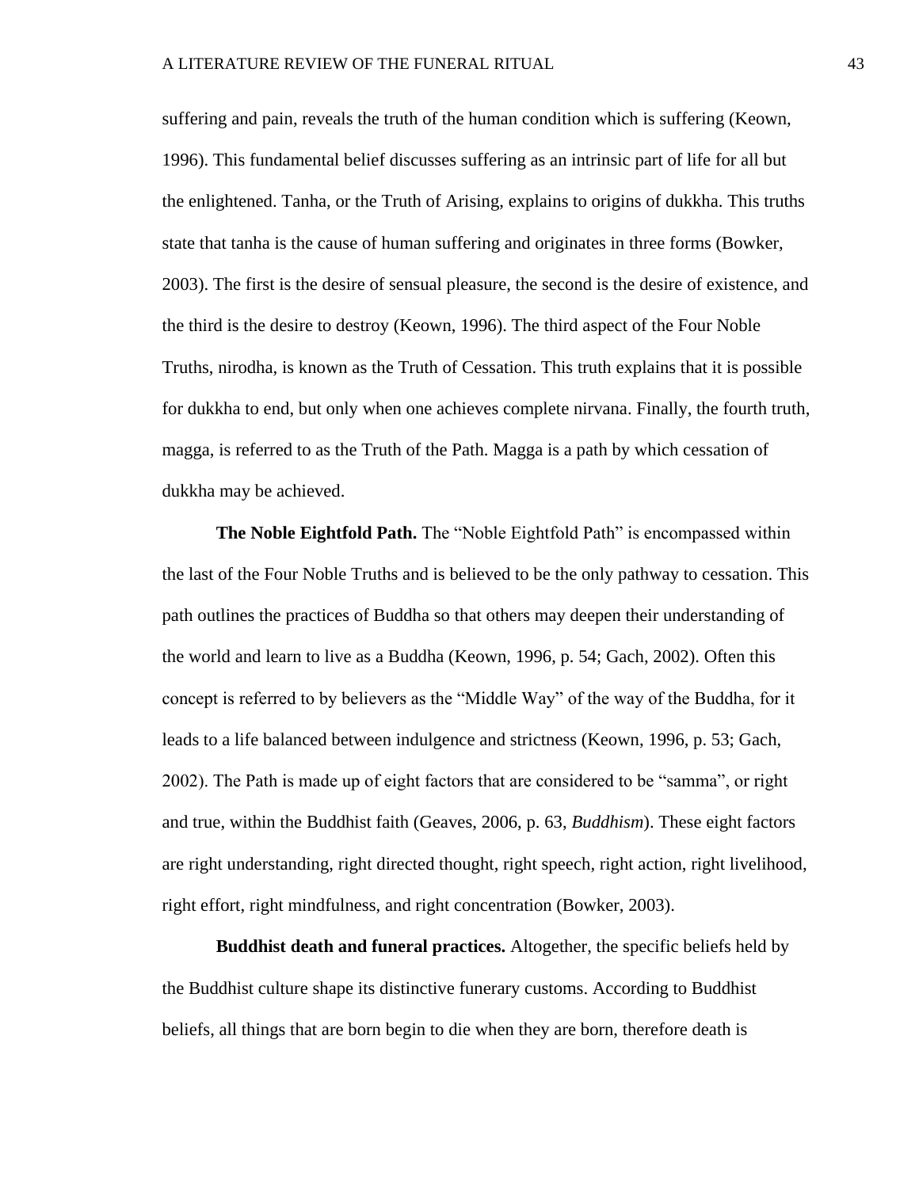suffering and pain, reveals the truth of the human condition which is suffering (Keown, 1996). This fundamental belief discusses suffering as an intrinsic part of life for all but the enlightened. Tanha, or the Truth of Arising, explains to origins of dukkha. This truths state that tanha is the cause of human suffering and originates in three forms (Bowker, 2003). The first is the desire of sensual pleasure, the second is the desire of existence, and the third is the desire to destroy (Keown, 1996). The third aspect of the Four Noble Truths, nirodha, is known as the Truth of Cessation. This truth explains that it is possible for dukkha to end, but only when one achieves complete nirvana. Finally, the fourth truth, magga, is referred to as the Truth of the Path. Magga is a path by which cessation of dukkha may be achieved.

**The Noble Eightfold Path.** The "Noble Eightfold Path" is encompassed within the last of the Four Noble Truths and is believed to be the only pathway to cessation. This path outlines the practices of Buddha so that others may deepen their understanding of the world and learn to live as a Buddha (Keown, 1996, p. 54; Gach, 2002). Often this concept is referred to by believers as the "Middle Way" of the way of the Buddha, for it leads to a life balanced between indulgence and strictness (Keown, 1996, p. 53; Gach, 2002). The Path is made up of eight factors that are considered to be "samma", or right and true, within the Buddhist faith (Geaves, 2006, p. 63, *Buddhism*). These eight factors are right understanding, right directed thought, right speech, right action, right livelihood, right effort, right mindfulness, and right concentration (Bowker, 2003).

**Buddhist death and funeral practices.** Altogether, the specific beliefs held by the Buddhist culture shape its distinctive funerary customs. According to Buddhist beliefs, all things that are born begin to die when they are born, therefore death is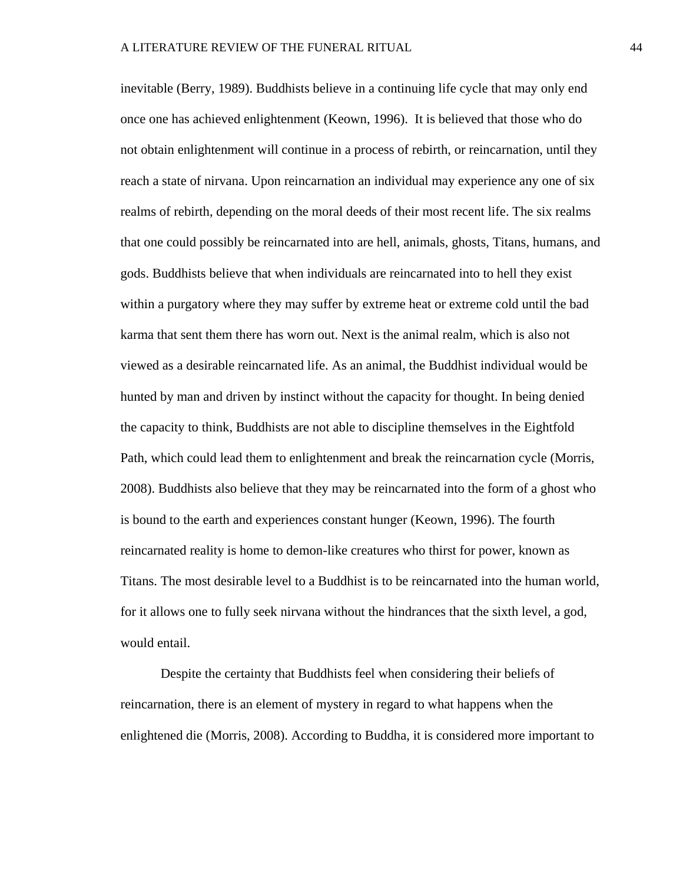inevitable (Berry, 1989). Buddhists believe in a continuing life cycle that may only end once one has achieved enlightenment (Keown, 1996). It is believed that those who do not obtain enlightenment will continue in a process of rebirth, or reincarnation, until they reach a state of nirvana. Upon reincarnation an individual may experience any one of six realms of rebirth, depending on the moral deeds of their most recent life. The six realms that one could possibly be reincarnated into are hell, animals, ghosts, Titans, humans, and gods. Buddhists believe that when individuals are reincarnated into to hell they exist within a purgatory where they may suffer by extreme heat or extreme cold until the bad karma that sent them there has worn out. Next is the animal realm, which is also not viewed as a desirable reincarnated life. As an animal, the Buddhist individual would be hunted by man and driven by instinct without the capacity for thought. In being denied the capacity to think, Buddhists are not able to discipline themselves in the Eightfold Path, which could lead them to enlightenment and break the reincarnation cycle (Morris, 2008). Buddhists also believe that they may be reincarnated into the form of a ghost who is bound to the earth and experiences constant hunger (Keown, 1996). The fourth reincarnated reality is home to demon-like creatures who thirst for power, known as Titans. The most desirable level to a Buddhist is to be reincarnated into the human world, for it allows one to fully seek nirvana without the hindrances that the sixth level, a god, would entail.

Despite the certainty that Buddhists feel when considering their beliefs of reincarnation, there is an element of mystery in regard to what happens when the enlightened die (Morris, 2008). According to Buddha, it is considered more important to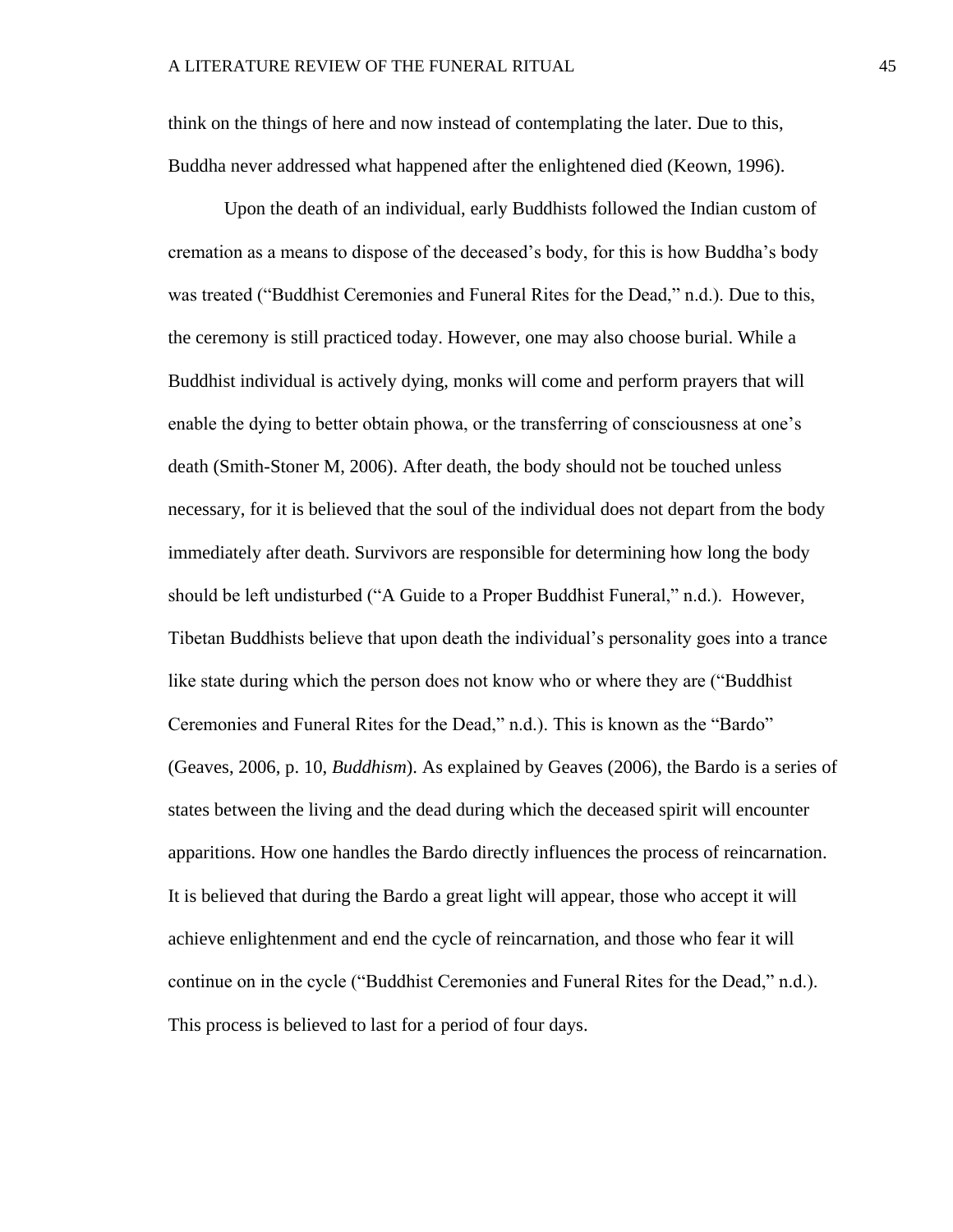think on the things of here and now instead of contemplating the later. Due to this, Buddha never addressed what happened after the enlightened died (Keown, 1996).

Upon the death of an individual, early Buddhists followed the Indian custom of cremation as a means to dispose of the deceased's body, for this is how Buddha's body was treated ("Buddhist Ceremonies and Funeral Rites for the Dead," n.d.). Due to this, the ceremony is still practiced today. However, one may also choose burial. While a Buddhist individual is actively dying, monks will come and perform prayers that will enable the dying to better obtain phowa, or the transferring of consciousness at one's death (Smith-Stoner M, 2006). After death, the body should not be touched unless necessary, for it is believed that the soul of the individual does not depart from the body immediately after death. Survivors are responsible for determining how long the body should be left undisturbed ("A Guide to a Proper Buddhist Funeral," n.d.). However, Tibetan Buddhists believe that upon death the individual's personality goes into a trance like state during which the person does not know who or where they are ("Buddhist Ceremonies and Funeral Rites for the Dead," n.d.). This is known as the "Bardo" (Geaves, 2006, p. 10, *Buddhism*). As explained by Geaves (2006), the Bardo is a series of states between the living and the dead during which the deceased spirit will encounter apparitions. How one handles the Bardo directly influences the process of reincarnation. It is believed that during the Bardo a great light will appear, those who accept it will achieve enlightenment and end the cycle of reincarnation, and those who fear it will continue on in the cycle ("Buddhist Ceremonies and Funeral Rites for the Dead," n.d.). This process is believed to last for a period of four days.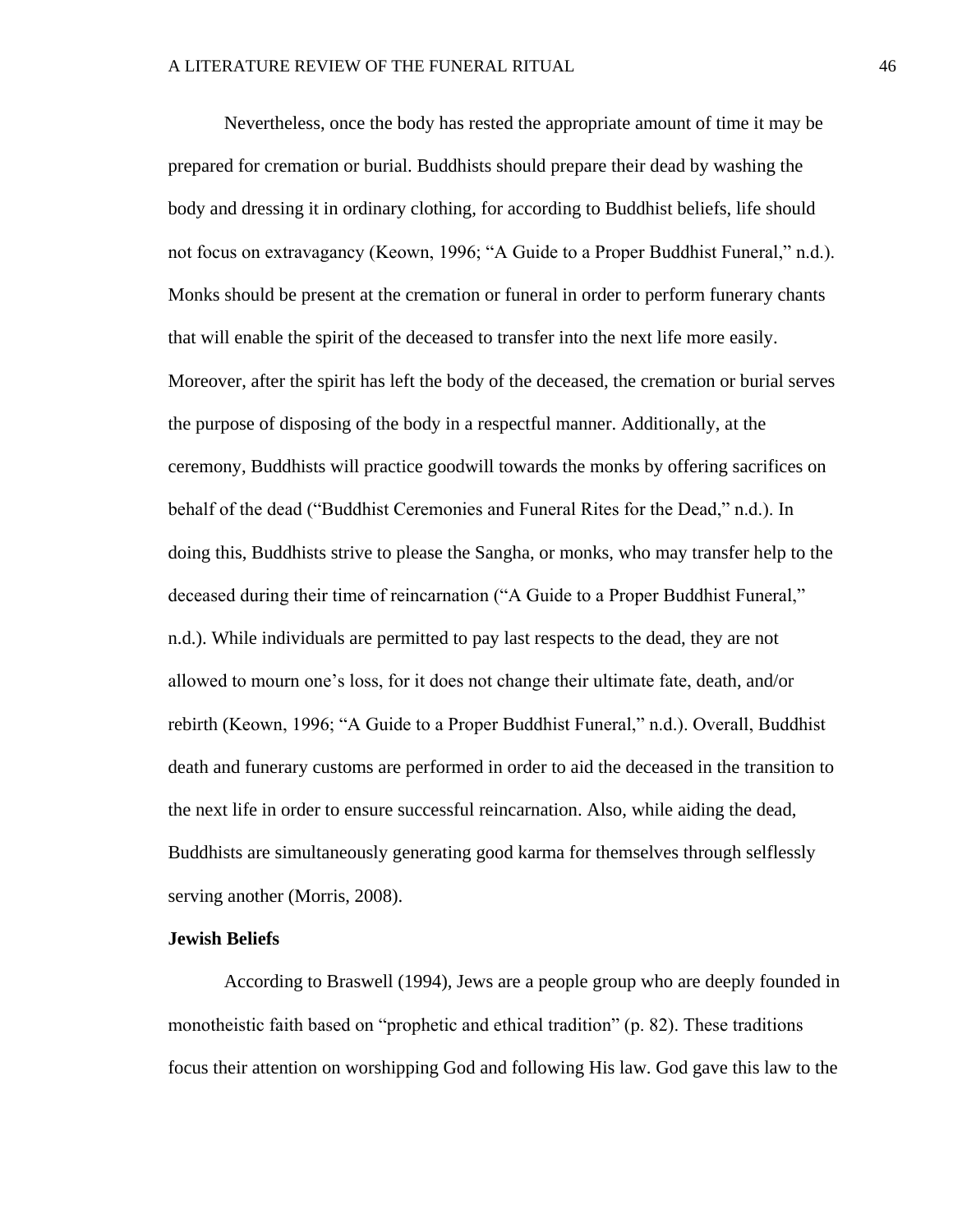Nevertheless, once the body has rested the appropriate amount of time it may be prepared for cremation or burial. Buddhists should prepare their dead by washing the body and dressing it in ordinary clothing, for according to Buddhist beliefs, life should not focus on extravagancy (Keown, 1996; "A Guide to a Proper Buddhist Funeral," n.d.). Monks should be present at the cremation or funeral in order to perform funerary chants that will enable the spirit of the deceased to transfer into the next life more easily. Moreover, after the spirit has left the body of the deceased, the cremation or burial serves the purpose of disposing of the body in a respectful manner. Additionally, at the ceremony, Buddhists will practice goodwill towards the monks by offering sacrifices on behalf of the dead ("Buddhist Ceremonies and Funeral Rites for the Dead," n.d.). In doing this, Buddhists strive to please the Sangha, or monks, who may transfer help to the deceased during their time of reincarnation ("A Guide to a Proper Buddhist Funeral," n.d.). While individuals are permitted to pay last respects to the dead, they are not allowed to mourn one's loss, for it does not change their ultimate fate, death, and/or rebirth (Keown, 1996; "A Guide to a Proper Buddhist Funeral," n.d.). Overall, Buddhist death and funerary customs are performed in order to aid the deceased in the transition to the next life in order to ensure successful reincarnation. Also, while aiding the dead, Buddhists are simultaneously generating good karma for themselves through selflessly serving another (Morris, 2008).

**Jewish Beliefs**

According to Braswell (1994), Jews are a people group who are deeply founded in monotheistic faith based on "prophetic and ethical tradition" (p. 82). These traditions focus their attention on worshipping God and following His law. God gave this law to the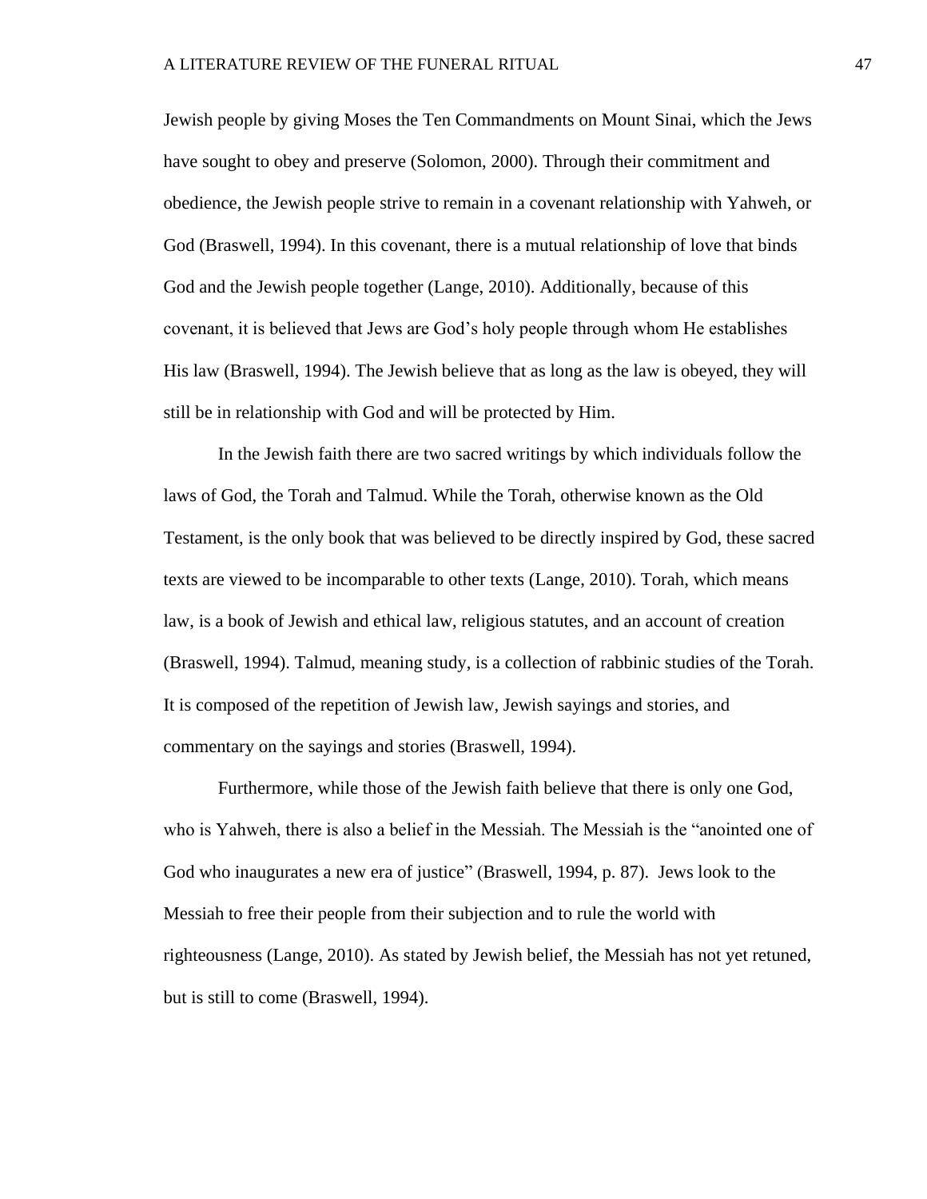Jewish people by giving Moses the Ten Commandments on Mount Sinai, which the Jews have sought to obey and preserve (Solomon, 2000). Through their commitment and obedience, the Jewish people strive to remain in a covenant relationship with Yahweh, or God (Braswell, 1994). In this covenant, there is a mutual relationship of love that binds God and the Jewish people together (Lange, 2010). Additionally, because of this covenant, it is believed that Jews are God's holy people through whom He establishes His law (Braswell, 1994). The Jewish believe that as long as the law is obeyed, they will still be in relationship with God and will be protected by Him.

In the Jewish faith there are two sacred writings by which individuals follow the laws of God, the Torah and Talmud. While the Torah, otherwise known as the Old Testament, is the only book that was believed to be directly inspired by God, these sacred texts are viewed to be incomparable to other texts (Lange, 2010). Torah, which means law, is a book of Jewish and ethical law, religious statutes, and an account of creation (Braswell, 1994). Talmud, meaning study, is a collection of rabbinic studies of the Torah. It is composed of the repetition of Jewish law, Jewish sayings and stories, and commentary on the sayings and stories (Braswell, 1994).

Furthermore, while those of the Jewish faith believe that there is only one God, who is Yahweh, there is also a belief in the Messiah. The Messiah is the "anointed one of God who inaugurates a new era of justice" (Braswell, 1994, p. 87). Jews look to the Messiah to free their people from their subjection and to rule the world with righteousness (Lange, 2010). As stated by Jewish belief, the Messiah has not yet retuned, but is still to come (Braswell, 1994).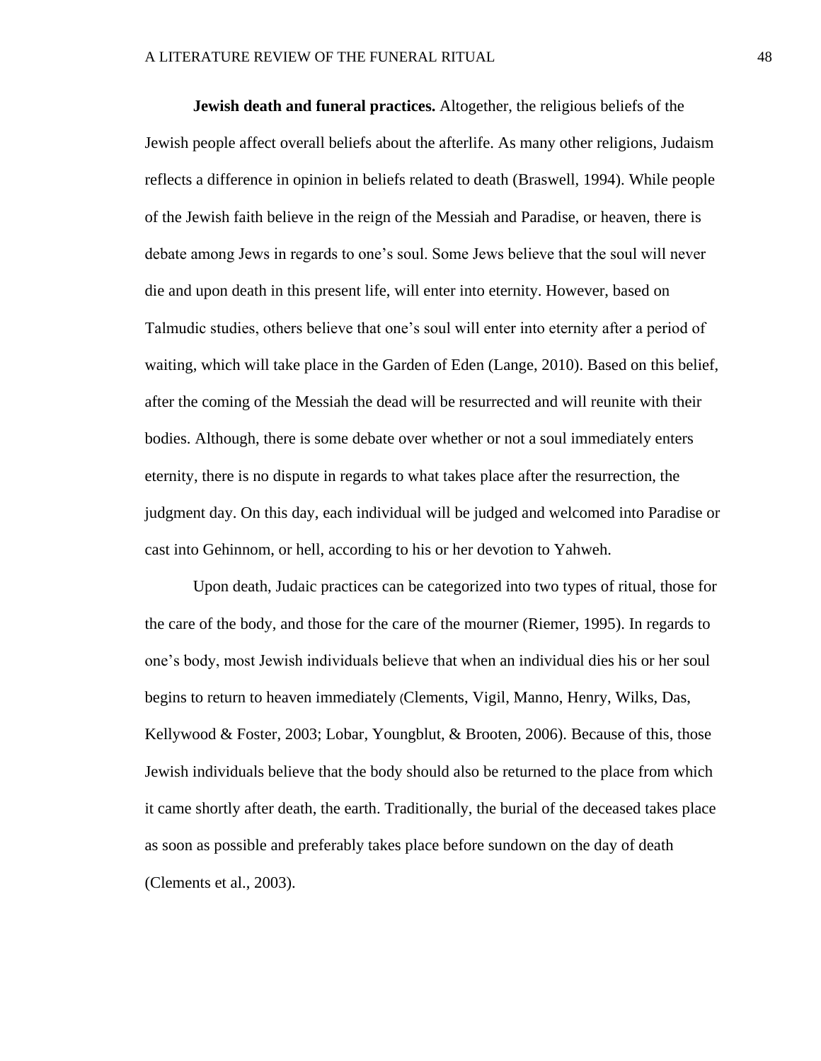**Jewish death and funeral practices.** Altogether, the religious beliefs of the Jewish people affect overall beliefs about the afterlife. As many other religions, Judaism reflects a difference in opinion in beliefs related to death (Braswell, 1994). While people of the Jewish faith believe in the reign of the Messiah and Paradise, or heaven, there is debate among Jews in regards to one's soul. Some Jews believe that the soul will never die and upon death in this present life, will enter into eternity. However, based on Talmudic studies, others believe that one's soul will enter into eternity after a period of waiting, which will take place in the Garden of Eden (Lange, 2010). Based on this belief, after the coming of the Messiah the dead will be resurrected and will reunite with their bodies. Although, there is some debate over whether or not a soul immediately enters eternity, there is no dispute in regards to what takes place after the resurrection, the judgment day. On this day, each individual will be judged and welcomed into Paradise or cast into Gehinnom, or hell, according to his or her devotion to Yahweh.

Upon death, Judaic practices can be categorized into two types of ritual, those for the care of the body, and those for the care of the mourner (Riemer, 1995). In regards to one's body, most Jewish individuals believe that when an individual dies his or her soul begins to return to heaven immediately (Clements, Vigil, Manno, Henry, Wilks, Das, Kellywood & Foster, 2003; Lobar, Youngblut, & Brooten, 2006). Because of this, those Jewish individuals believe that the body should also be returned to the place from which it came shortly after death, the earth. Traditionally, the burial of the deceased takes place as soon as possible and preferably takes place before sundown on the day of death (Clements et al., 2003).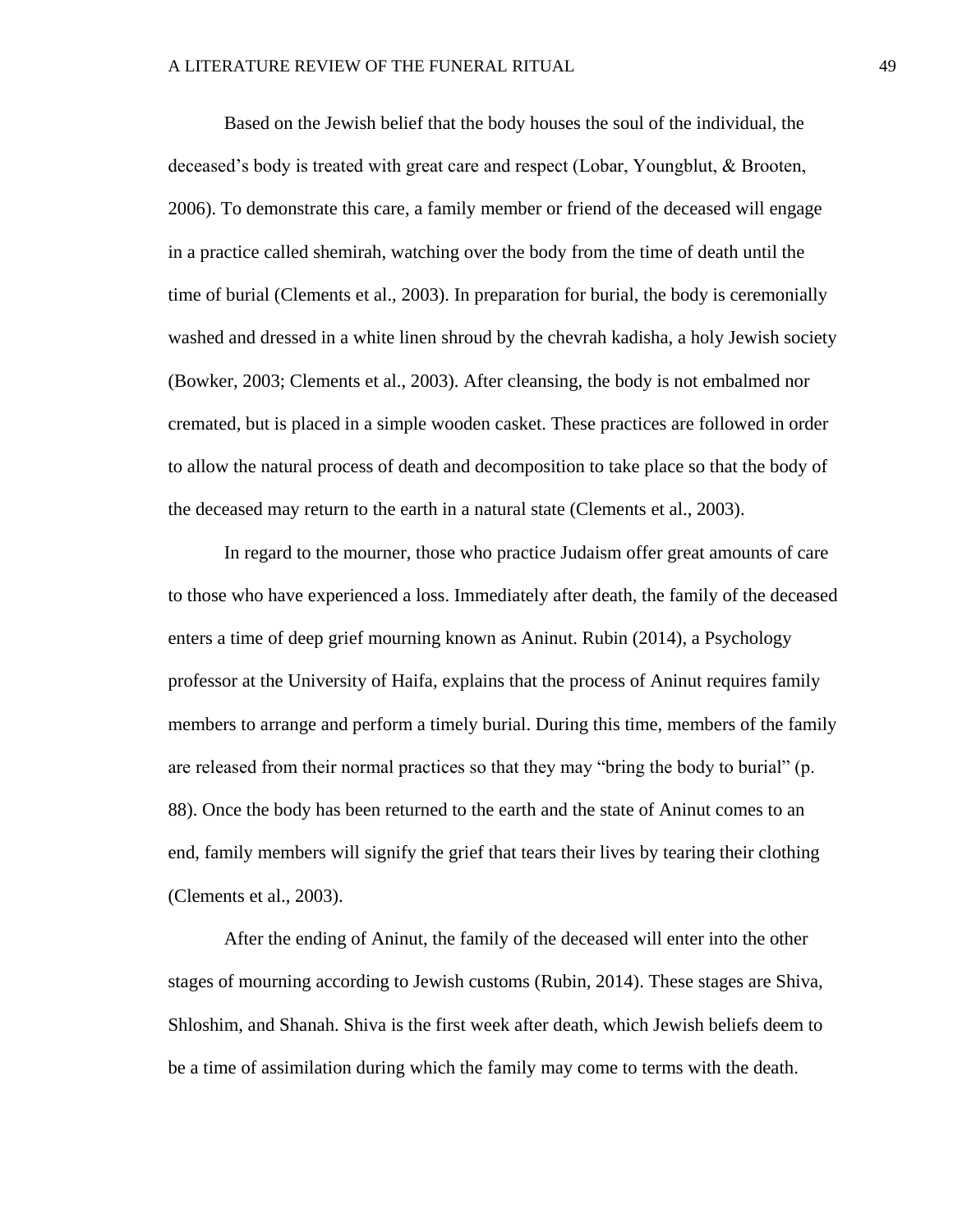Based on the Jewish belief that the body houses the soul of the individual, the deceased's body is treated with great care and respect (Lobar, Youngblut, & Brooten, 2006). To demonstrate this care, a family member or friend of the deceased will engage in a practice called shemirah, watching over the body from the time of death until the time of burial (Clements et al., 2003). In preparation for burial, the body is ceremonially washed and dressed in a white linen shroud by the chevrah kadisha, a holy Jewish society (Bowker, 2003; Clements et al., 2003). After cleansing, the body is not embalmed nor cremated, but is placed in a simple wooden casket. These practices are followed in order to allow the natural process of death and decomposition to take place so that the body of the deceased may return to the earth in a natural state (Clements et al., 2003).

In regard to the mourner, those who practice Judaism offer great amounts of care to those who have experienced a loss. Immediately after death, the family of the deceased enters a time of deep grief mourning known as Aninut. Rubin (2014), a Psychology professor at the University of Haifa, explains that the process of Aninut requires family members to arrange and perform a timely burial. During this time, members of the family are released from their normal practices so that they may "bring the body to burial" (p. 88). Once the body has been returned to the earth and the state of Aninut comes to an end, family members will signify the grief that tears their lives by tearing their clothing (Clements et al., 2003).

After the ending of Aninut, the family of the deceased will enter into the other stages of mourning according to Jewish customs (Rubin, 2014). These stages are Shiva, Shloshim, and Shanah. Shiva is the first week after death, which Jewish beliefs deem to be a time of assimilation during which the family may come to terms with the death.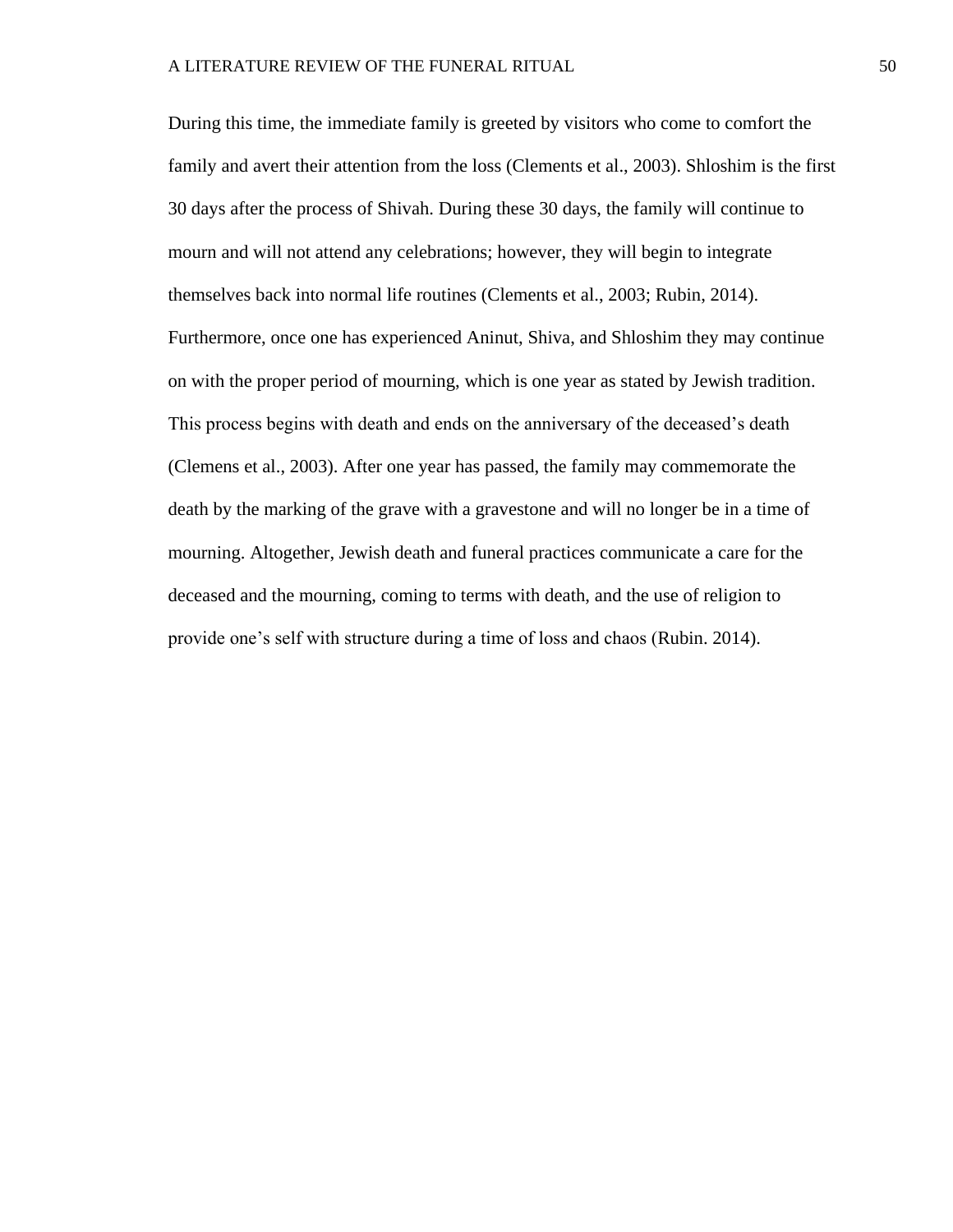During this time, the immediate family is greeted by visitors who come to comfort the family and avert their attention from the loss (Clements et al., 2003). Shloshim is the first 30 days after the process of Shivah. During these 30 days, the family will continue to mourn and will not attend any celebrations; however, they will begin to integrate themselves back into normal life routines (Clements et al., 2003; Rubin, 2014). Furthermore, once one has experienced Aninut, Shiva, and Shloshim they may continue on with the proper period of mourning, which is one year as stated by Jewish tradition. This process begins with death and ends on the anniversary of the deceased's death (Clemens et al., 2003). After one year has passed, the family may commemorate the death by the marking of the grave with a gravestone and will no longer be in a time of mourning. Altogether, Jewish death and funeral practices communicate a care for the deceased and the mourning, coming to terms with death, and the use of religion to provide one's self with structure during a time of loss and chaos (Rubin. 2014).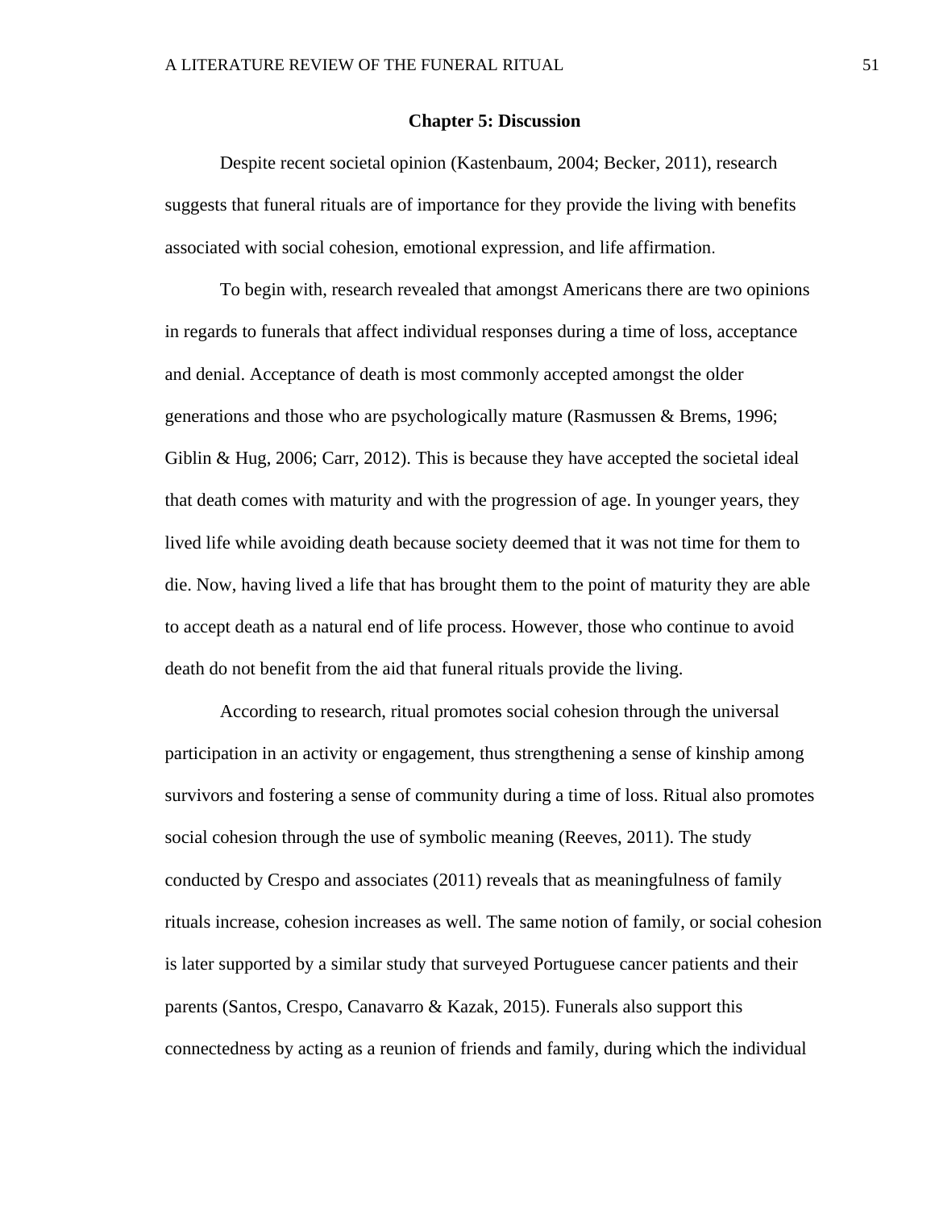## Chapter 5: Discussion

Despite recent societal opinion (Kastenbaum, 2004; Becker, 2011), research suggests that funeral rituals are of importance for they provide the living with benefits associated with social cohesion, emotional expression, and life affirmation.

To begin with, research revealed that amongst Americans there are two opinions in regards to funerals that affect individual responses during a time of loss, acceptance and denial. Acceptance of death is most commonly accepted amongst the older generations and those who are psychologically mature (Rasmussen & Brems, 1996; Giblin & Hug, 2006; Carr, 2012). This is because they have accepted the societal ideal that death comes with maturity and with the progression of age. In younger years, they lived life while avoiding death because society deemed that it was not time for them to die. Now, having lived a life that has brought them to the point of maturity they are able to accept death as a natural end of life process. However, those who continue to avoid death do not benefit from the aid that funeral rituals provide the living.

According to research, ritual promotes social cohesion through the universal participation in an activity or engagement, thus strengthening a sense of kinship among survivors and fostering a sense of community during a time of loss. Ritual also promotes social cohesion through the use of symbolic meaning (Reeves, 2011). The study conducted by Crespo and associates (2011) reveals that as meaningfulness of family rituals increase, cohesion increases as well. The same notion of family, or social cohesion is later supported by a similar study that surveyed Portuguese cancer patients and their parents (Santos, Crespo, Canavarro & Kazak, 2015). Funerals also support this connectedness by acting as a reunion of friends and family, during which the individual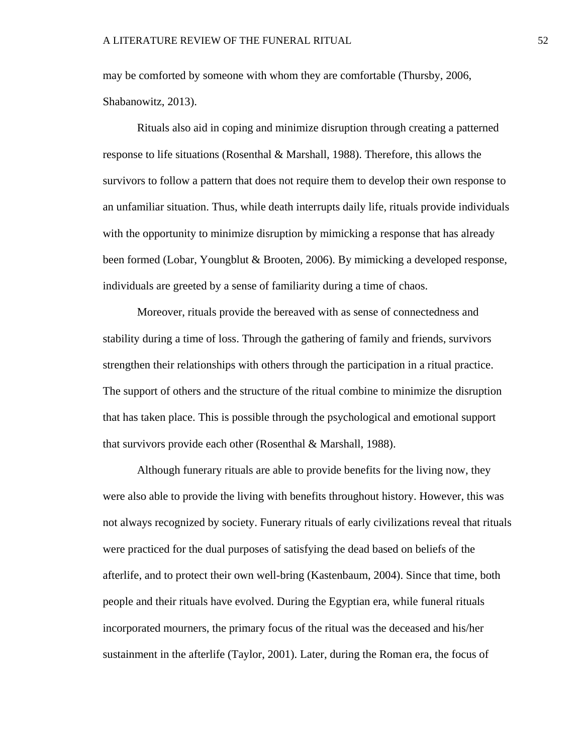may be comforted by someone with whom they are comfortable (Thursby, 2006, Shabanowitz, 2013).

Rituals also aid in coping and minimize disruption through creating a patterned response to life situations (Rosenthal & Marshall, 1988). Therefore, this allows the survivors to follow a pattern that does not require them to develop their own response to an unfamiliar situation. Thus, while death interrupts daily life, rituals provide individuals with the opportunity to minimize disruption by mimicking a response that has already been formed (Lobar, Youngblut & Brooten, 2006). By mimicking a developed response, individuals are greeted by a sense of familiarity during a time of chaos.

Moreover, rituals provide the bereaved with as sense of connectedness and stability during a time of loss. Through the gathering of family and friends, survivors strengthen their relationships with others through the participation in a ritual practice. The support of others and the structure of the ritual combine to minimize the disruption that has taken place. This is possible through the psychological and emotional support that survivors provide each other (Rosenthal & Marshall, 1988).

Although funerary rituals are able to provide benefits for the living now, they were also able to provide the living with benefits throughout history. However, this was not always recognized by society. Funerary rituals of early civilizations reveal that rituals were practiced for the dual purposes of satisfying the dead based on beliefs of the afterlife, and to protect their own well-bring (Kastenbaum, 2004). Since that time, both people and their rituals have evolved. During the Egyptian era, while funeral rituals incorporated mourners, the primary focus of the ritual was the deceased and his/her sustainment in the afterlife (Taylor, 2001). Later, during the Roman era, the focus of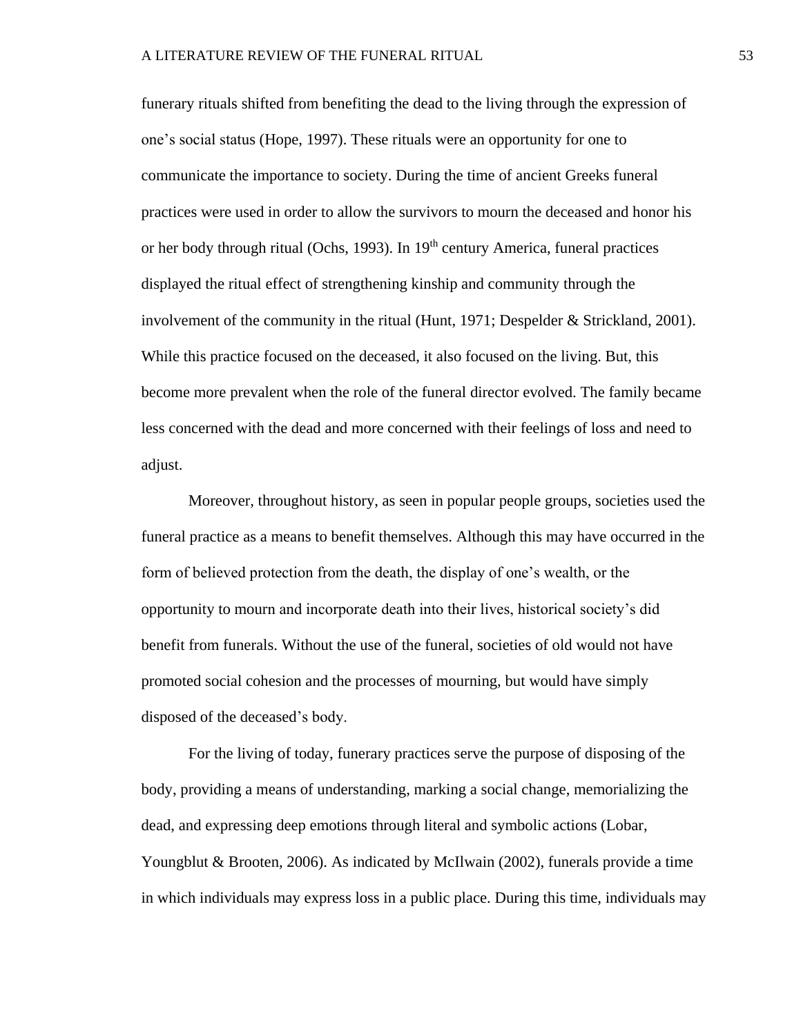funerary rituals shifted from benefiting the dead to the living through the expression of one's social status (Hope, 1997). These rituals were an opportunity for one to communicate the importance to society. During the time of ancient Greeks funeral practices were used in order to allow the survivors to mourn the deceased and honor his or her body through ritual (Ochs, 1993). In 19th century America, funeral practices displayed the ritual effect of strengthening kinship and community through the involvement of the community in the ritual (Hunt, 1971; Despelder & Strickland, 2001). While this practice focused on the deceased, it also focused on the living. But, this become more prevalent when the role of the funeral director evolved. The family became less concerned with the dead and more concerned with their feelings of loss and need to adjust.

Moreover, throughout history, as seen in popular people groups, societies used the funeral practice as a means to benefit themselves. Although this may have occurred in the form of believed protection from the death, the display of one's wealth, or the opportunity to mourn and incorporate death into their lives, historical society's did benefit from funerals. Without the use of the funeral, societies of old would not have promoted social cohesion and the processes of mourning, but would have simply disposed of the deceased's body.

For the living of today, funerary practices serve the purpose of disposing of the body, providing a means of understanding, marking a social change, memorializing the dead, and expressing deep emotions through literal and symbolic actions (Lobar, Youngblut & Brooten, 2006). As indicated by McIlwain (2002), funerals provide a time in which individuals may express loss in a public place. During this time, individuals may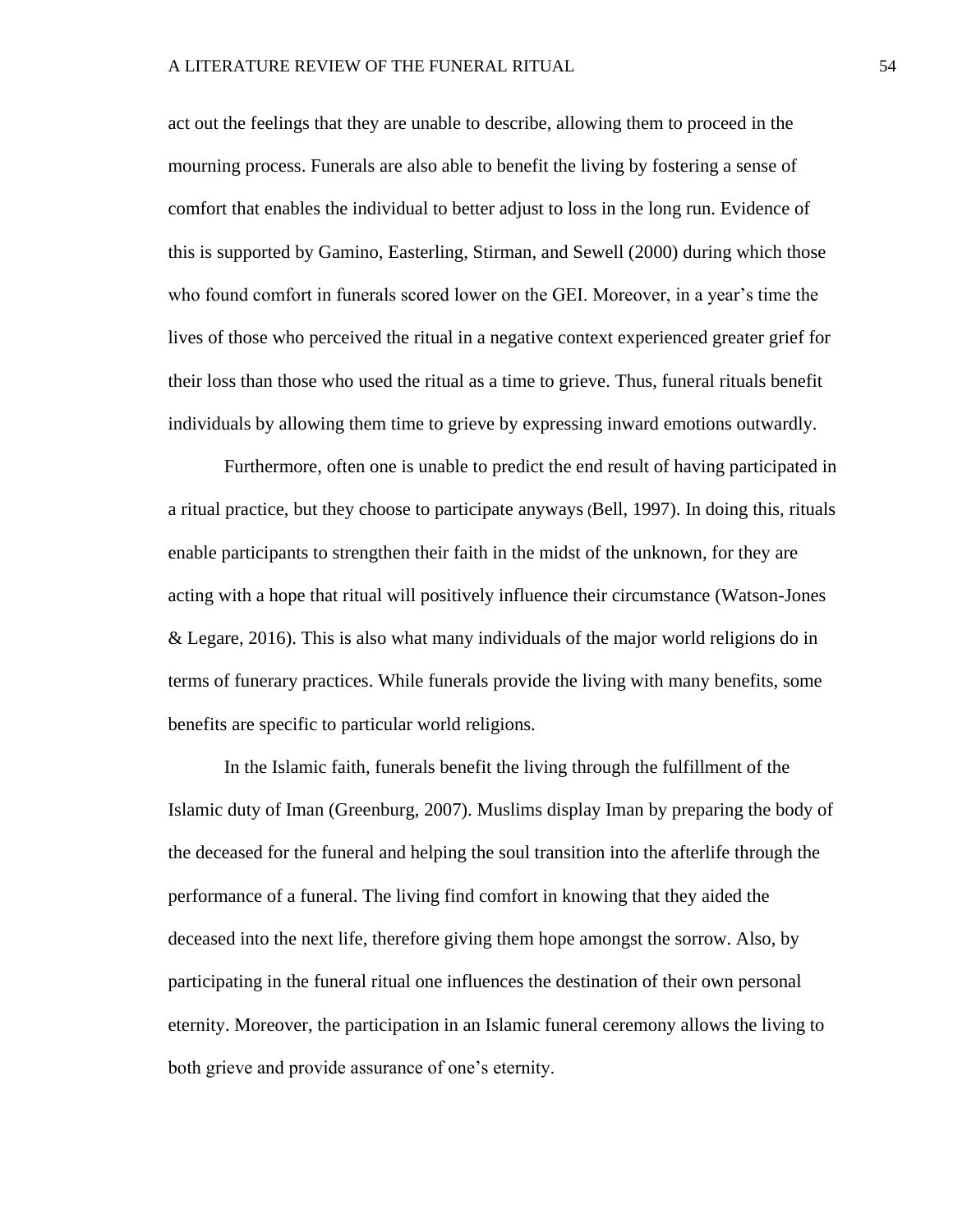act out the feelings that they are unable to describe, allowing them to proceed in the mourning process. Funerals are also able to benefit the living by fostering a sense of comfort that enables the individual to better adjust to loss in the long run. Evidence of this is supported by Gamino, Easterling, Stirman, and Sewell (2000) during which those who found comfort in funerals scored lower on the GEI. Moreover, in a year's time the lives of those who perceived the ritual in a negative context experienced greater grief for their loss than those who used the ritual as a time to grieve. Thus, funeral rituals benefit individuals by allowing them time to grieve by expressing inward emotions outwardly.

Furthermore, often one is unable to predict the end result of having participated in a ritual practice, but they choose to participate anyways (Bell, 1997). In doing this, rituals enable participants to strengthen their faith in the midst of the unknown, for they are acting with a hope that ritual will positively influence their circumstance (Watson-Jones & Legare, 2016). This is also what many individuals of the major world religions do in terms of funerary practices. While funerals provide the living with many benefits, some benefits are specific to particular world religions.

In the Islamic faith, funerals benefit the living through the fulfillment of the Islamic duty of Iman (Greenburg, 2007). Muslims display Iman by preparing the body of the deceased for the funeral and helping the soul transition into the afterlife through the performance of a funeral. The living find comfort in knowing that they aided the deceased into the next life, therefore giving them hope amongst the sorrow. Also, by participating in the funeral ritual one influences the destination of their own personal eternity. Moreover, the participation in an Islamic funeral ceremony allows the living to both grieve and provide assurance of one's eternity.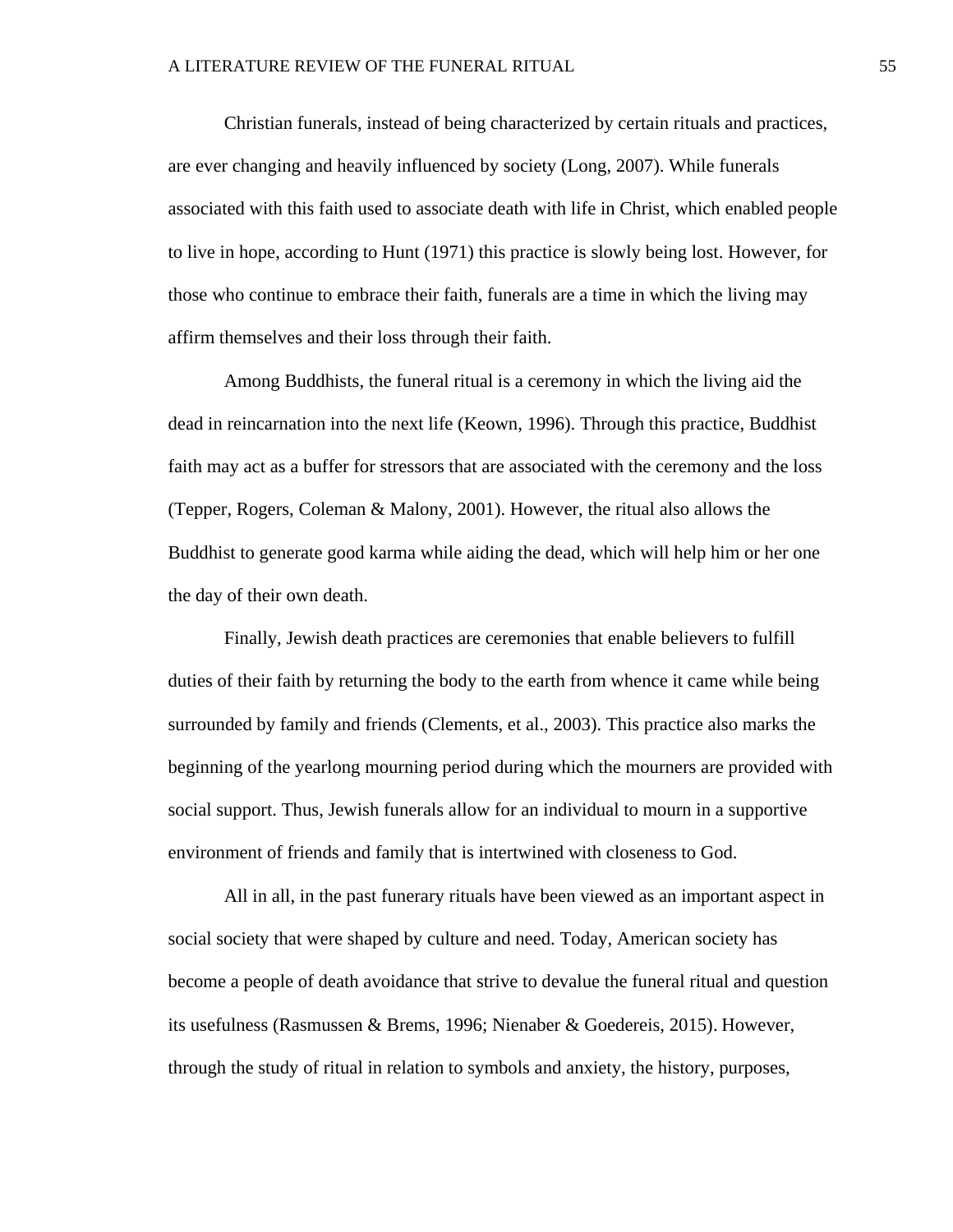Christian funerals, instead of being characterized by certain rituals and practices, are ever changing and heavily influenced by society (Long, 2007). While funerals associated with this faith used to associate death with life in Christ, which enabled people to live in hope, according to Hunt (1971) this practice is slowly being lost. However, for those who continue to embrace their faith, funerals are a time in which the living may affirm themselves and their loss through their faith.

Among Buddhists, the funeral ritual is a ceremony in which the living aid the dead in reincarnation into the next life (Keown, 1996). Through this practice, Buddhist faith may act as a buffer for stressors that are associated with the ceremony and the loss (Tepper, Rogers, Coleman & Malony, 2001). However, the ritual also allows the Buddhist to generate good karma while aiding the dead, which will help him or her one the day of their own death.

Finally, Jewish death practices are ceremonies that enable believers to fulfill duties of their faith by returning the body to the earth from whence it came while being surrounded by family and friends (Clements, et al., 2003). This practice also marks the beginning of the yearlong mourning period during which the mourners are provided with social support. Thus, Jewish funerals allow for an individual to mourn in a supportive environment of friends and family that is intertwined with closeness to God.

All in all, in the past funerary rituals have been viewed as an important aspect in social society that were shaped by culture and need. Today, American society has become a people of death avoidance that strive to devalue the funeral ritual and question its usefulness (Rasmussen & Brems, 1996; Nienaber & Goedereis, 2015). However, through the study of ritual in relation to symbols and anxiety, the history, purposes,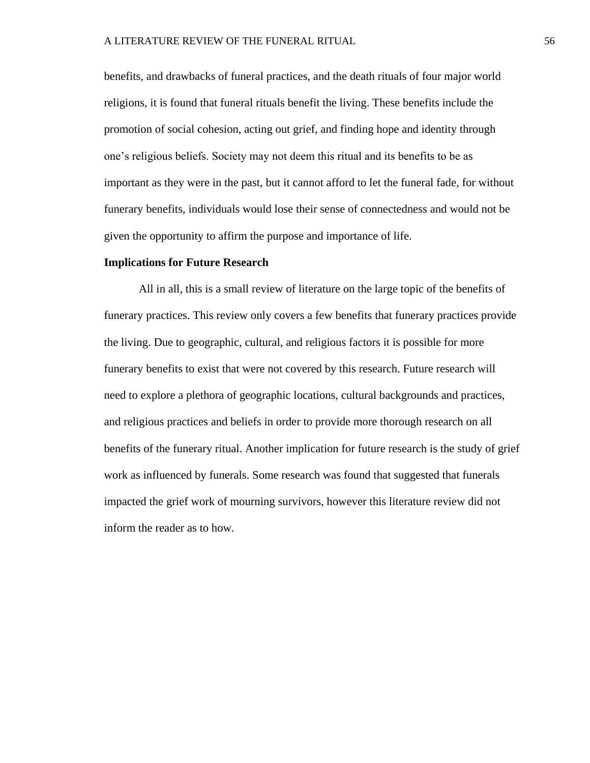benefits, and drawbacks of funeral practices, and the death rituals of four major world religions, it is found that funeral rituals benefit the living. These benefits include the promotion of social cohesion, acting out grief, and finding hope and identity through one's religious beliefs. Society may not deem this ritual and its benefits to be as important as they were in the past, but it cannot afford to let the funeral fade, for without funerary benefits, individuals would lose their sense of connectedness and would not be given the opportunity to affirm the purpose and importance of life.

**Implications for Future Research**

All in all, this is a small review of literature on the large topic of the benefits of funerary practices. This review only covers a few benefits that funerary practices provide the living. Due to geographic, cultural, and religious factors it is possible for more funerary benefits to exist that were not covered by this research. Future research will need to explore a plethora of geographic locations, cultural backgrounds and practices, and religious practices and beliefs in order to provide more thorough research on all benefits of the funerary ritual. Another implication for future research is the study of grief work as influenced by funerals. Some research was found that suggested that funerals impacted the grief work of mourning survivors, however this literature review did not inform the reader as to how.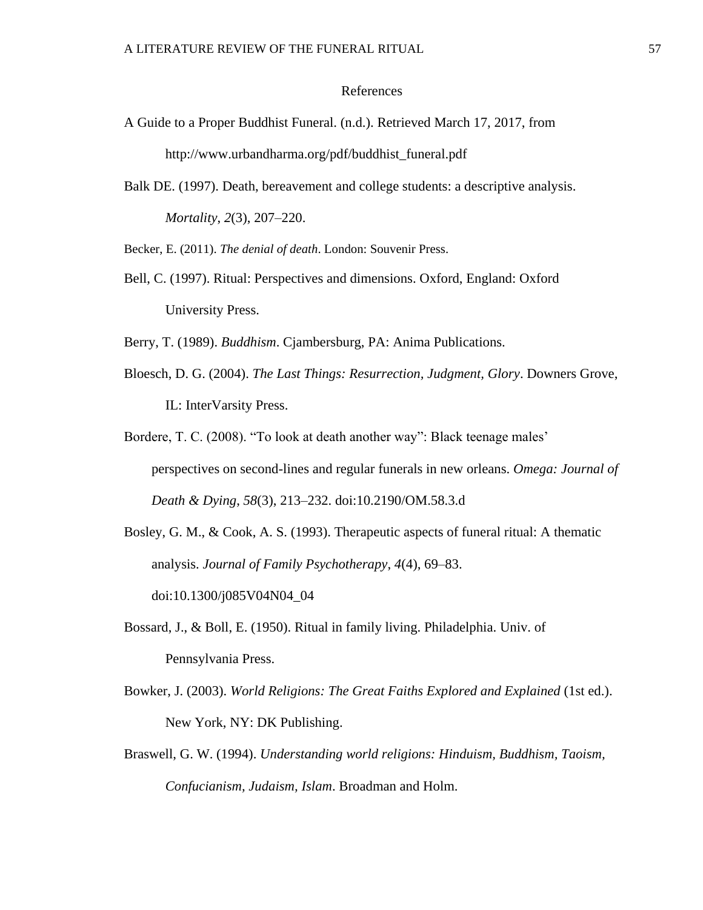# References

A Guide to a Proper Buddhist Funeral. (n.d.). Retrieved March 17, 2017, from http://www.urbandharma.org/pdf/buddhist_funeral.pdf

Balk DE. (1997). Death, bereavement and college students: a descriptive analysis. *Mortality*, *2*(3), 207–220.

Becker, E. (2011). *The denial of death*. London: Souvenir Press.

Bell, C. (1997). Ritual: Perspectives and dimensions. Oxford, England: Oxford University Press.

Berry, T. (1989). *Buddhism*. Cjambersburg, PA: Anima Publications.

Bloesch, D. G. (2004). *The Last Things: Resurrection, Judgment, Glory*. Downers Grove, IL: InterVarsity Press.

Bordere, T. C. (2008). "To look at death another way": Black teenage males' perspectives on second-lines and regular funerals in new orleans. *Omega: Journal of Death & Dying*, *58*(3), 213–232. doi:10.2190/OM.58.3.d

Bosley, G. M., & Cook, A. S. (1993). Therapeutic aspects of funeral ritual: A thematic analysis. *Journal of Family Psychotherapy*, *4*(4), 69–83. doi:10.1300/j085V04N04_04

Bossard, J., & Boll, E. (1950). Ritual in family living. Philadelphia. Univ. of Pennsylvania Press.

Bowker, J. (2003). *World Religions: The Great Faiths Explored and Explained* (1st ed.). New York, NY: DK Publishing.

Braswell, G. W. (1994). *Understanding world religions: Hinduism, Buddhism, Taoism, Confucianism, Judaism, Islam*. Broadman and Holm.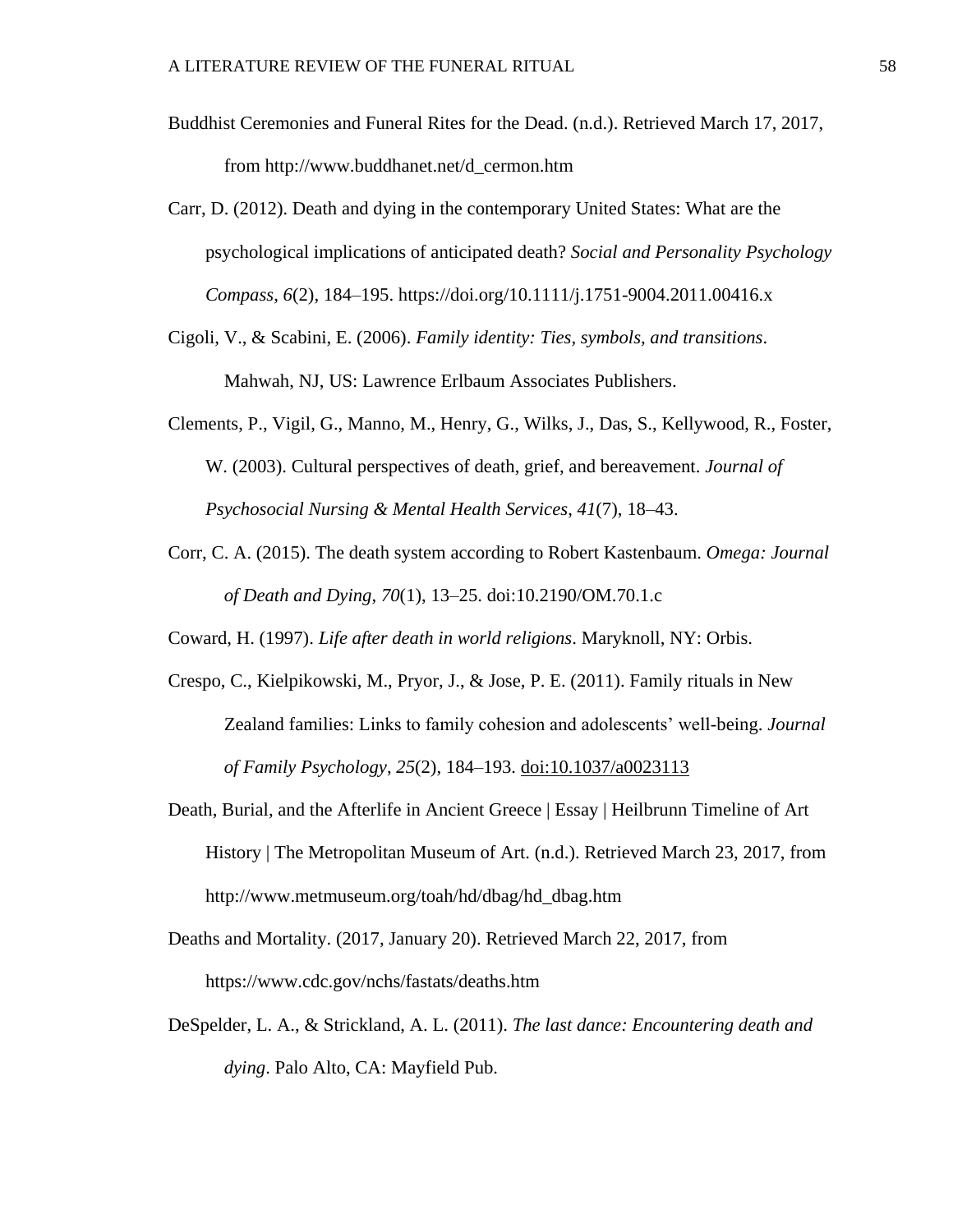Buddhist Ceremonies and Funeral Rites for the Dead. (n.d.). Retrieved March 17, 2017, from http://www.buddhanet.net/d_cermon.htm

Carr, D. (2012). Death and dying in the contemporary United States: What are the psychological implications of anticipated death? *Social and Personality Psychology Compass*, *6*(2), 184–195. https://doi.org/10.1111/j.1751-9004.2011.00416.x

Cigoli, V., & Scabini, E. (2006). *Family identity: Ties, symbols, and transitions*. Mahwah, NJ, US: Lawrence Erlbaum Associates Publishers.

Clements, P., Vigil, G., Manno, M., Henry, G., Wilks, J., Das, S., Kellywood, R., Foster, W. (2003). Cultural perspectives of death, grief, and bereavement. *Journal of Psychosocial Nursing & Mental Health Services*, *41*(7), 18–43.

Corr, C. A. (2015). The death system according to Robert Kastenbaum. *Omega: Journal of Death and Dying*, *70*(1), 13–25. doi:10.2190/OM.70.1.c

Coward, H. (1997). *Life after death in world religions*. Maryknoll, NY: Orbis.

Crespo, C., Kielpikowski, M., Pryor, J., & Jose, P. E. (2011). Family rituals in New Zealand families: Links to family cohesion and adolescents' well-being. *Journal of Family Psychology*, *25*(2), 184–193. doi:10.1037/a0023113

Death, Burial, and the Afterlife in Ancient Greece | Essay | Heilbrunn Timeline of Art History | The Metropolitan Museum of Art. (n.d.). Retrieved March 23, 2017, from http://www.metmuseum.org/toah/hd/dbag/hd_dbag.htm

Deaths and Mortality. (2017, January 20). Retrieved March 22, 2017, from https://www.cdc.gov/nchs/fastats/deaths.htm

DeSpelder, L. A., & Strickland, A. L. (2011). *The last dance: Encountering death and dying*. Palo Alto, CA: Mayfield Pub.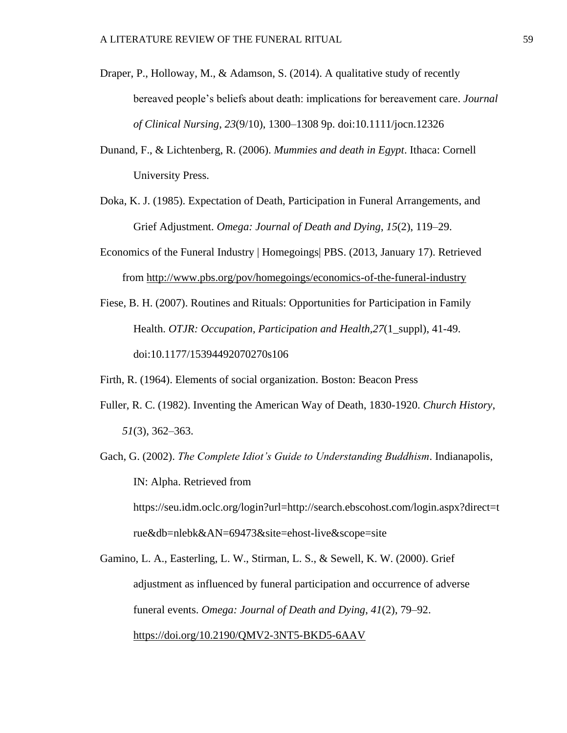Draper, P., Holloway, M., & Adamson, S. (2014). A qualitative study of recently bereaved people's beliefs about death: implications for bereavement care. *Journal of Clinical Nursing*, *23*(9/10), 1300–1308 9p. doi:10.1111/jocn.12326

Dunand, F., & Lichtenberg, R. (2006). *Mummies and death in Egypt*. Ithaca: Cornell University Press.

Doka, K. J. (1985). Expectation of Death, Participation in Funeral Arrangements, and Grief Adjustment. *Omega: Journal of Death and Dying*, *15*(2), 119–29.

Economics of the Funeral Industry | Homegoings| PBS. (2013, January 17). Retrieved from http://www.pbs.org/pov/homegoings/economics-of-the-funeral-industry

Fiese, B. H. (2007). Routines and Rituals: Opportunities for Participation in Family Health. *OTJR: Occupation, Participation and Health*,*27*(1_suppl), 41-49. doi:10.1177/15394492070270s106

Firth, R. (1964). Elements of social organization. Boston: Beacon Press

Fuller, R. C. (1982). Inventing the American Way of Death, 1830-1920. *Church History*, *51*(3), 362–363.

Gach, G. (2002). *The Complete Idiot's Guide to Understanding Buddhism*. Indianapolis, IN: Alpha. Retrieved from https://seu.idm.oclc.org/login?url=http://search.ebscohost.com/login.aspx?direct=true&db=nlebk&AN=69473&site=ehost-live&scope=site

Gamino, L. A., Easterling, L. W., Stirman, L. S., & Sewell, K. W. (2000). Grief adjustment as influenced by funeral participation and occurrence of adverse funeral events. *Omega: Journal of Death and Dying*, *41*(2), 79–92. https://doi.org/10.2190/QMV2-3NT5-BKD5-6AAV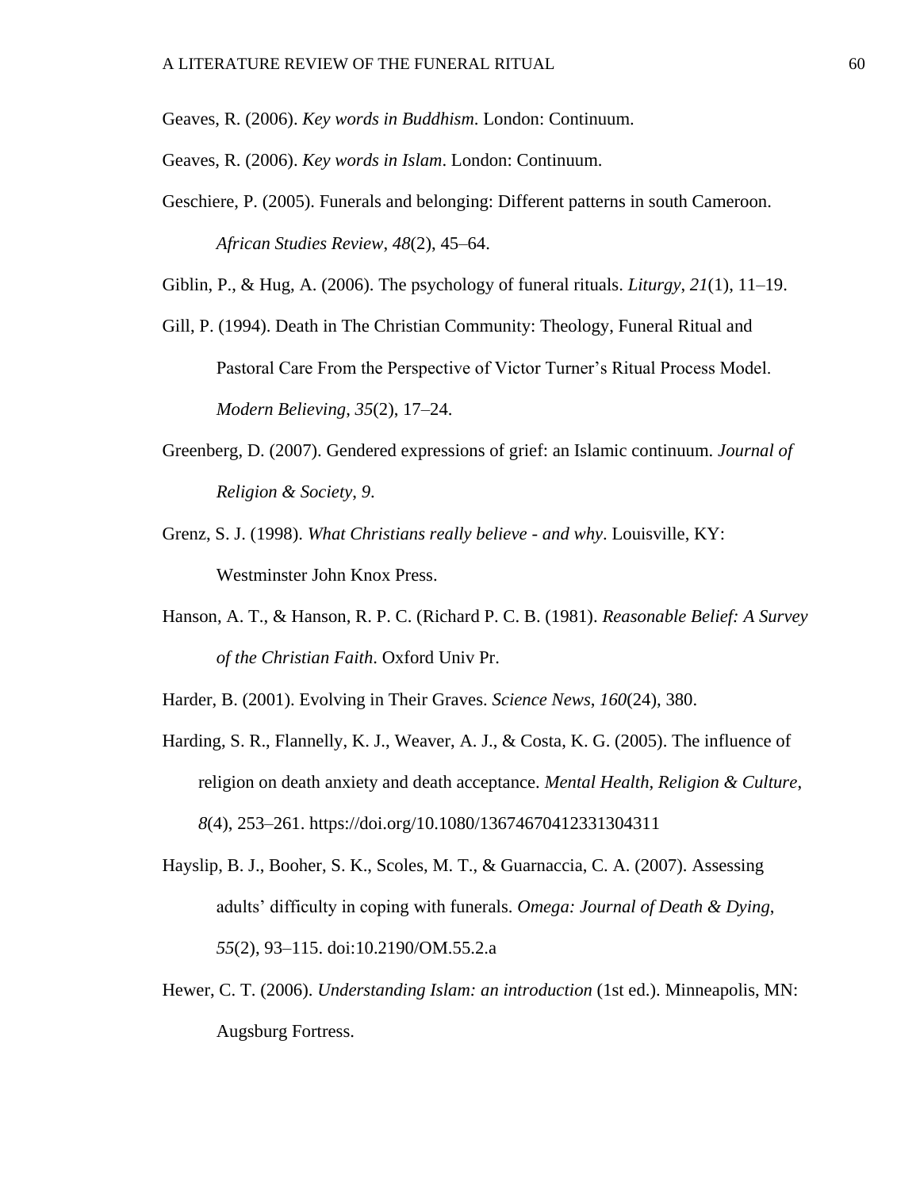Geaves, R. (2006). *Key words in Buddhism*. London: Continuum.

Geaves, R. (2006). *Key words in Islam*. London: Continuum.

Geschiere, P. (2005). Funerals and belonging: Different patterns in south Cameroon. *African Studies Review*, *48*(2), 45–64.

Giblin, P., & Hug, A. (2006). The psychology of funeral rituals. *Liturgy*, *21*(1), 11–19.

Gill, P. (1994). Death in The Christian Community: Theology, Funeral Ritual and Pastoral Care From the Perspective of Victor Turner's Ritual Process Model. *Modern Believing*, *35*(2), 17–24.

Greenberg, D. (2007). Gendered expressions of grief: an Islamic continuum. *Journal of Religion & Society*, *9*.

Grenz, S. J. (1998). *What Christians really believe - and why*. Louisville, KY: Westminster John Knox Press.

Hanson, A. T., & Hanson, R. P. C. (Richard P. C. B. (1981). *Reasonable Belief: A Survey of the Christian Faith*. Oxford Univ Pr.

Harder, B. (2001). Evolving in Their Graves. *Science News*, *160*(24), 380.

Harding, S. R., Flannelly, K. J., Weaver, A. J., & Costa, K. G. (2005). The influence of religion on death anxiety and death acceptance. *Mental Health, Religion & Culture*, *8*(4), 253–261. https://doi.org/10.1080/13674670412331304311

Hayslip, B. J., Booher, S. K., Scoles, M. T., & Guarnaccia, C. A. (2007). Assessing adults' difficulty in coping with funerals. *Omega: Journal of Death & Dying*, *55*(2), 93–115. doi:10.2190/OM.55.2.a

Hewer, C. T. (2006). *Understanding Islam: an introduction* (1st ed.). Minneapolis, MN: Augsburg Fortress.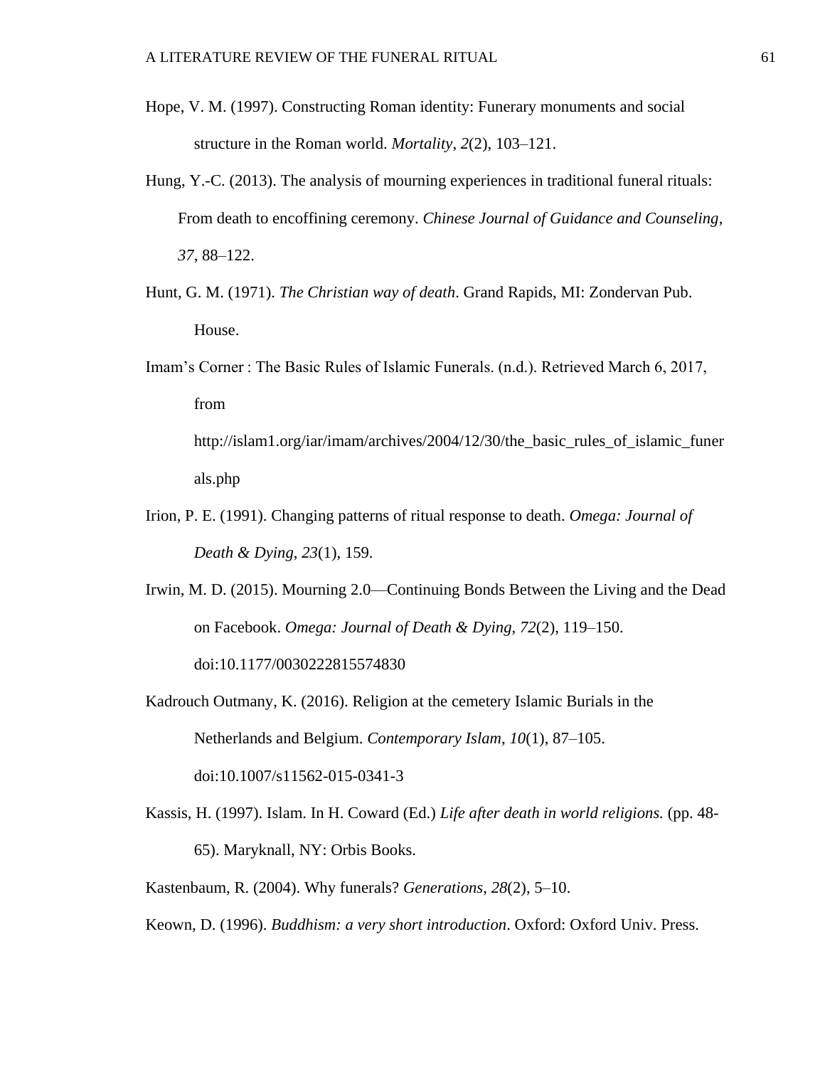Hope, V. M. (1997). Constructing Roman identity: Funerary monuments and social structure in the Roman world. *Mortality*, *2*(2), 103–121.

Hung, Y.-C. (2013). The analysis of mourning experiences in traditional funeral rituals: From death to encoffining ceremony. *Chinese Journal of Guidance and Counseling*, *37*, 88–122.

Hunt, G. M. (1971). *The Christian way of death*. Grand Rapids, MI: Zondervan Pub. House.

Imam's Corner : The Basic Rules of Islamic Funerals. (n.d.). Retrieved March 6, 2017, from http://islam1.org/iar/imam/archives/2004/12/30/the_basic_rules_of_islamic_funerals.php

Irion, P. E. (1991). Changing patterns of ritual response to death. *Omega: Journal of Death & Dying*, *23*(1), 159.

Irwin, M. D. (2015). Mourning 2.0—Continuing Bonds Between the Living and the Dead on Facebook. *Omega: Journal of Death & Dying*, *72*(2), 119–150. doi:10.1177/0030222815574830

Kadrouch Outmany, K. (2016). Religion at the cemetery Islamic Burials in the Netherlands and Belgium. *Contemporary Islam*, *10*(1), 87–105. doi:10.1007/s11562-015-0341-3

Kassis, H. (1997). Islam. In H. Coward (Ed.) *Life after death in world religions.* (pp. 48-65). Maryknall, NY: Orbis Books.

Kastenbaum, R. (2004). Why funerals? *Generations*, *28*(2), 5–10.

Keown, D. (1996). *Buddhism: a very short introduction*. Oxford: Oxford Univ. Press.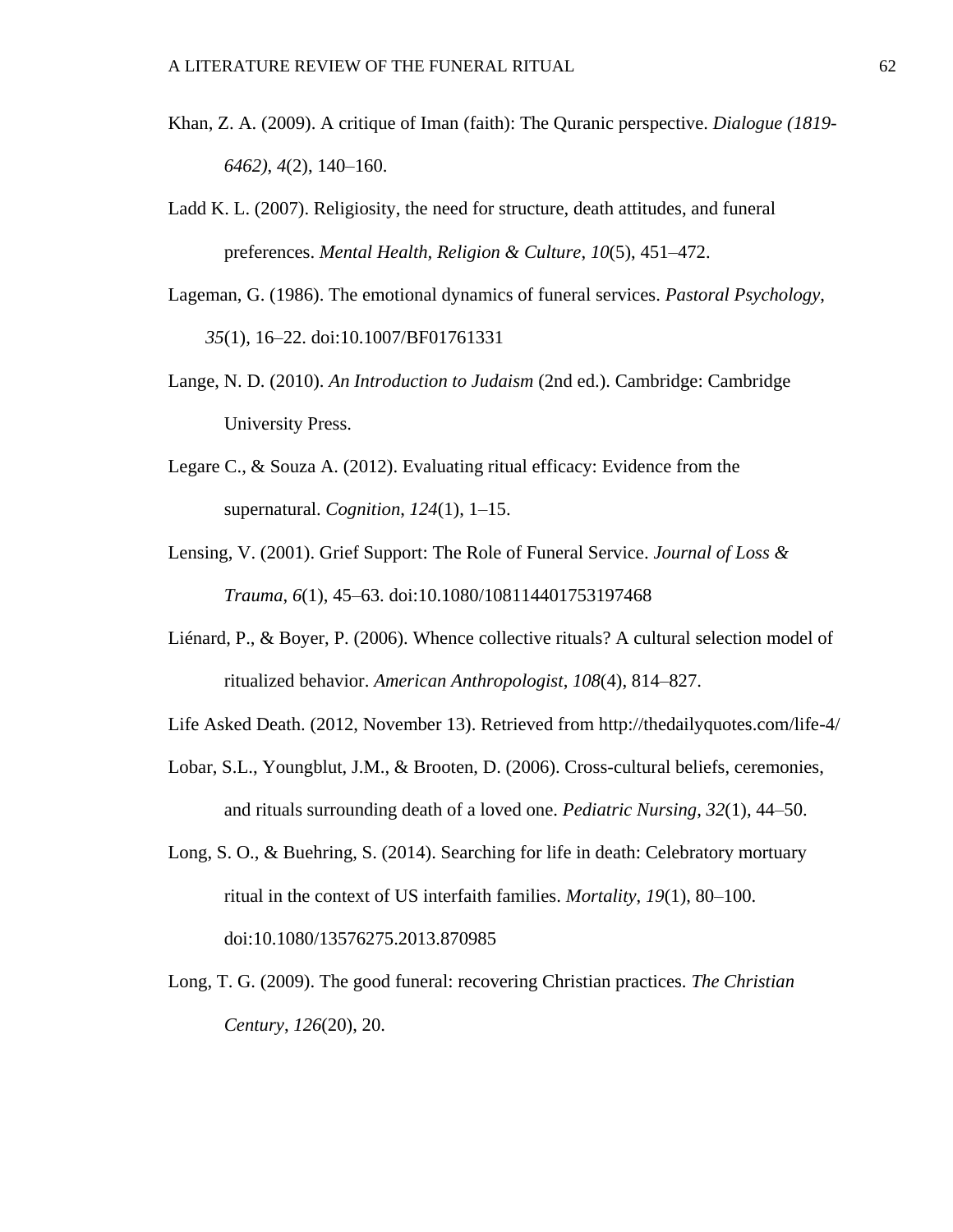Khan, Z. A. (2009). A critique of Iman (faith): The Quranic perspective. *Dialogue (1819-6462)*, *4*(2), 140–160.

Ladd K. L. (2007). Religiosity, the need for structure, death attitudes, and funeral preferences. *Mental Health, Religion & Culture*, *10*(5), 451–472.

Lageman, G. (1986). The emotional dynamics of funeral services. *Pastoral Psychology*, *35*(1), 16–22. doi:10.1007/BF01761331

Lange, N. D. (2010). *An Introduction to Judaism* (2nd ed.). Cambridge: Cambridge University Press.

Legare C., & Souza A. (2012). Evaluating ritual efficacy: Evidence from the supernatural. *Cognition*, *124*(1), 1–15.

Lensing, V. (2001). Grief Support: The Role of Funeral Service. *Journal of Loss & Trauma*, *6*(1), 45–63. doi:10.1080/108114401753197468

Liénard, P., & Boyer, P. (2006). Whence collective rituals? A cultural selection model of ritualized behavior. *American Anthropologist*, *108*(4), 814–827.

Life Asked Death. (2012, November 13). Retrieved from http://thedailyquotes.com/life-4/

Lobar, S.L., Youngblut, J.M., & Brooten, D. (2006). Cross-cultural beliefs, ceremonies, and rituals surrounding death of a loved one. *Pediatric Nursing*, *32*(1), 44–50.

Long, S. O., & Buehring, S. (2014). Searching for life in death: Celebratory mortuary ritual in the context of US interfaith families. *Mortality*, *19*(1), 80–100. doi:10.1080/13576275.2013.870985

Long, T. G. (2009). The good funeral: recovering Christian practices. *The Christian Century*, *126*(20), 20.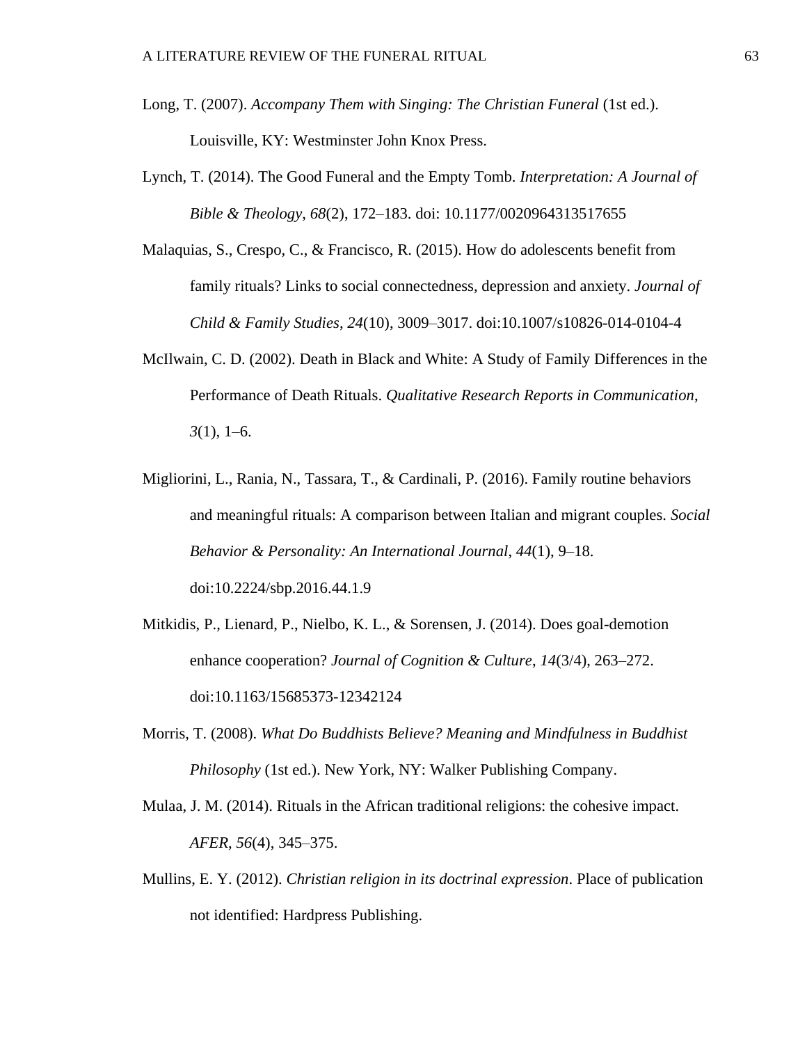Long, T. (2007). *Accompany Them with Singing: The Christian Funeral* (1st ed.). Louisville, KY: Westminster John Knox Press.

Lynch, T. (2014). The Good Funeral and the Empty Tomb. *Interpretation: A Journal of Bible & Theology*, *68*(2), 172–183. doi: 10.1177/0020964313517655

Malaquias, S., Crespo, C., & Francisco, R. (2015). How do adolescents benefit from family rituals? Links to social connectedness, depression and anxiety. *Journal of Child & Family Studies*, *24*(10), 3009–3017. doi:10.1007/s10826-014-0104-4

McIlwain, C. D. (2002). Death in Black and White: A Study of Family Differences in the Performance of Death Rituals. *Qualitative Research Reports in Communication*, *3*(1), 1–6.

Migliorini, L., Rania, N., Tassara, T., & Cardinali, P. (2016). Family routine behaviors and meaningful rituals: A comparison between Italian and migrant couples. *Social Behavior & Personality: An International Journal*, *44*(1), 9–18. doi:10.2224/sbp.2016.44.1.9

Mitkidis, P., Lienard, P., Nielbo, K. L., & Sorensen, J. (2014). Does goal-demotion enhance cooperation? *Journal of Cognition & Culture*, *14*(3/4), 263–272. doi:10.1163/15685373-12342124

Morris, T. (2008). *What Do Buddhists Believe? Meaning and Mindfulness in Buddhist Philosophy* (1st ed.). New York, NY: Walker Publishing Company.

Mulaa, J. M. (2014). Rituals in the African traditional religions: the cohesive impact. *AFER*, *56*(4), 345–375.

Mullins, E. Y. (2012). *Christian religion in its doctrinal expression*. Place of publication not identified: Hardpress Publishing.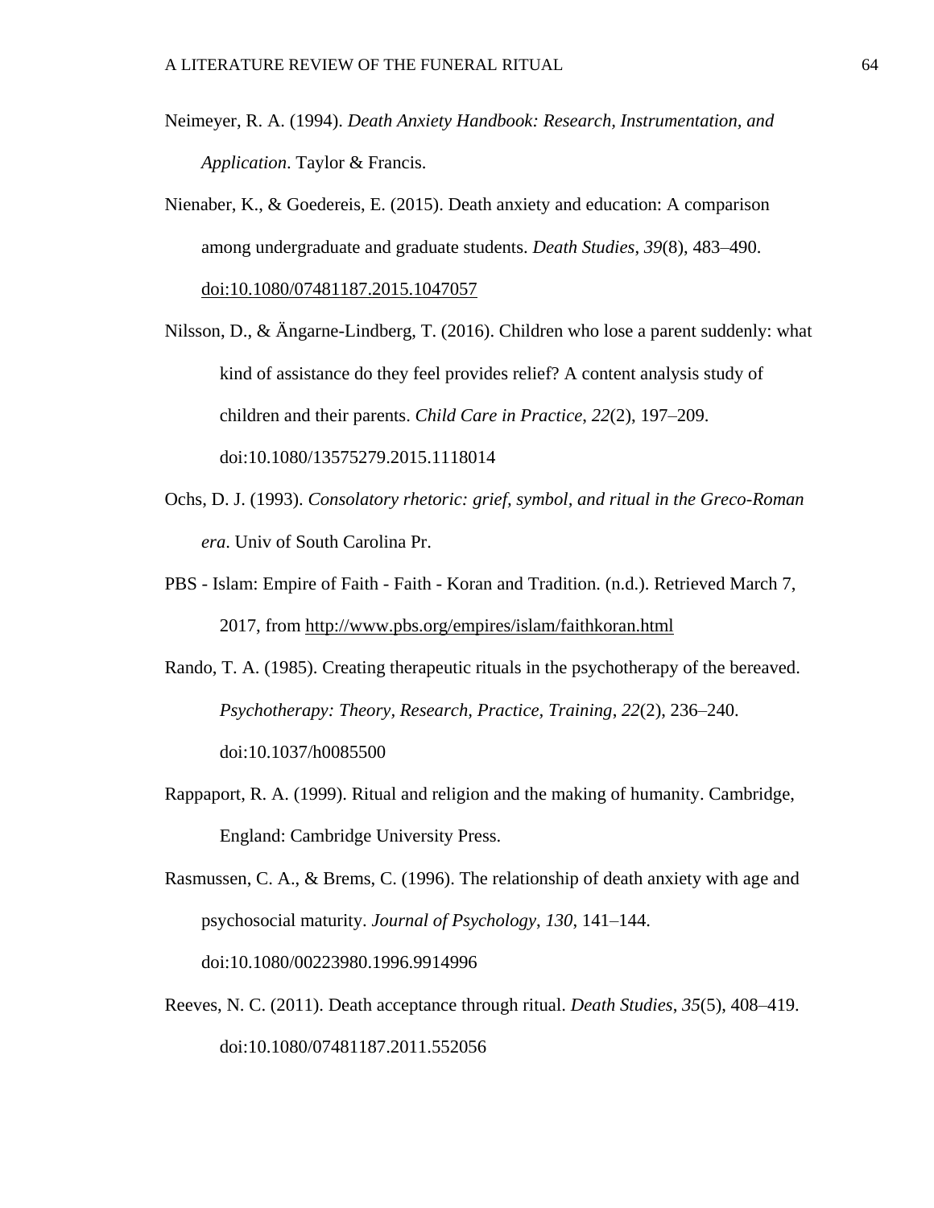Neimeyer, R. A. (1994). *Death Anxiety Handbook: Research, Instrumentation, and Application*. Taylor & Francis.

Nienaber, K., & Goedereis, E. (2015). Death anxiety and education: A comparison among undergraduate and graduate students. *Death Studies*, *39*(8), 483–490. doi:10.1080/07481187.2015.1047057

Nilsson, D., & Ängarne-Lindberg, T. (2016). Children who lose a parent suddenly: what kind of assistance do they feel provides relief? A content analysis study of children and their parents. *Child Care in Practice*, *22*(2), 197–209. doi:10.1080/13575279.2015.1118014

Ochs, D. J. (1993). *Consolatory rhetoric: grief, symbol, and ritual in the Greco-Roman era*. Univ of South Carolina Pr.

PBS - Islam: Empire of Faith - Faith - Koran and Tradition. (n.d.). Retrieved March 7, 2017, from http://www.pbs.org/empires/islam/faithkoran.html

Rando, T. A. (1985). Creating therapeutic rituals in the psychotherapy of the bereaved. *Psychotherapy: Theory, Research, Practice, Training*, *22*(2), 236–240. doi:10.1037/h0085500

Rappaport, R. A. (1999). Ritual and religion and the making of humanity. Cambridge, England: Cambridge University Press.

Rasmussen, C. A., & Brems, C. (1996). The relationship of death anxiety with age and psychosocial maturity. *Journal of Psychology*, *130*, 141–144. doi:10.1080/00223980.1996.9914996

Reeves, N. C. (2011). Death acceptance through ritual. *Death Studies*, *35*(5), 408–419. doi:10.1080/07481187.2011.552056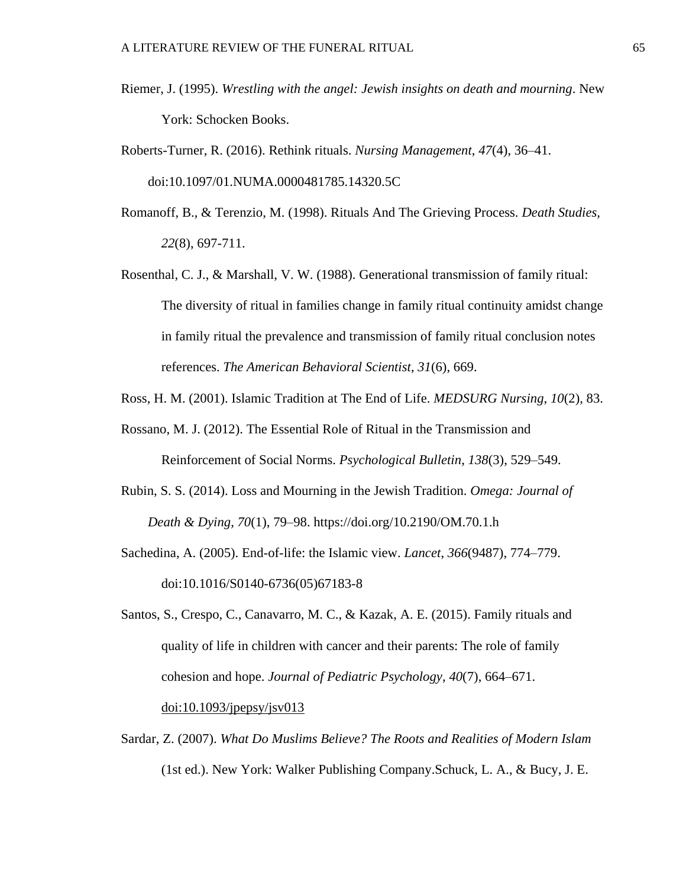Riemer, J. (1995). *Wrestling with the angel: Jewish insights on death and mourning*. New York: Schocken Books.

Roberts-Turner, R. (2016). Rethink rituals. *Nursing Management*, *47*(4), 36–41. doi:10.1097/01.NUMA.0000481785.14320.5C

Romanoff, B., & Terenzio, M. (1998). Rituals And The Grieving Process. *Death Studies, 22*(8), 697-711.

Rosenthal, C. J., & Marshall, V. W. (1988). Generational transmission of family ritual: The diversity of ritual in families change in family ritual continuity amidst change in family ritual the prevalence and transmission of family ritual conclusion notes references. *The American Behavioral Scientist*, *31*(6), 669.

Ross, H. M. (2001). Islamic Tradition at The End of Life. *MEDSURG Nursing*, *10*(2), 83.

Rossano, M. J. (2012). The Essential Role of Ritual in the Transmission and Reinforcement of Social Norms. *Psychological Bulletin*, *138*(3), 529–549.

Rubin, S. S. (2014). Loss and Mourning in the Jewish Tradition. *Omega: Journal of Death & Dying*, *70*(1), 79–98. https://doi.org/10.2190/OM.70.1.h

Sachedina, A. (2005). End-of-life: the Islamic view. *Lancet*, *366*(9487), 774–779. doi:10.1016/S0140-6736(05)67183-8

Santos, S., Crespo, C., Canavarro, M. C., & Kazak, A. E. (2015). Family rituals and quality of life in children with cancer and their parents: The role of family cohesion and hope. *Journal of Pediatric Psychology*, *40*(7), 664–671. doi:10.1093/jpepsy/jsv013

Sardar, Z. (2007). *What Do Muslims Believe? The Roots and Realities of Modern Islam* (1st ed.). New York: Walker Publishing Company.Schuck, L. A., & Bucy, J. E.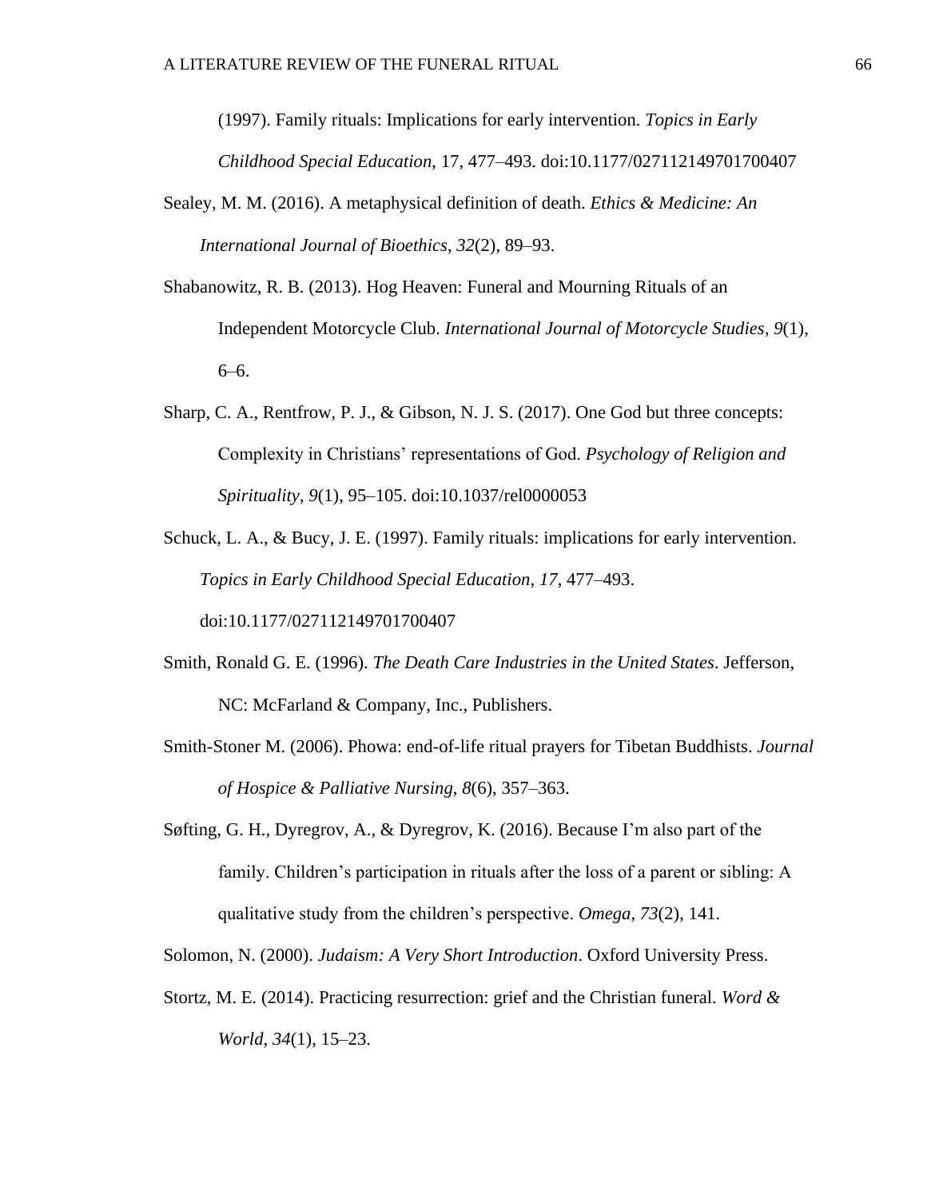(1997). Family rituals: Implications for early intervention. *Topics in Early Childhood Special Education*, 17, 477–493. doi:10.1177/027112149701700407

Sealey, M. M. (2016). A metaphysical definition of death. *Ethics & Medicine: An International Journal of Bioethics*, *32*(2), 89–93.

Shabanowitz, R. B. (2013). Hog Heaven: Funeral and Mourning Rituals of an Independent Motorcycle Club. *International Journal of Motorcycle Studies*, *9*(1), 6–6.

Sharp, C. A., Rentfrow, P. J., & Gibson, N. J. S. (2017). One God but three concepts: Complexity in Christians' representations of God. *Psychology of Religion and Spirituality*, *9*(1), 95–105. doi:10.1037/rel0000053

Schuck, L. A., & Bucy, J. E. (1997). Family rituals: implications for early intervention. *Topics in Early Childhood Special Education*, *17*, 477–493. doi:10.1177/027112149701700407

Smith, Ronald G. E. (1996). *The Death Care Industries in the United States*. Jefferson, NC: McFarland & Company, Inc., Publishers.

Smith-Stoner M. (2006). Phowa: end-of-life ritual prayers for Tibetan Buddhists. *Journal of Hospice & Palliative Nursing*, *8*(6), 357–363.

Søfting, G. H., Dyregrov, A., & Dyregrov, K. (2016). Because I'm also part of the family. Children's participation in rituals after the loss of a parent or sibling: A qualitative study from the children's perspective. *Omega*, *73*(2), 141.

Solomon, N. (2000). *Judaism: A Very Short Introduction*. Oxford University Press.

Stortz, M. E. (2014). Practicing resurrection: grief and the Christian funeral. *Word & World*, *34*(1), 15–23.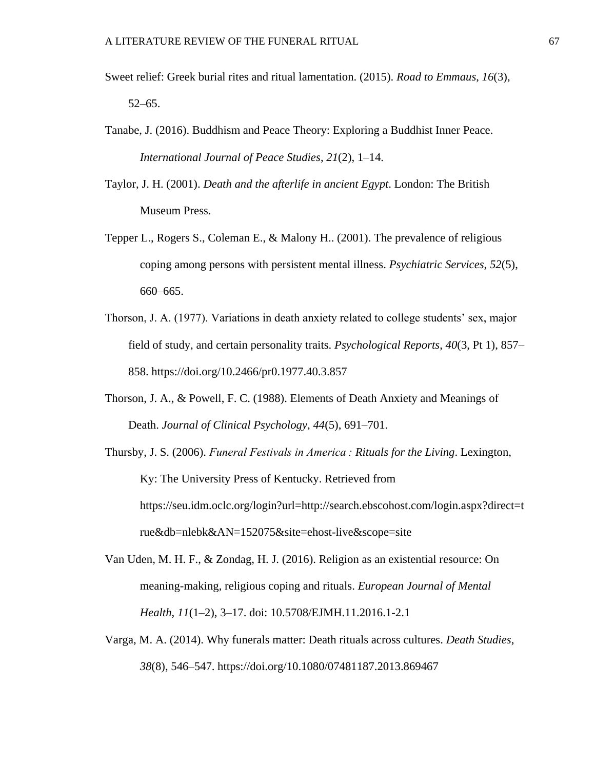Sweet relief: Greek burial rites and ritual lamentation. (2015). *Road to Emmaus*, *16*(3), 52–65.

Tanabe, J. (2016). Buddhism and Peace Theory: Exploring a Buddhist Inner Peace. *International Journal of Peace Studies*, *21*(2), 1–14.

Taylor, J. H. (2001). *Death and the afterlife in ancient Egypt*. London: The British Museum Press.

Tepper L., Rogers S., Coleman E., & Malony H.. (2001). The prevalence of religious coping among persons with persistent mental illness. *Psychiatric Services*, *52*(5), 660–665.

Thorson, J. A. (1977). Variations in death anxiety related to college students' sex, major field of study, and certain personality traits. *Psychological Reports*, *40*(3, Pt 1), 857–858. https://doi.org/10.2466/pr0.1977.40.3.857

Thorson, J. A., & Powell, F. C. (1988). Elements of Death Anxiety and Meanings of Death. *Journal of Clinical Psychology*, *44*(5), 691–701.

Thursby, J. S. (2006). *Funeral Festivals in America : Rituals for the Living*. Lexington, Ky: The University Press of Kentucky. Retrieved from https://seu.idm.oclc.org/login?url=http://search.ebscohost.com/login.aspx?direct=true&db=nlebk&AN=152075&site=ehost-live&scope=site

Van Uden, M. H. F., & Zondag, H. J. (2016). Religion as an existential resource: On meaning-making, religious coping and rituals. *European Journal of Mental Health*, *11*(1–2), 3–17. doi: 10.5708/EJMH.11.2016.1-2.1

Varga, M. A. (2014). Why funerals matter: Death rituals across cultures. *Death Studies*, *38*(8), 546–547. https://doi.org/10.1080/07481187.2013.869467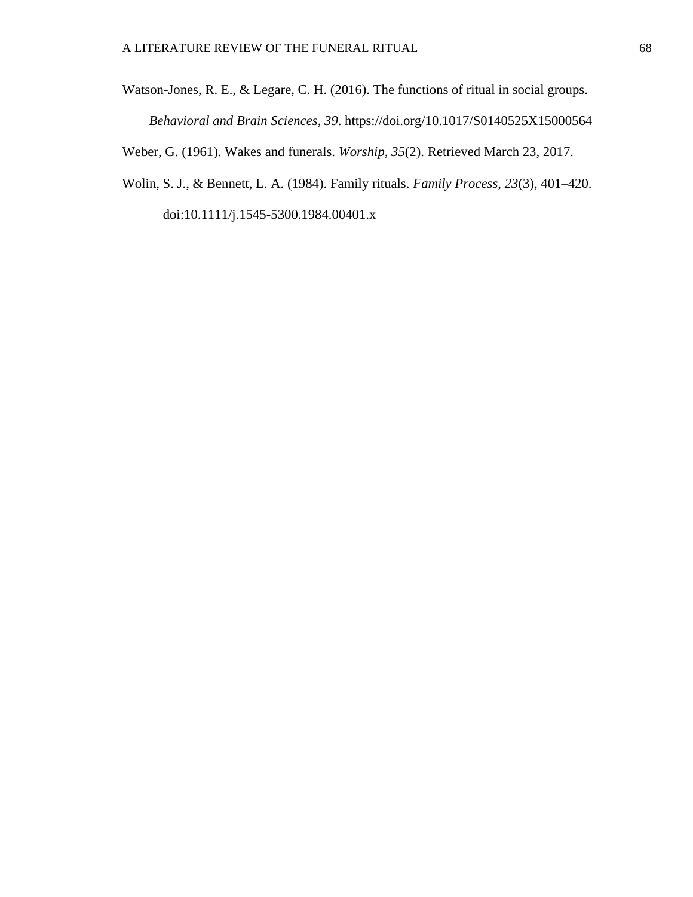Watson-Jones, R. E., & Legare, C. H. (2016). The functions of ritual in social groups. *Behavioral and Brain Sciences*, *39*. https://doi.org/10.1017/S0140525X15000564

Weber, G. (1961). Wakes and funerals. *Worship, 35*(2). Retrieved March 23, 2017.

Wolin, S. J., & Bennett, L. A. (1984). Family rituals. *Family Process*, *23*(3), 401–420. doi:10.1111/j.1545-5300.1984.00401.x